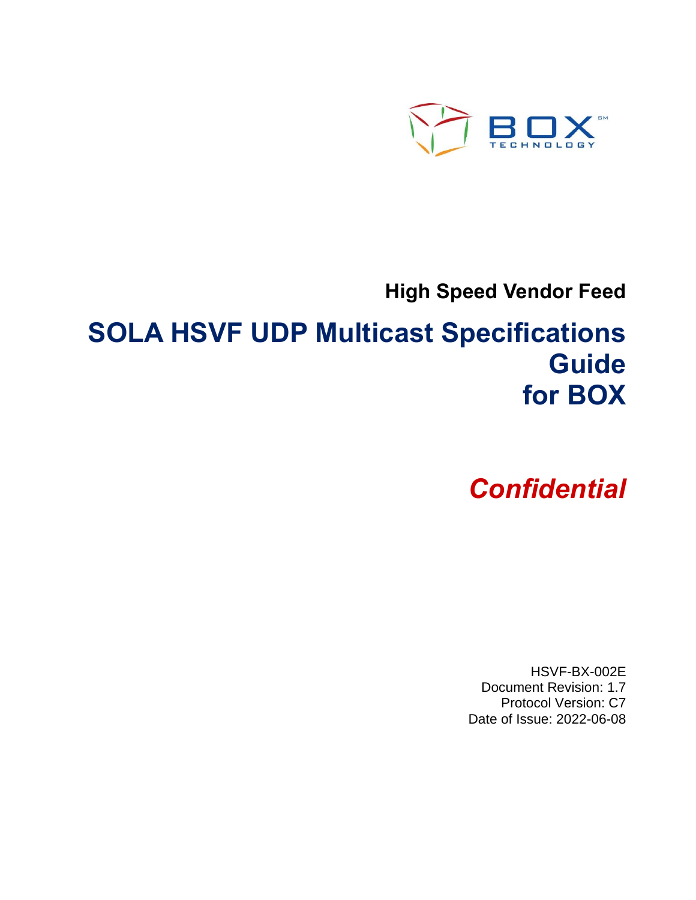BOX TECHNOLOGY

**High Speed Vendor Feed**

# SOLA HSVF UDP Multicast Specifications Guide for BOX

***Confidential***

HSVF-BX-002E
Document Revision: 1.7
Protocol Version: C7
Date of Issue: 2022-06-08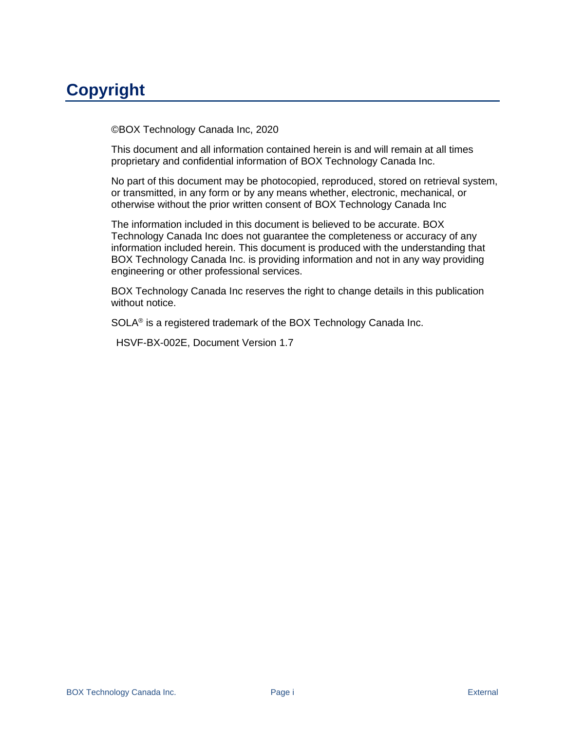# Copyright

©BOX Technology Canada Inc, 2020

This document and all information contained herein is and will remain at all times proprietary and confidential information of BOX Technology Canada Inc.

No part of this document may be photocopied, reproduced, stored on retrieval system, or transmitted, in any form or by any means whether, electronic, mechanical, or otherwise without the prior written consent of BOX Technology Canada Inc

The information included in this document is believed to be accurate. BOX Technology Canada Inc does not guarantee the completeness or accuracy of any information included herein. This document is produced with the understanding that BOX Technology Canada Inc. is providing information and not in any way providing engineering or other professional services.

BOX Technology Canada Inc reserves the right to change details in this publication without notice.

SOLA® is a registered trademark of the BOX Technology Canada Inc.

HSVF-BX-002E, Document Version 1.7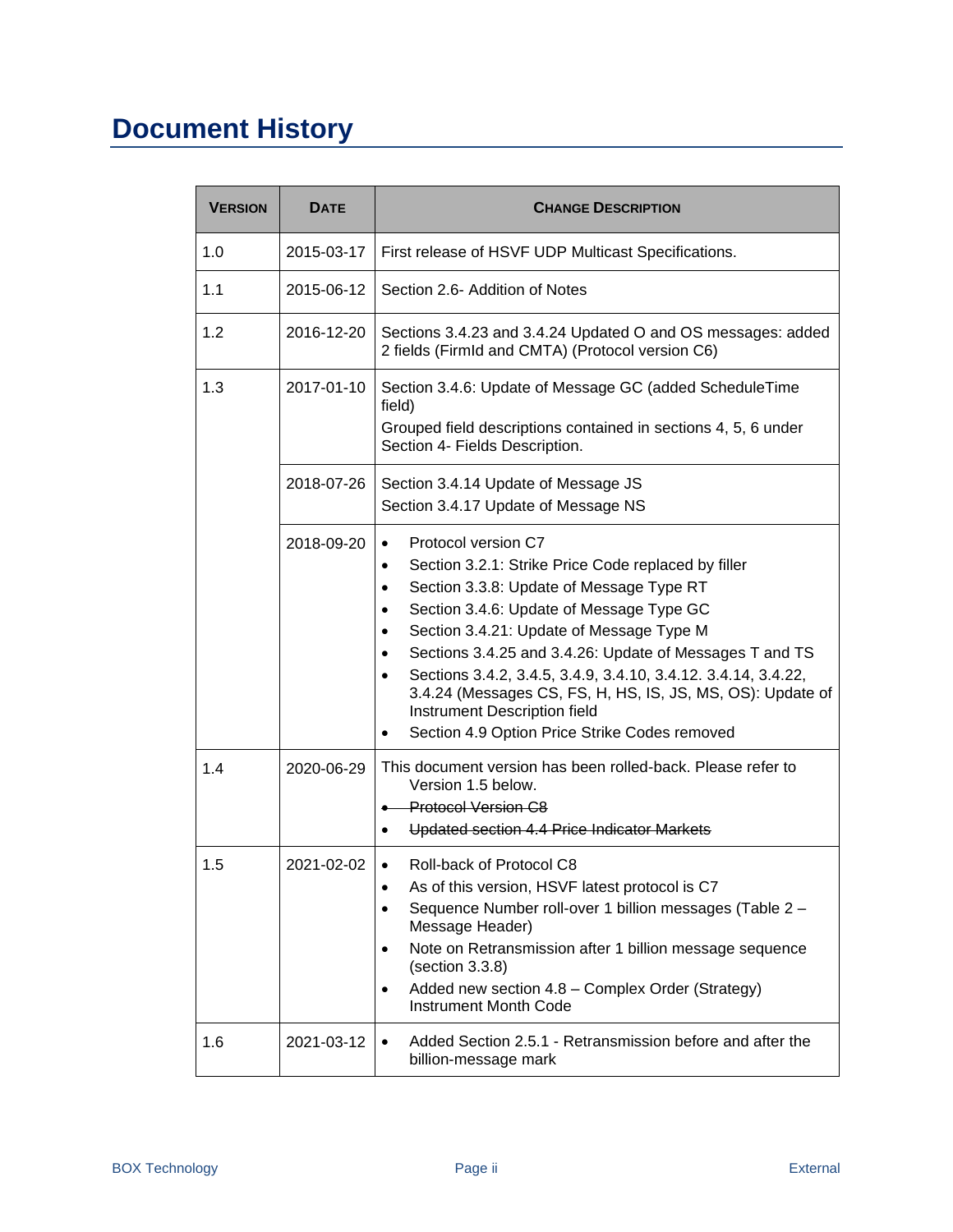# Document History

| VERSION | DATE | CHANGE DESCRIPTION |
|---|---|---|
| 1.0 | 2015-03-17 | First release of HSVF UDP Multicast Specifications. |
| 1.1 | 2015-06-12 | Section 2.6- Addition of Notes |
| 1.2 | 2016-12-20 | Sections 3.4.23 and 3.4.24 Updated O and OS messages: added 2 fields (FirmId and CMTA) (Protocol version C6) |
| 1.3 | 2017-01-10 | Section 3.4.6: Update of Message GC (added ScheduleTime field)<br>Grouped field descriptions contained in sections 4, 5, 6 under Section 4- Fields Description. |
| | 2018-07-26 | Section 3.4.14 Update of Message JS<br>Section 3.4.17 Update of Message NS |
| | 2018-09-20 | • Protocol version C7<br>• Section 3.2.1: Strike Price Code replaced by filler<br>• Section 3.3.8: Update of Message Type RT<br>• Section 3.4.6: Update of Message Type GC<br>• Section 3.4.21: Update of Message Type M<br>• Sections 3.4.25 and 3.4.26: Update of Messages T and TS<br>• Sections 3.4.2, 3.4.5, 3.4.9, 3.4.10, 3.4.12. 3.4.14, 3.4.22, 3.4.24 (Messages CS, FS, H, HS, IS, JS, MS, OS): Update of Instrument Description field<br>• Section 4.9 Option Price Strike Codes removed |
| 1.4 | 2020-06-29 | This document version has been rolled-back. Please refer to Version 1.5 below.<br>• ~~Protocol Version C8~~<br>• ~~Updated section 4.4 Price Indicator Markets~~ |
| 1.5 | 2021-02-02 | • Roll-back of Protocol C8<br>• As of this version, HSVF latest protocol is C7<br>• Sequence Number roll-over 1 billion messages (Table 2 – Message Header)<br>• Note on Retransmission after 1 billion message sequence (section 3.3.8)<br>• Added new section 4.8 – Complex Order (Strategy) Instrument Month Code |
| 1.6 | 2021-03-12 | • Added Section 2.5.1 - Retransmission before and after the billion-message mark |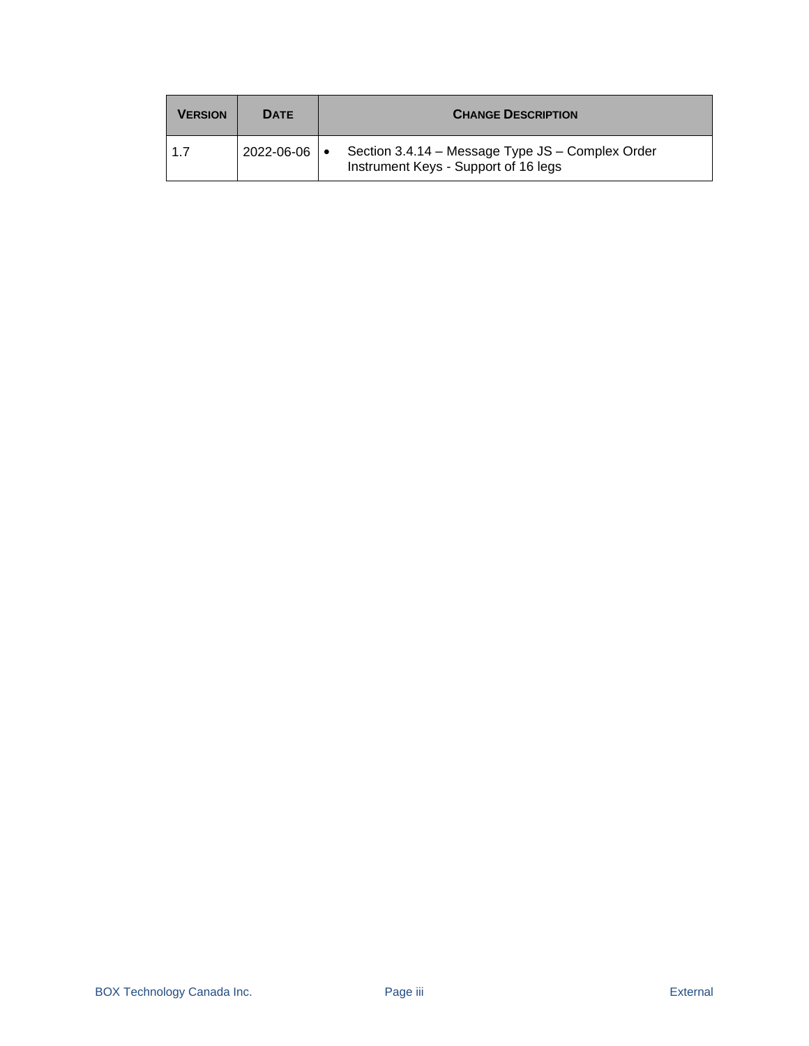| VERSION | DATE | CHANGE DESCRIPTION |
| --- | --- | --- |
| 1.7 | 2022-06-06 | • Section 3.4.14 – Message Type JS – Complex Order Instrument Keys - Support of 16 legs |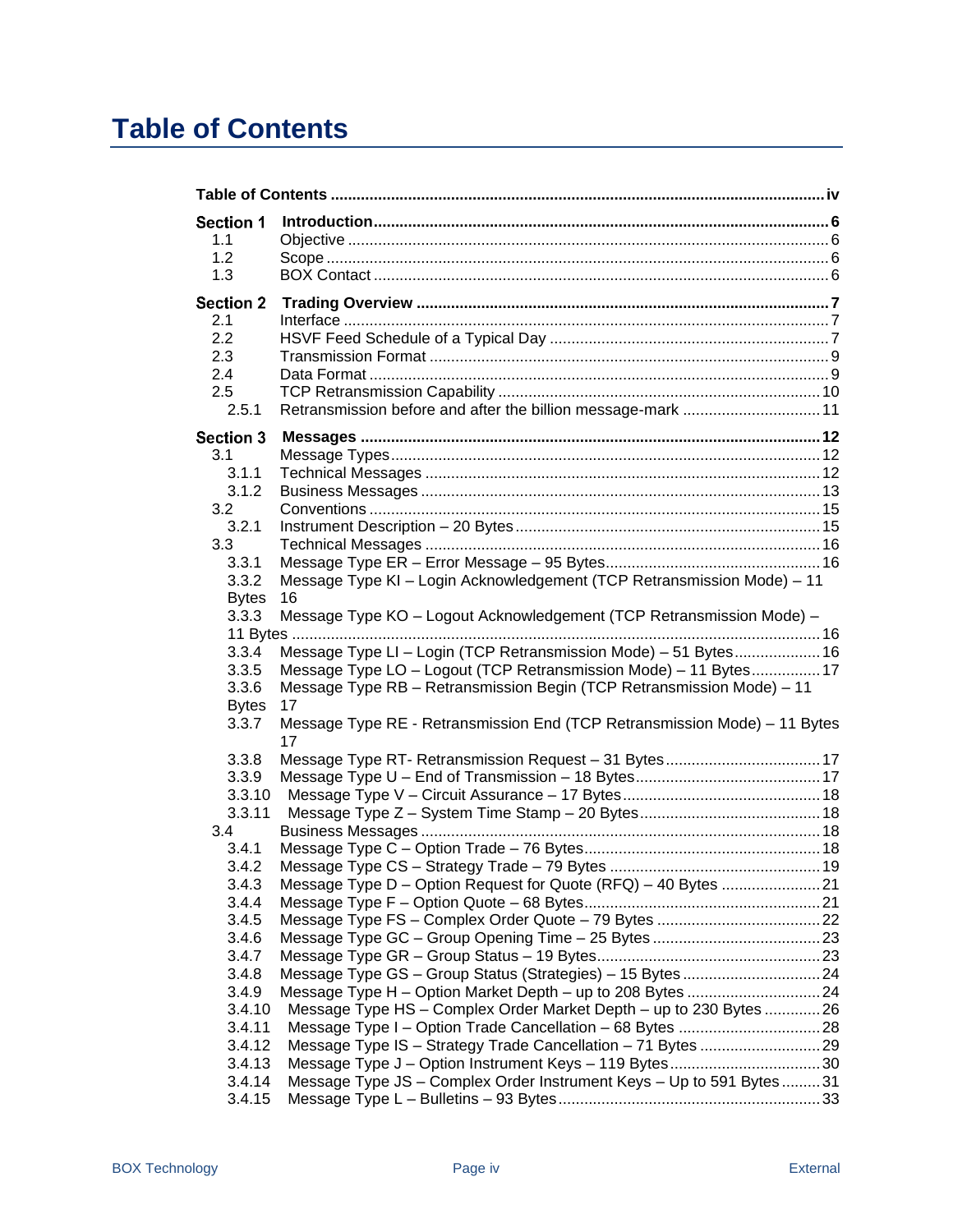# Table of Contents

Table of Contents ..... iv

**Section 1 Introduction** ..... 6
- 1.1 Objective ..... 6
- 1.2 Scope ..... 6
- 1.3 BOX Contact ..... 6

**Section 2 Trading Overview** ..... 7
- 2.1 Interface ..... 7
- 2.2 HSVF Feed Schedule of a Typical Day ..... 7
- 2.3 Transmission Format ..... 9
- 2.4 Data Format ..... 9
- 2.5 TCP Retransmission Capability ..... 10
  - 2.5.1 Retransmission before and after the billion message-mark ..... 11

**Section 3 Messages** ..... 12
- 3.1 Message Types ..... 12
  - 3.1.1 Technical Messages ..... 12
  - 3.1.2 Business Messages ..... 13
- 3.2 Conventions ..... 15
  - 3.2.1 Instrument Description – 20 Bytes ..... 15
- 3.3 Technical Messages ..... 16
  - 3.3.1 Message Type ER – Error Message – 95 Bytes ..... 16
  - 3.3.2 Message Type KI – Login Acknowledgement (TCP Retransmission Mode) – 11 Bytes 16
  - 3.3.3 Message Type KO – Logout Acknowledgement (TCP Retransmission Mode) – 11 Bytes ..... 16
  - 3.3.4 Message Type LI – Login (TCP Retransmission Mode) – 51 Bytes ..... 16
  - 3.3.5 Message Type LO – Logout (TCP Retransmission Mode) – 11 Bytes ..... 17
  - 3.3.6 Message Type RB – Retransmission Begin (TCP Retransmission Mode) – 11 Bytes 17
  - 3.3.7 Message Type RE - Retransmission End (TCP Retransmission Mode) – 11 Bytes 17
  - 3.3.8 Message Type RT- Retransmission Request – 31 Bytes ..... 17
  - 3.3.9 Message Type U – End of Transmission – 18 Bytes ..... 17
  - 3.3.10 Message Type V – Circuit Assurance – 17 Bytes ..... 18
  - 3.3.11 Message Type Z – System Time Stamp – 20 Bytes ..... 18
- 3.4 Business Messages ..... 18
  - 3.4.1 Message Type C – Option Trade – 76 Bytes ..... 18
  - 3.4.2 Message Type CS – Strategy Trade – 79 Bytes ..... 19
  - 3.4.3 Message Type D – Option Request for Quote (RFQ) – 40 Bytes ..... 21
  - 3.4.4 Message Type F – Option Quote – 68 Bytes ..... 21
  - 3.4.5 Message Type FS – Complex Order Quote – 79 Bytes ..... 22
  - 3.4.6 Message Type GC – Group Opening Time – 25 Bytes ..... 23
  - 3.4.7 Message Type GR – Group Status – 19 Bytes ..... 23
  - 3.4.8 Message Type GS – Group Status (Strategies) – 15 Bytes ..... 24
  - 3.4.9 Message Type H – Option Market Depth – up to 208 Bytes ..... 24
  - 3.4.10 Message Type HS – Complex Order Market Depth – up to 230 Bytes ..... 26
  - 3.4.11 Message Type I – Option Trade Cancellation – 68 Bytes ..... 28
  - 3.4.12 Message Type IS – Strategy Trade Cancellation – 71 Bytes ..... 29
  - 3.4.13 Message Type J – Option Instrument Keys – 119 Bytes ..... 30
  - 3.4.14 Message Type JS – Complex Order Instrument Keys – Up to 591 Bytes ..... 31
  - 3.4.15 Message Type L – Bulletins – 93 Bytes ..... 33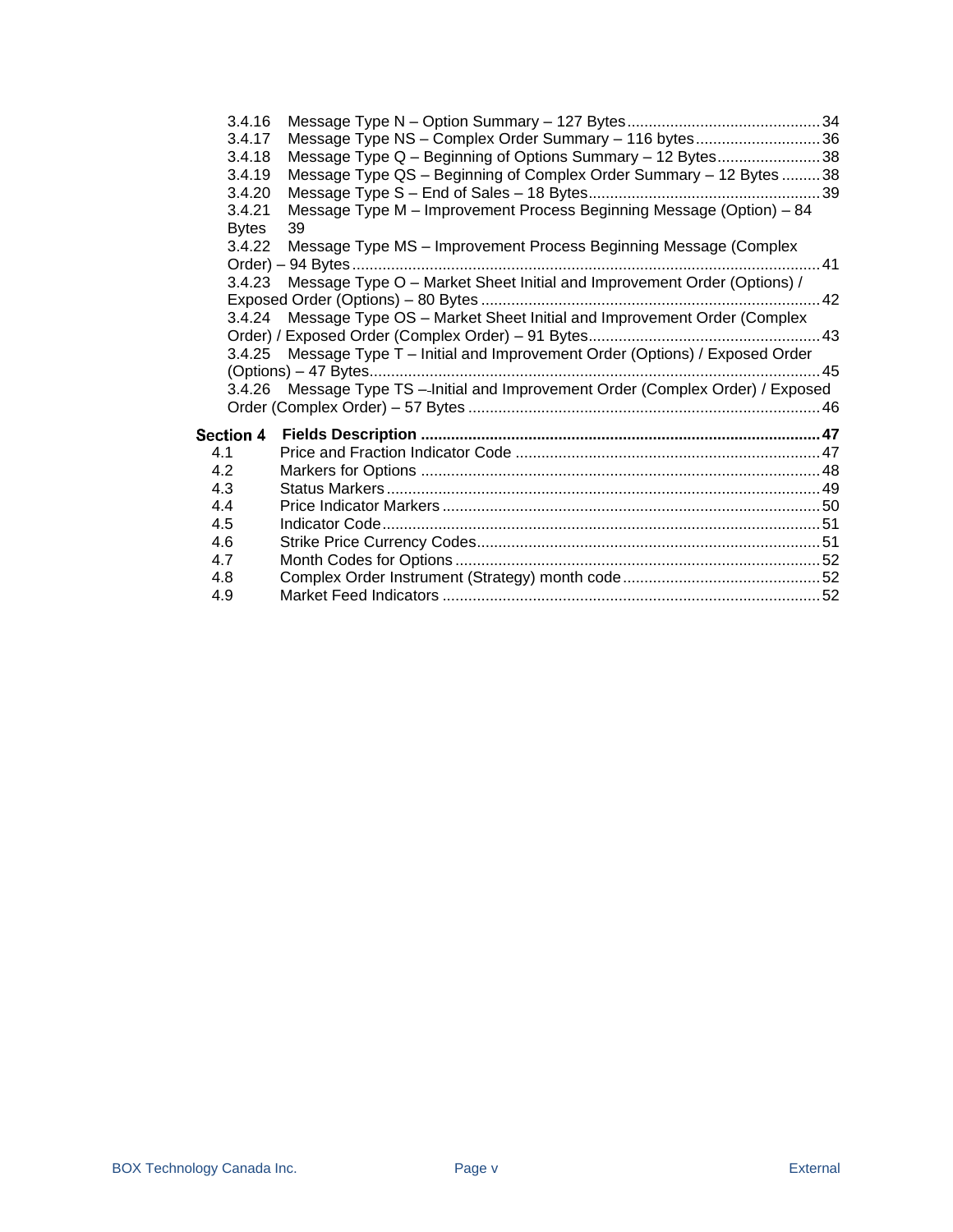3.4.16 Message Type N – Option Summary – 127 Bytes ........ 34
3.4.17 Message Type NS – Complex Order Summary – 116 bytes ........ 36
3.4.18 Message Type Q – Beginning of Options Summary – 12 Bytes ........ 38
3.4.19 Message Type QS – Beginning of Complex Order Summary – 12 Bytes ........ 38
3.4.20 Message Type S – End of Sales – 18 Bytes ........ 39
3.4.21 Message Type M – Improvement Process Beginning Message (Option) – 84 Bytes 39
3.4.22 Message Type MS – Improvement Process Beginning Message (Complex Order) – 94 Bytes ........ 41
3.4.23 Message Type O – Market Sheet Initial and Improvement Order (Options) / Exposed Order (Options) – 80 Bytes ........ 42
3.4.24 Message Type OS – Market Sheet Initial and Improvement Order (Complex Order) / Exposed Order (Complex Order) – 91 Bytes ........ 43
3.4.25 Message Type T – Initial and Improvement Order (Options) / Exposed Order (Options) – 47 Bytes ........ 45
3.4.26 Message Type TS – Initial and Improvement Order (Complex Order) / Exposed Order (Complex Order) – 57 Bytes ........ 46

**Section 4 Fields Description ........ 47**

4.1 Price and Fraction Indicator Code ........ 47
4.2 Markers for Options ........ 48
4.3 Status Markers ........ 49
4.4 Price Indicator Markers ........ 50
4.5 Indicator Code ........ 51
4.6 Strike Price Currency Codes ........ 51
4.7 Month Codes for Options ........ 52
4.8 Complex Order Instrument (Strategy) month code ........ 52
4.9 Market Feed Indicators ........ 52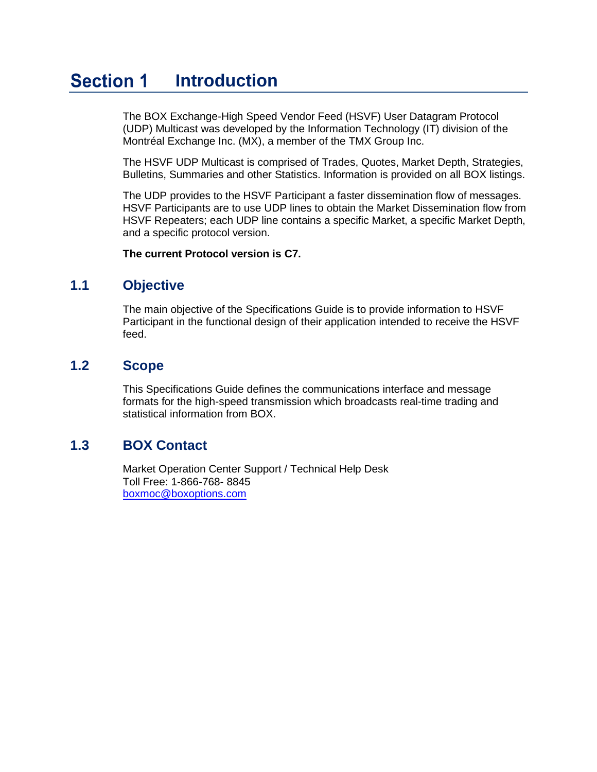# Section 1 Introduction

The BOX Exchange-High Speed Vendor Feed (HSVF) User Datagram Protocol (UDP) Multicast was developed by the Information Technology (IT) division of the Montréal Exchange Inc. (MX), a member of the TMX Group Inc.

The HSVF UDP Multicast is comprised of Trades, Quotes, Market Depth, Strategies, Bulletins, Summaries and other Statistics. Information is provided on all BOX listings.

The UDP provides to the HSVF Participant a faster dissemination flow of messages. HSVF Participants are to use UDP lines to obtain the Market Dissemination flow from HSVF Repeaters; each UDP line contains a specific Market, a specific Market Depth, and a specific protocol version.

**The current Protocol version is C7.**

## 1.1 Objective

The main objective of the Specifications Guide is to provide information to HSVF Participant in the functional design of their application intended to receive the HSVF feed.

## 1.2 Scope

This Specifications Guide defines the communications interface and message formats for the high-speed transmission which broadcasts real-time trading and statistical information from BOX.

## 1.3 BOX Contact

Market Operation Center Support / Technical Help Desk
Toll Free: 1-866-768- 8845
boxmoc@boxoptions.com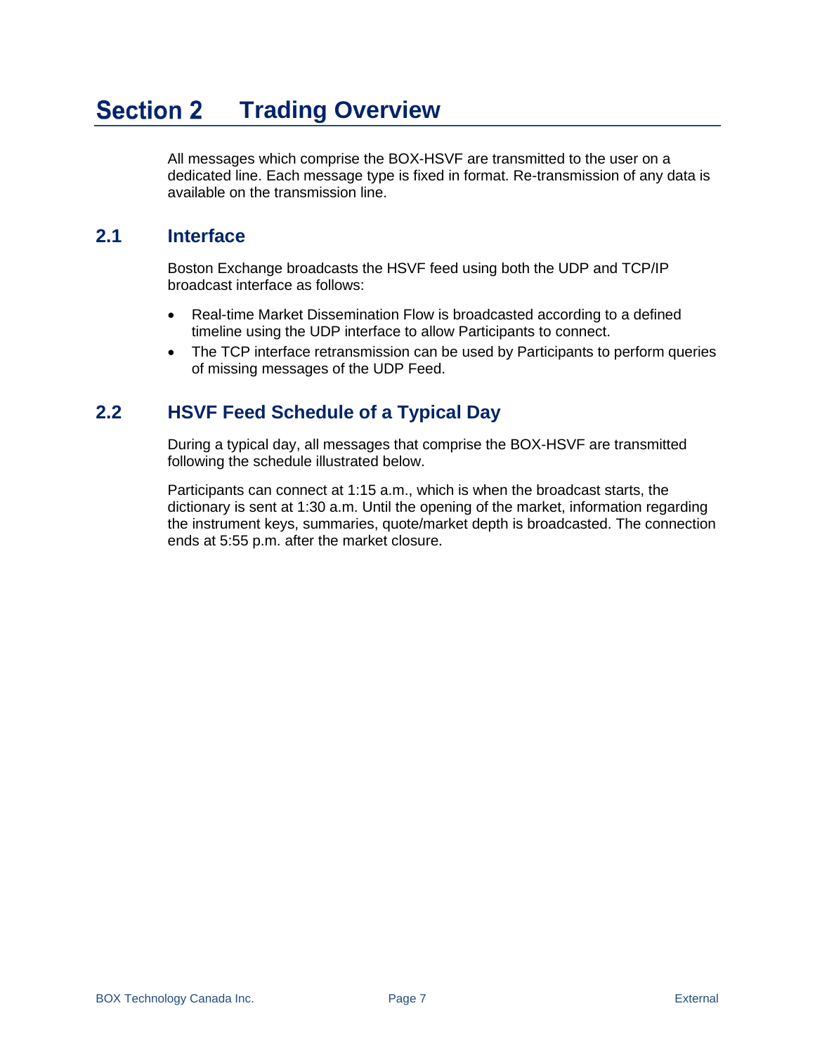# Section 2 Trading Overview

All messages which comprise the BOX-HSVF are transmitted to the user on a dedicated line. Each message type is fixed in format. Re-transmission of any data is available on the transmission line.

## 2.1 Interface

Boston Exchange broadcasts the HSVF feed using both the UDP and TCP/IP broadcast interface as follows:

- Real-time Market Dissemination Flow is broadcasted according to a defined timeline using the UDP interface to allow Participants to connect.
- The TCP interface retransmission can be used by Participants to perform queries of missing messages of the UDP Feed.

## 2.2 HSVF Feed Schedule of a Typical Day

During a typical day, all messages that comprise the BOX-HSVF are transmitted following the schedule illustrated below.

Participants can connect at 1:15 a.m., which is when the broadcast starts, the dictionary is sent at 1:30 a.m. Until the opening of the market, information regarding the instrument keys, summaries, quote/market depth is broadcasted. The connection ends at 5:55 p.m. after the market closure.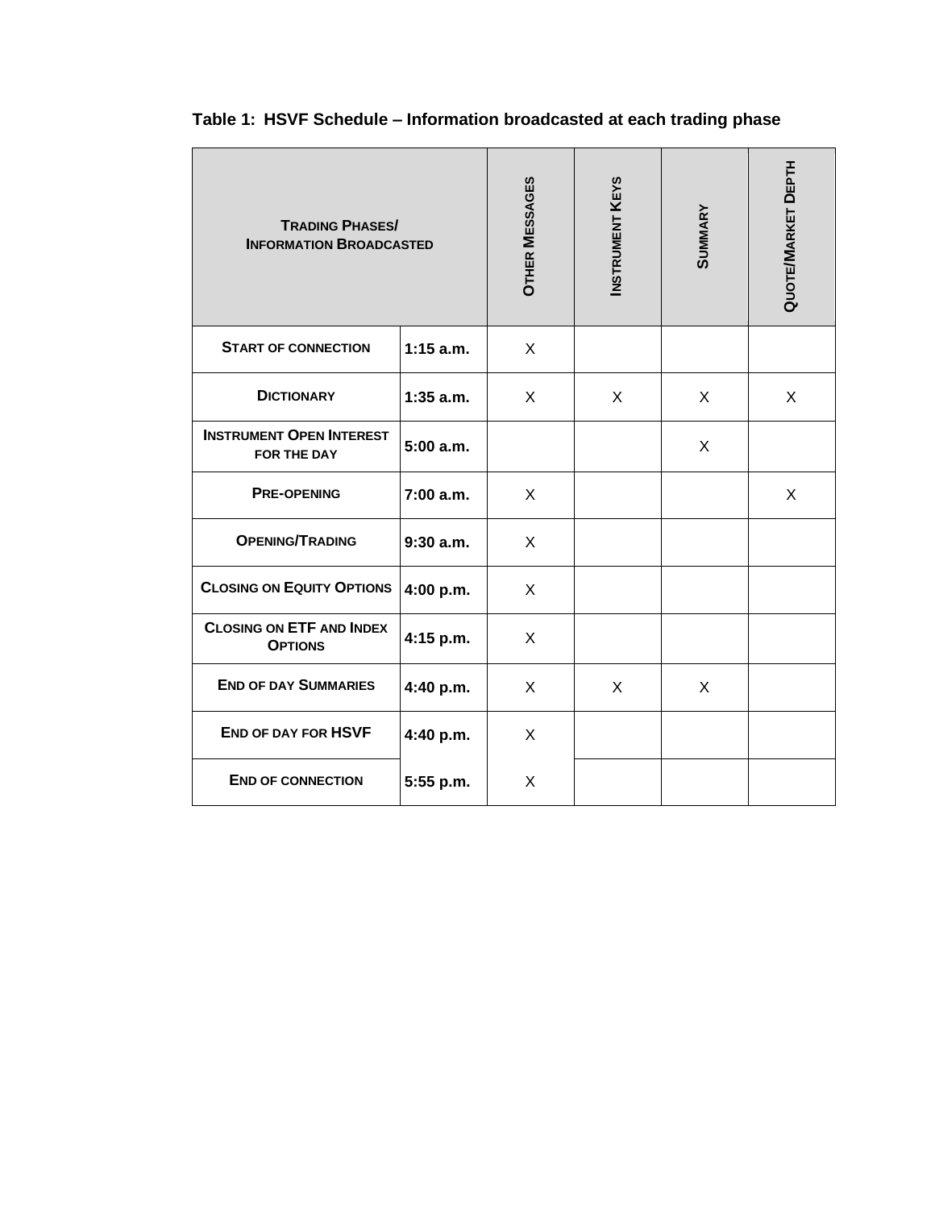**Table 1: HSVF Schedule – Information broadcasted at each trading phase**

| Trading Phases/ Information Broadcasted | | Other Messages | Instrument Keys | Summary | Quote/Market Depth |
|---|---|---|---|---|---|
| **Start of connection** | **1:15 a.m.** | X | | | |
| **Dictionary** | **1:35 a.m.** | X | X | X | X |
| **Instrument Open Interest for the day** | **5:00 a.m.** | | | X | |
| **Pre-opening** | **7:00 a.m.** | X | | | X |
| **Opening/Trading** | **9:30 a.m.** | X | | | |
| **Closing on Equity Options** | **4:00 p.m.** | X | | | |
| **Closing on ETF and Index Options** | **4:15 p.m.** | X | | | |
| **End of day Summaries** | **4:40 p.m.** | X | X | X | |
| **End of day for HSVF** | **4:40 p.m.** | X | | | |
| **End of connection** | **5:55 p.m.** | X | | | |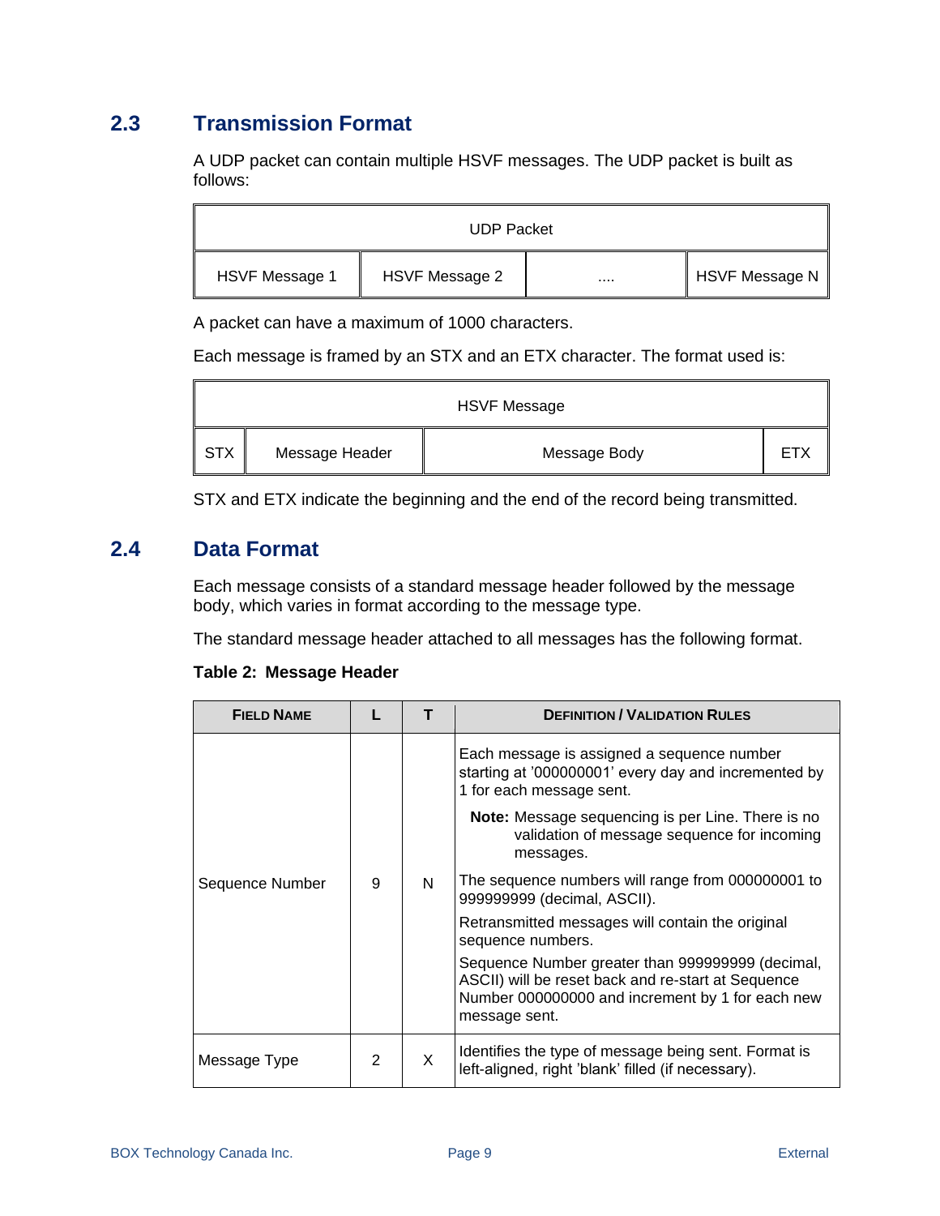## 2.3 Transmission Format

A UDP packet can contain multiple HSVF messages. The UDP packet is built as follows:

| UDP Packet | | | |
|---|---|---|---|
| HSVF Message 1 | HSVF Message 2 | .... | HSVF Message N |

A packet can have a maximum of 1000 characters.

Each message is framed by an STX and an ETX character. The format used is:

| HSVF Message | | | |
|---|---|---|---|
| STX | Message Header | Message Body | ETX |

STX and ETX indicate the beginning and the end of the record being transmitted.

## 2.4 Data Format

Each message consists of a standard message header followed by the message body, which varies in format according to the message type.

The standard message header attached to all messages has the following format.

**Table 2: Message Header**

| FIELD NAME | L | T | DEFINITION / VALIDATION RULES |
|---|---|---|---|
| Sequence Number | 9 | N | Each message is assigned a sequence number starting at '000000001' every day and incremented by 1 for each message sent.<br>**Note:** Message sequencing is per Line. There is no validation of message sequence for incoming messages.<br>The sequence numbers will range from 000000001 to 999999999 (decimal, ASCII).<br>Retransmitted messages will contain the original sequence numbers.<br>Sequence Number greater than 999999999 (decimal, ASCII) will be reset back and re-start at Sequence Number 000000000 and increment by 1 for each new message sent. |
| Message Type | 2 | X | Identifies the type of message being sent. Format is left-aligned, right 'blank' filled (if necessary). |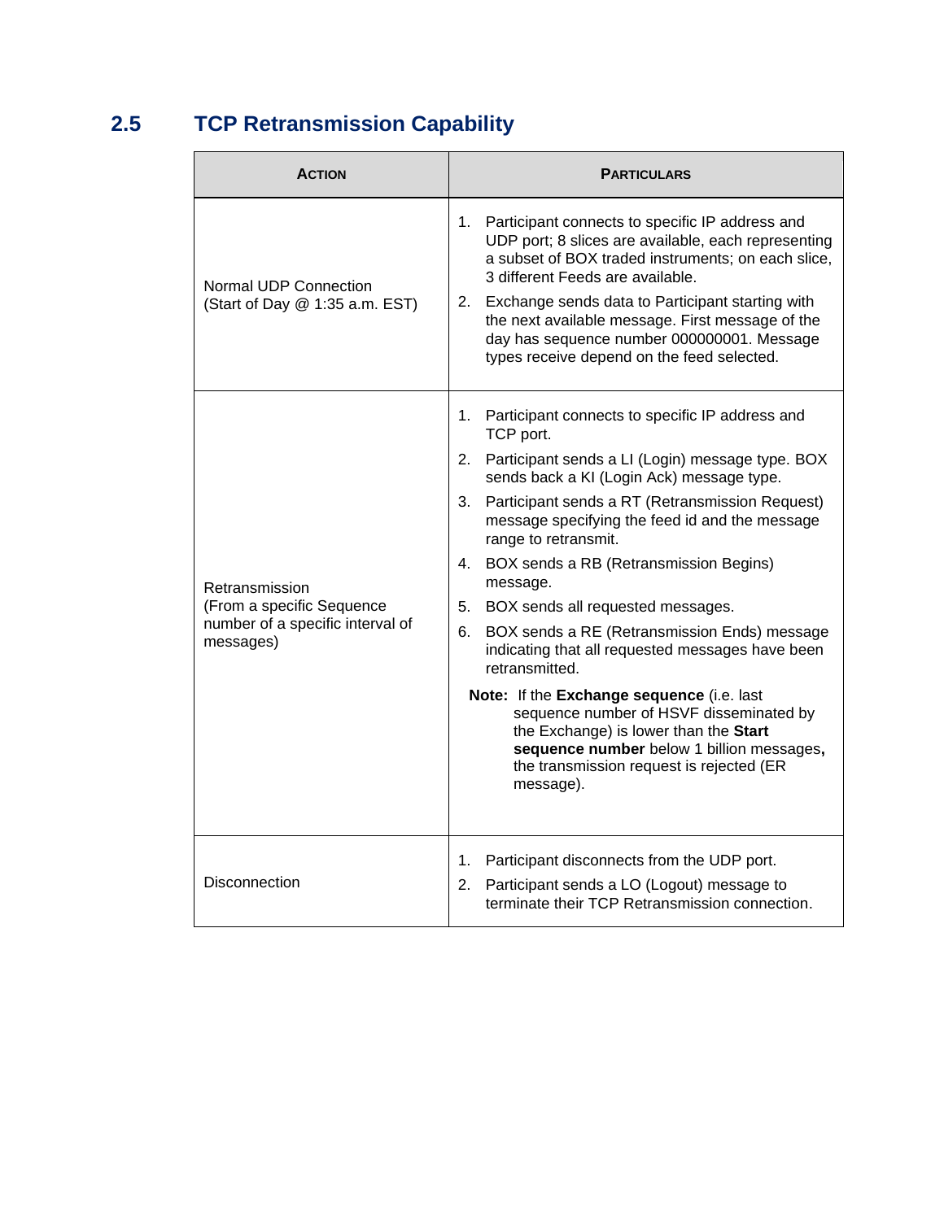## 2.5 TCP Retransmission Capability

| ACTION | PARTICULARS |
|---|---|
| Normal UDP Connection (Start of Day @ 1:35 a.m. EST) | 1. Participant connects to specific IP address and UDP port; 8 slices are available, each representing a subset of BOX traded instruments; on each slice, 3 different Feeds are available.<br>2. Exchange sends data to Participant starting with the next available message. First message of the day has sequence number 000000001. Message types receive depend on the feed selected. |
| Retransmission (From a specific Sequence number of a specific interval of messages) | 1. Participant connects to specific IP address and TCP port.<br>2. Participant sends a LI (Login) message type. BOX sends back a KI (Login Ack) message type.<br>3. Participant sends a RT (Retransmission Request) message specifying the feed id and the message range to retransmit.<br>4. BOX sends a RB (Retransmission Begins) message.<br>5. BOX sends all requested messages.<br>6. BOX sends a RE (Retransmission Ends) message indicating that all requested messages have been retransmitted.<br>**Note:** If the **Exchange sequence** (i.e. last sequence number of HSVF disseminated by the Exchange) is lower than the **Start sequence number** below 1 billion messages**,** the transmission request is rejected (ER message). |
| Disconnection | 1. Participant disconnects from the UDP port.<br>2. Participant sends a LO (Logout) message to terminate their TCP Retransmission connection. |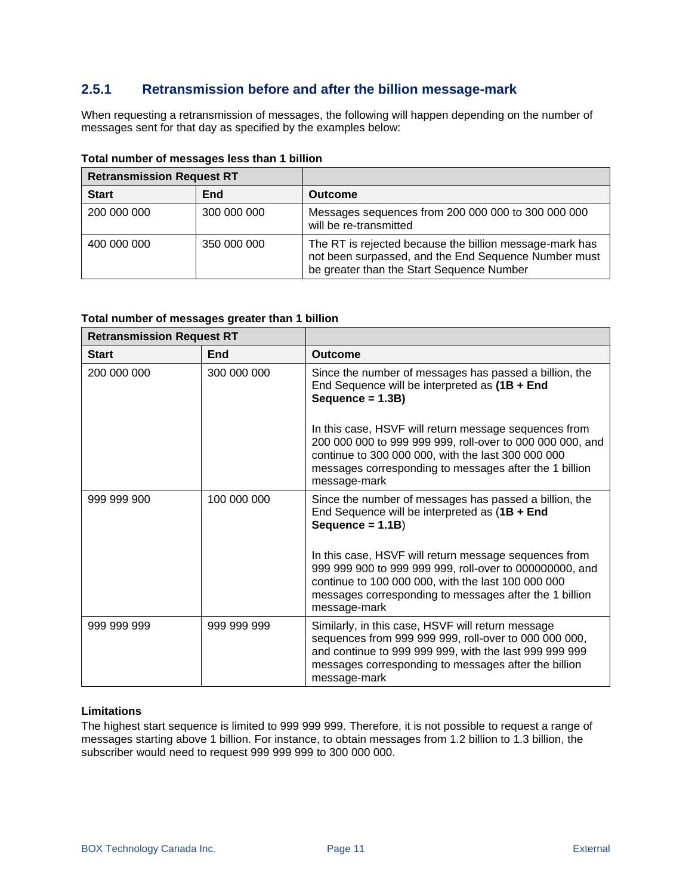### 2.5.1 Retransmission before and after the billion message-mark

When requesting a retransmission of messages, the following will happen depending on the number of messages sent for that day as specified by the examples below:

**Total number of messages less than 1 billion**

| Retransmission Request RT | | |
|---|---|---|
| **Start** | **End** | **Outcome** |
| 200 000 000 | 300 000 000 | Messages sequences from 200 000 000 to 300 000 000 will be re-transmitted |
| 400 000 000 | 350 000 000 | The RT is rejected because the billion message-mark has not been surpassed, and the End Sequence Number must be greater than the Start Sequence Number |

**Total number of messages greater than 1 billion**

| Retransmission Request RT | | |
|---|---|---|
| **Start** | **End** | **Outcome** |
| 200 000 000 | 300 000 000 | Since the number of messages has passed a billion, the End Sequence will be interpreted as **(1B + End Sequence = 1.3B)**<br><br>In this case, HSVF will return message sequences from 200 000 000 to 999 999 999, roll-over to 000 000 000, and continue to 300 000 000, with the last 300 000 000 messages corresponding to messages after the 1 billion message-mark |
| 999 999 900 | 100 000 000 | Since the number of messages has passed a billion, the End Sequence will be interpreted as (**1B + End Sequence = 1.1B**)<br><br>In this case, HSVF will return message sequences from 999 999 900 to 999 999 999, roll-over to 000000000, and continue to 100 000 000, with the last 100 000 000 messages corresponding to messages after the 1 billion message-mark |
| 999 999 999 | 999 999 999 | Similarly, in this case, HSVF will return message sequences from 999 999 999, roll-over to 000 000 000, and continue to 999 999 999, with the last 999 999 999 messages corresponding to messages after the billion message-mark |

**Limitations**

The highest start sequence is limited to 999 999 999. Therefore, it is not possible to request a range of messages starting above 1 billion. For instance, to obtain messages from 1.2 billion to 1.3 billion, the subscriber would need to request 999 999 999 to 300 000 000.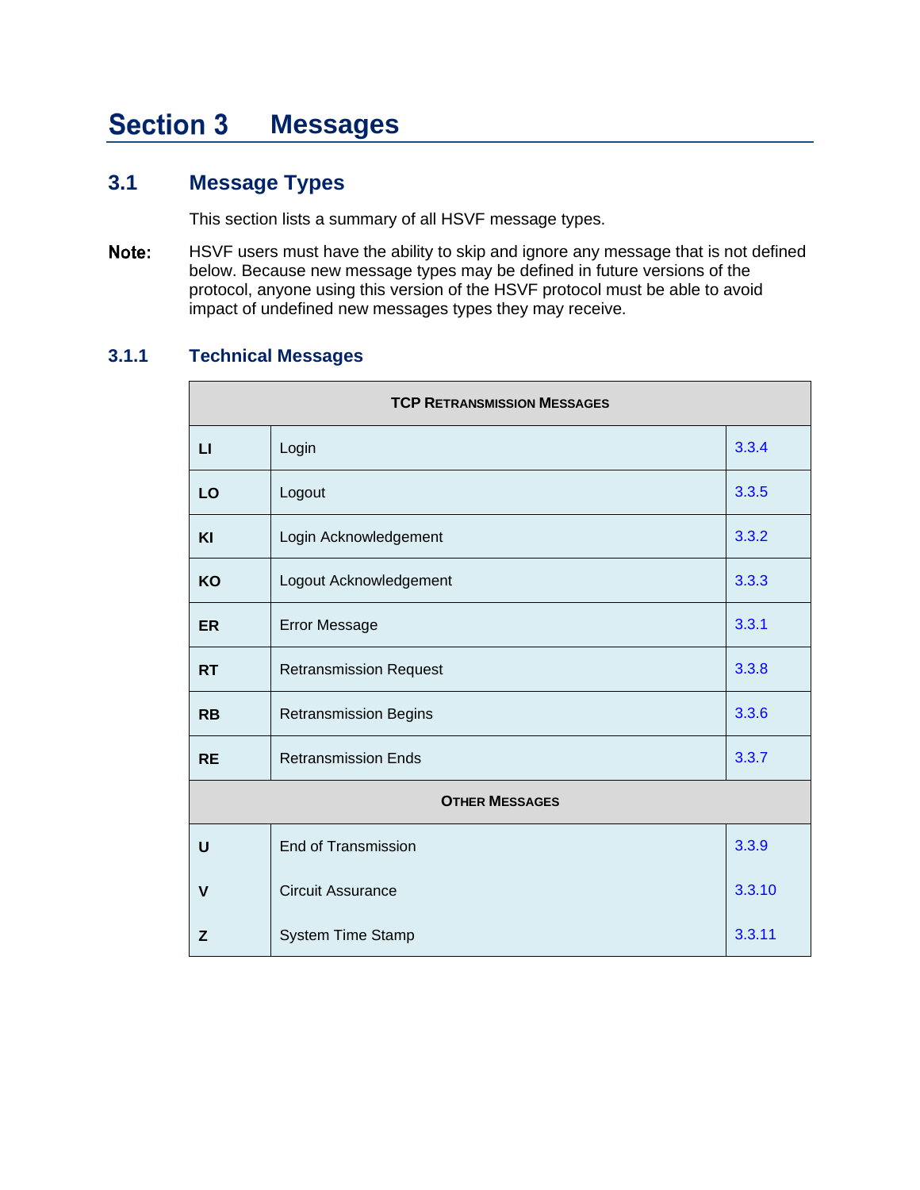# Section 3 Messages

## 3.1 Message Types

This section lists a summary of all HSVF message types.

**Note:** HSVF users must have the ability to skip and ignore any message that is not defined below. Because new message types may be defined in future versions of the protocol, anyone using this version of the HSVF protocol must be able to avoid impact of undefined new messages types they may receive.

### 3.1.1 Technical Messages

| TCP RETRANSMISSION MESSAGES | | |
|---|---|---|
| **LI** | Login | 3.3.4 |
| **LO** | Logout | 3.3.5 |
| **KI** | Login Acknowledgement | 3.3.2 |
| **KO** | Logout Acknowledgement | 3.3.3 |
| **ER** | Error Message | 3.3.1 |
| **RT** | Retransmission Request | 3.3.8 |
| **RB** | Retransmission Begins | 3.3.6 |
| **RE** | Retransmission Ends | 3.3.7 |
| **OTHER MESSAGES** | | |
| **U** | End of Transmission | 3.3.9 |
| **V** | Circuit Assurance | 3.3.10 |
| **Z** | System Time Stamp | 3.3.11 |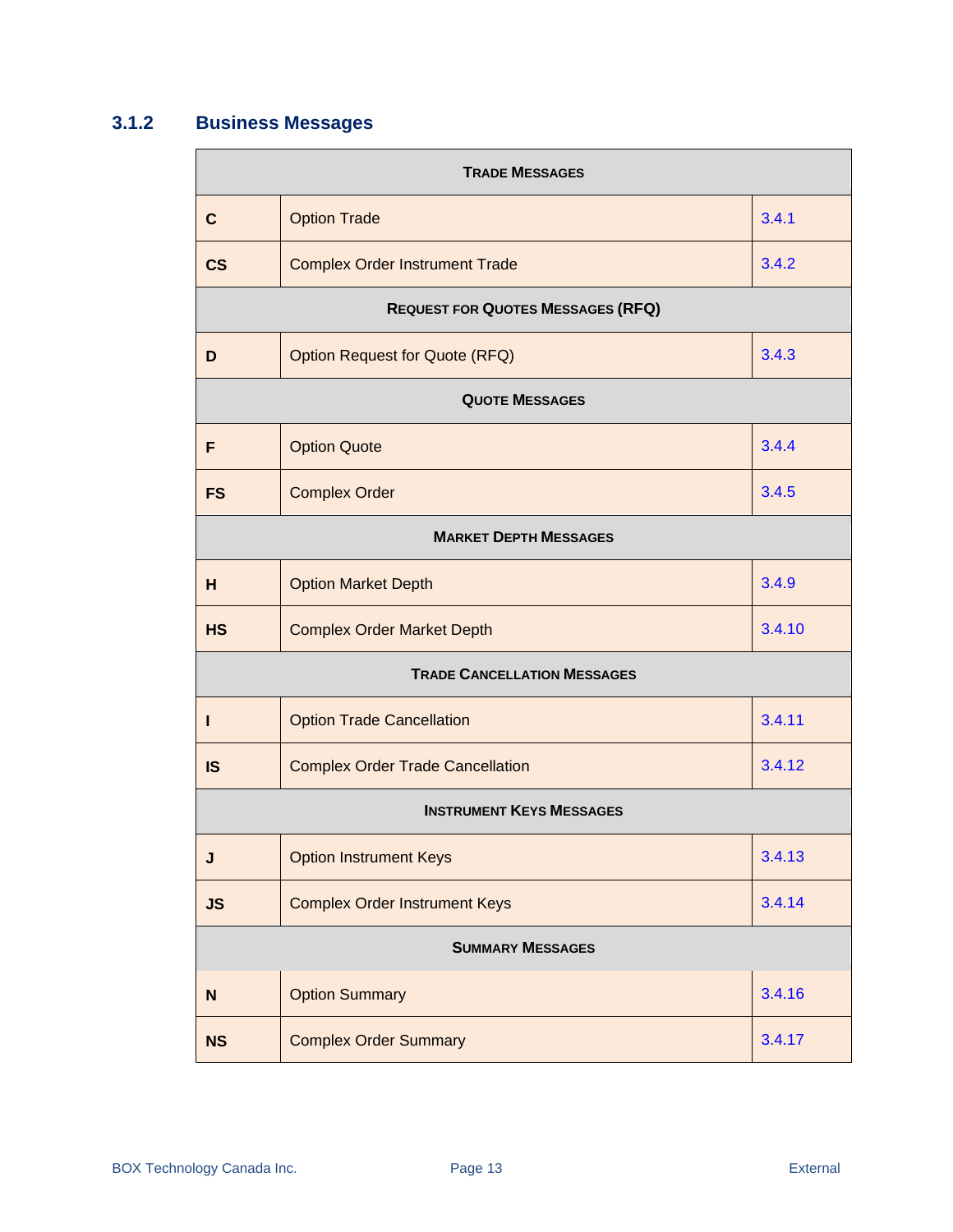### 3.1.2 Business Messages

| **TRADE MESSAGES** | | |
|---|---|---|
| **C** | Option Trade | 3.4.1 |
| **CS** | Complex Order Instrument Trade | 3.4.2 |
| **REQUEST FOR QUOTES MESSAGES (RFQ)** | | |
| **D** | Option Request for Quote (RFQ) | 3.4.3 |
| **QUOTE MESSAGES** | | |
| **F** | Option Quote | 3.4.4 |
| **FS** | Complex Order | 3.4.5 |
| **MARKET DEPTH MESSAGES** | | |
| **H** | Option Market Depth | 3.4.9 |
| **HS** | Complex Order Market Depth | 3.4.10 |
| **TRADE CANCELLATION MESSAGES** | | |
| **I** | Option Trade Cancellation | 3.4.11 |
| **IS** | Complex Order Trade Cancellation | 3.4.12 |
| **INSTRUMENT KEYS MESSAGES** | | |
| **J** | Option Instrument Keys | 3.4.13 |
| **JS** | Complex Order Instrument Keys | 3.4.14 |
| **SUMMARY MESSAGES** | | |
| **N** | Option Summary | 3.4.16 |
| **NS** | Complex Order Summary | 3.4.17 |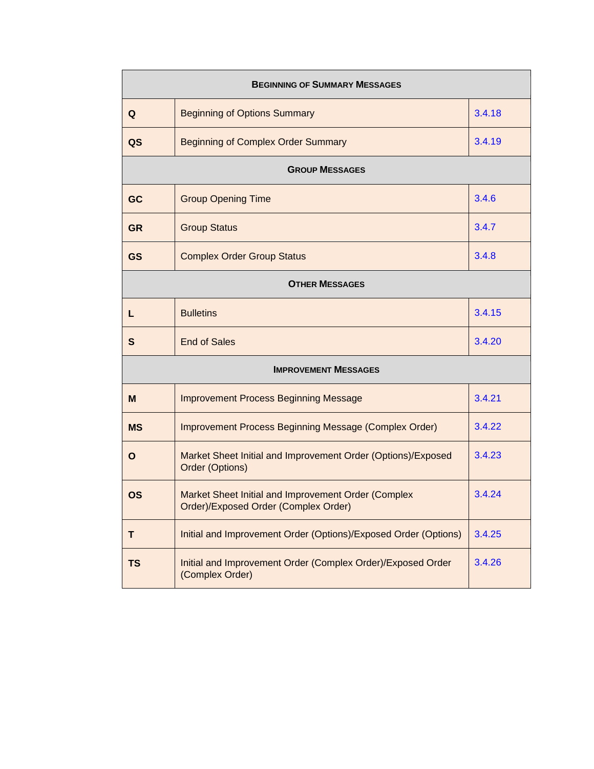| **BEGINNING OF SUMMARY MESSAGES** | | |
|---|---|---|
| **Q** | Beginning of Options Summary | 3.4.18 |
| **QS** | Beginning of Complex Order Summary | 3.4.19 |
| **GROUP MESSAGES** | | |
| **GC** | Group Opening Time | 3.4.6 |
| **GR** | Group Status | 3.4.7 |
| **GS** | Complex Order Group Status | 3.4.8 |
| **OTHER MESSAGES** | | |
| **L** | Bulletins | 3.4.15 |
| **S** | End of Sales | 3.4.20 |
| **IMPROVEMENT MESSAGES** | | |
| **M** | Improvement Process Beginning Message | 3.4.21 |
| **MS** | Improvement Process Beginning Message (Complex Order) | 3.4.22 |
| **O** | Market Sheet Initial and Improvement Order (Options)/Exposed Order (Options) | 3.4.23 |
| **OS** | Market Sheet Initial and Improvement Order (Complex Order)/Exposed Order (Complex Order) | 3.4.24 |
| **T** | Initial and Improvement Order (Options)/Exposed Order (Options) | 3.4.25 |
| **TS** | Initial and Improvement Order (Complex Order)/Exposed Order (Complex Order) | 3.4.26 |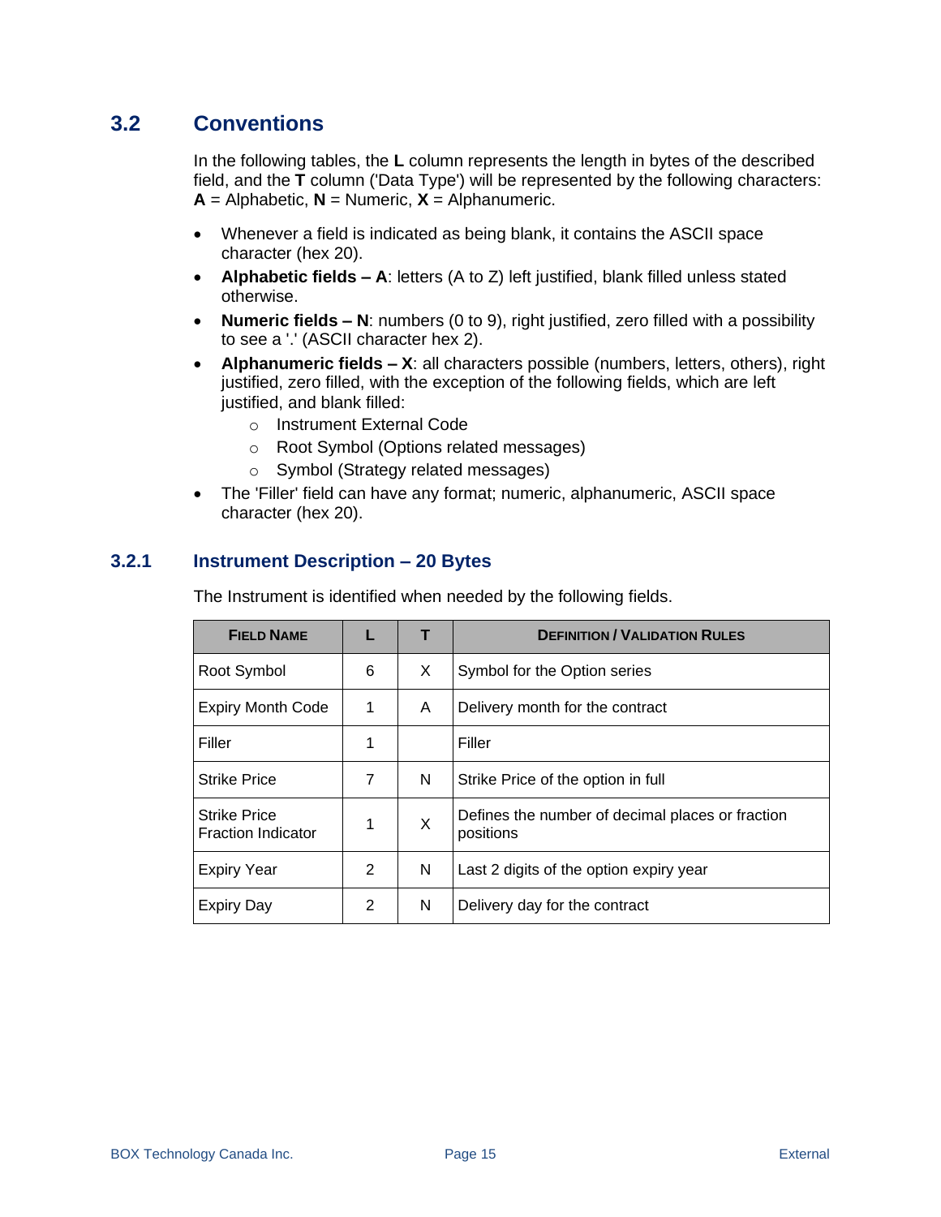## 3.2 Conventions

In the following tables, the **L** column represents the length in bytes of the described field, and the **T** column ('Data Type') will be represented by the following characters: **A** = Alphabetic, **N** = Numeric, **X** = Alphanumeric.

- Whenever a field is indicated as being blank, it contains the ASCII space character (hex 20).
- **Alphabetic fields – A**: letters (A to Z) left justified, blank filled unless stated otherwise.
- **Numeric fields – N**: numbers (0 to 9), right justified, zero filled with a possibility to see a '.' (ASCII character hex 2).
- **Alphanumeric fields – X**: all characters possible (numbers, letters, others), right justified, zero filled, with the exception of the following fields, which are left justified, and blank filled:
  - Instrument External Code
  - Root Symbol (Options related messages)
  - Symbol (Strategy related messages)
- The 'Filler' field can have any format; numeric, alphanumeric, ASCII space character (hex 20).

### 3.2.1 Instrument Description – 20 Bytes

The Instrument is identified when needed by the following fields.

| Field Name | L | T | Definition / Validation Rules |
|---|---|---|---|
| Root Symbol | 6 | X | Symbol for the Option series |
| Expiry Month Code | 1 | A | Delivery month for the contract |
| Filler | 1 | | Filler |
| Strike Price | 7 | N | Strike Price of the option in full |
| Strike Price Fraction Indicator | 1 | X | Defines the number of decimal places or fraction positions |
| Expiry Year | 2 | N | Last 2 digits of the option expiry year |
| Expiry Day | 2 | N | Delivery day for the contract |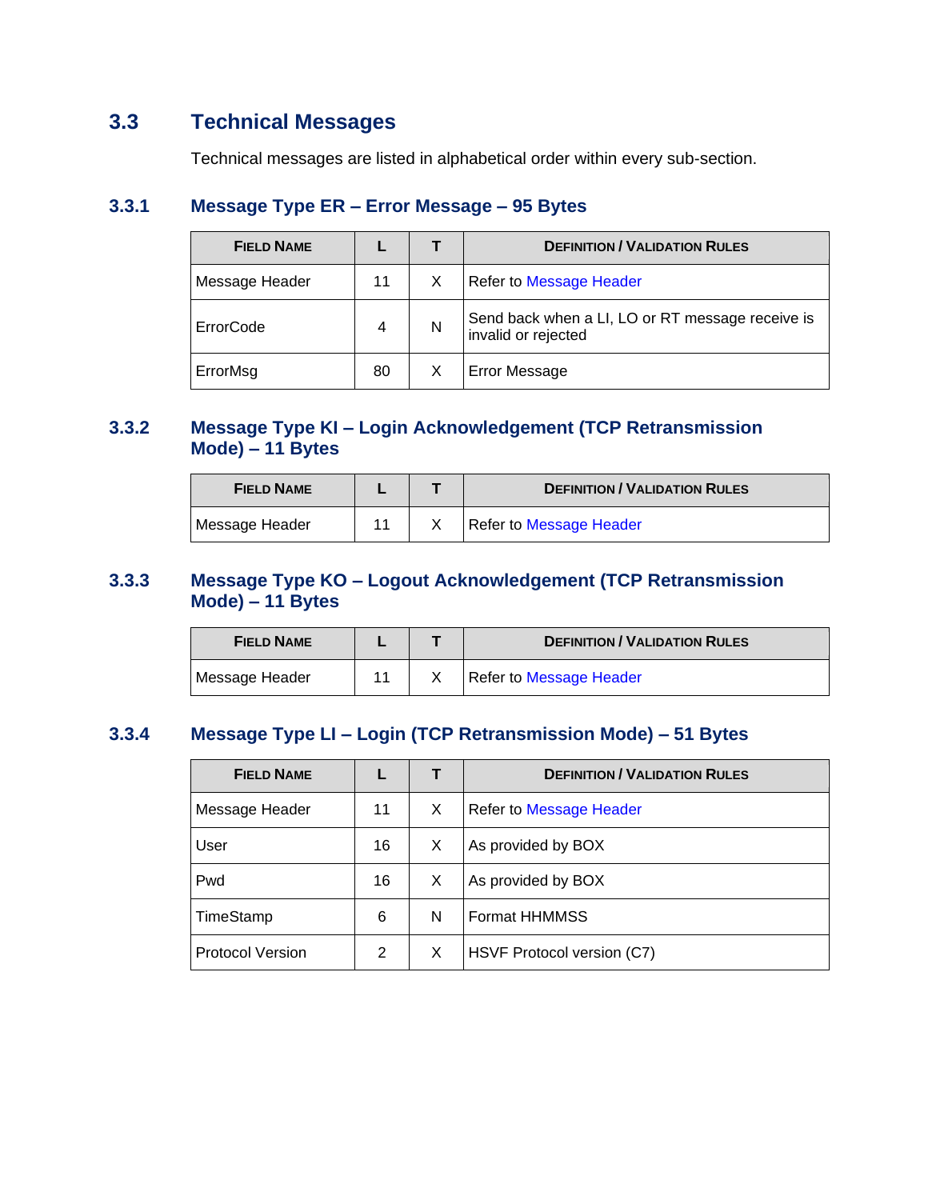## 3.3 Technical Messages

Technical messages are listed in alphabetical order within every sub-section.

### 3.3.1 Message Type ER – Error Message – 95 Bytes

| FIELD NAME | L | T | DEFINITION / VALIDATION RULES |
|---|---|---|---|
| Message Header | 11 | X | Refer to Message Header |
| ErrorCode | 4 | N | Send back when a LI, LO or RT message receive is invalid or rejected |
| ErrorMsg | 80 | X | Error Message |

### 3.3.2 Message Type KI – Login Acknowledgement (TCP Retransmission Mode) – 11 Bytes

| FIELD NAME | L | T | DEFINITION / VALIDATION RULES |
|---|---|---|---|
| Message Header | 11 | X | Refer to Message Header |

### 3.3.3 Message Type KO – Logout Acknowledgement (TCP Retransmission Mode) – 11 Bytes

| FIELD NAME | L | T | DEFINITION / VALIDATION RULES |
|---|---|---|---|
| Message Header | 11 | X | Refer to Message Header |

### 3.3.4 Message Type LI – Login (TCP Retransmission Mode) – 51 Bytes

| FIELD NAME | L | T | DEFINITION / VALIDATION RULES |
|---|---|---|---|
| Message Header | 11 | X | Refer to Message Header |
| User | 16 | X | As provided by BOX |
| Pwd | 16 | X | As provided by BOX |
| TimeStamp | 6 | N | Format HHMMSS |
| Protocol Version | 2 | X | HSVF Protocol version (C7) |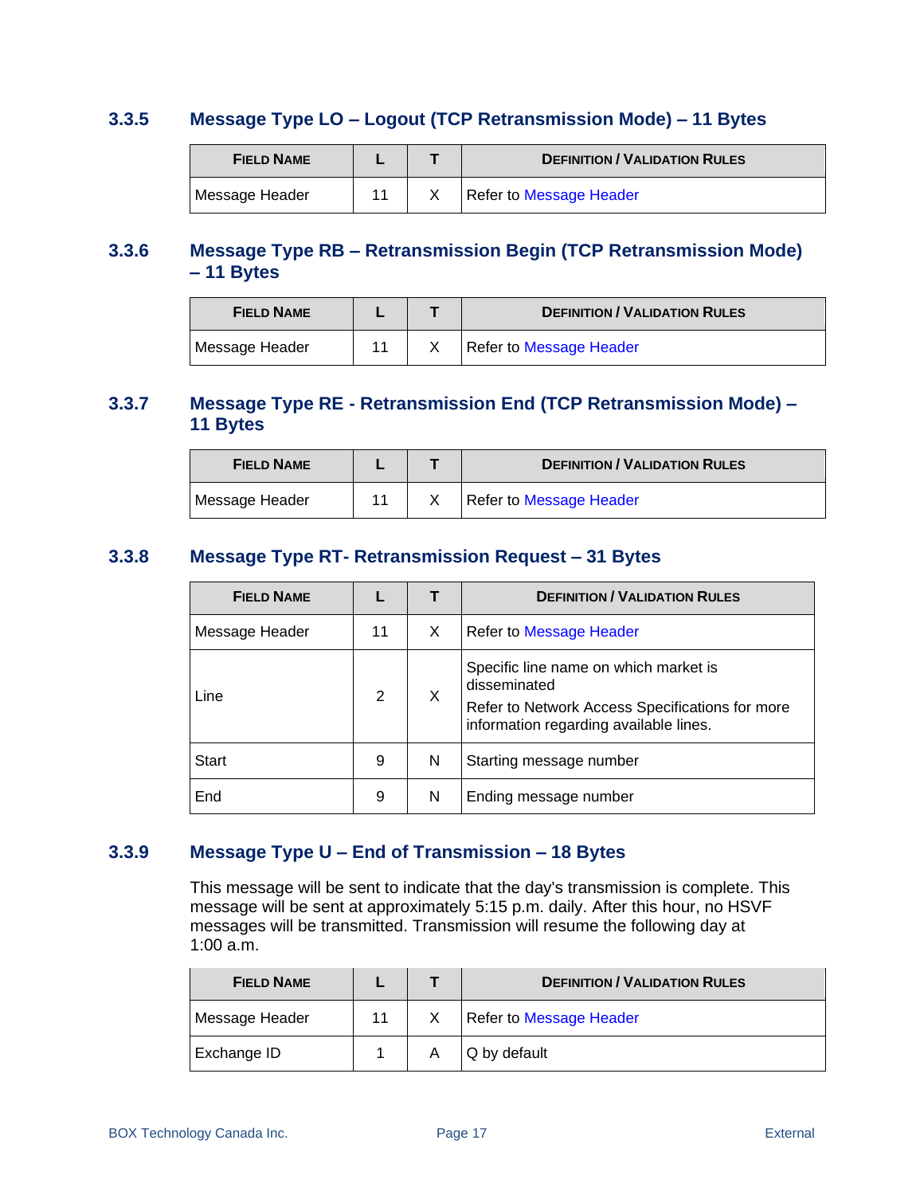### 3.3.5 Message Type LO – Logout (TCP Retransmission Mode) – 11 Bytes

| FIELD NAME | L | T | DEFINITION / VALIDATION RULES |
|---|---|---|---|
| Message Header | 11 | X | Refer to Message Header |

### 3.3.6 Message Type RB – Retransmission Begin (TCP Retransmission Mode) – 11 Bytes

| FIELD NAME | L | T | DEFINITION / VALIDATION RULES |
|---|---|---|---|
| Message Header | 11 | X | Refer to Message Header |

### 3.3.7 Message Type RE - Retransmission End (TCP Retransmission Mode) – 11 Bytes

| FIELD NAME | L | T | DEFINITION / VALIDATION RULES |
|---|---|---|---|
| Message Header | 11 | X | Refer to Message Header |

### 3.3.8 Message Type RT- Retransmission Request – 31 Bytes

| FIELD NAME | L | T | DEFINITION / VALIDATION RULES |
|---|---|---|---|
| Message Header | 11 | X | Refer to Message Header |
| Line | 2 | X | Specific line name on which market is disseminated<br>Refer to Network Access Specifications for more information regarding available lines. |
| Start | 9 | N | Starting message number |
| End | 9 | N | Ending message number |

### 3.3.9 Message Type U – End of Transmission – 18 Bytes

This message will be sent to indicate that the day's transmission is complete. This message will be sent at approximately 5:15 p.m. daily. After this hour, no HSVF messages will be transmitted. Transmission will resume the following day at 1:00 a.m.

| FIELD NAME | L | T | DEFINITION / VALIDATION RULES |
|---|---|---|---|
| Message Header | 11 | X | Refer to Message Header |
| Exchange ID | 1 | A | Q by default |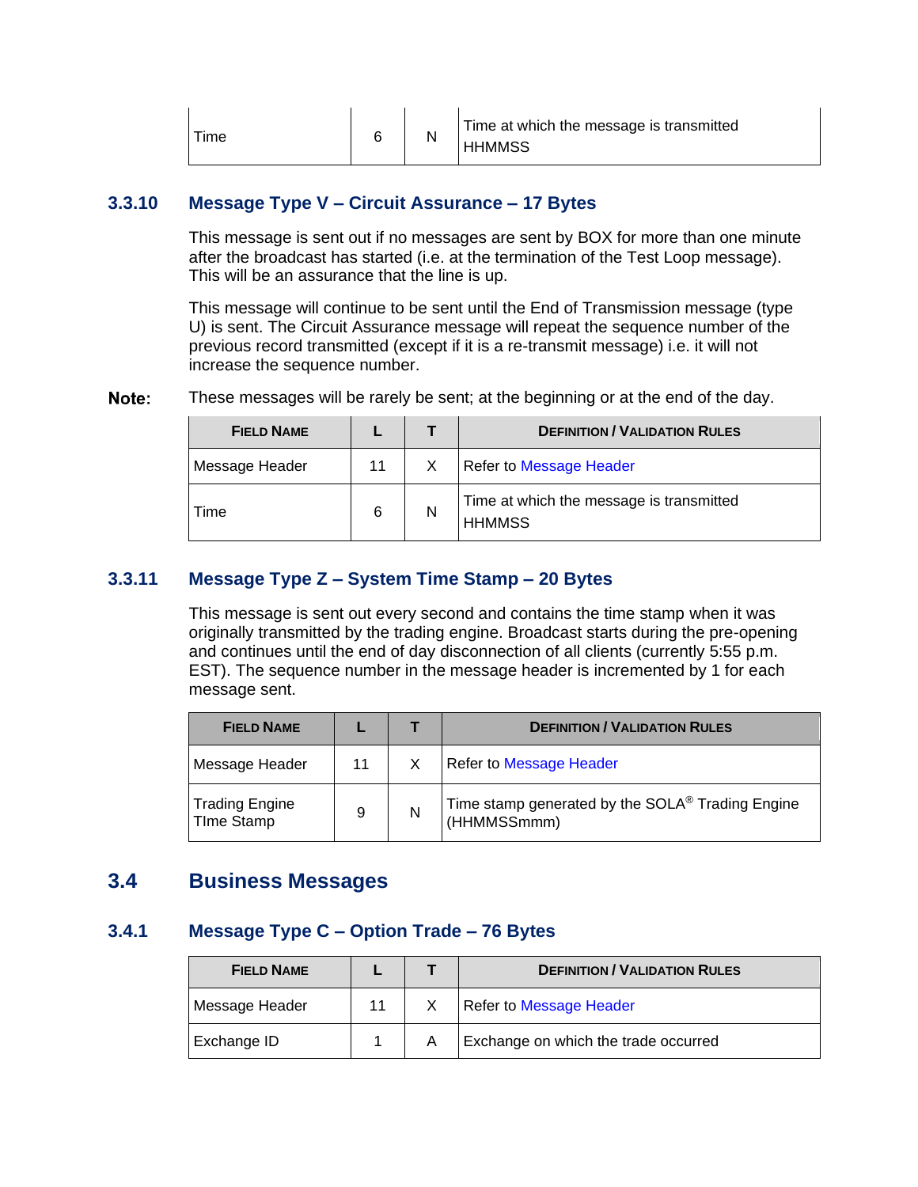| Time | 6 | N | Time at which the message is transmitted<br>HHMMSS |
|---|---|---|---|

### 3.3.10 Message Type V – Circuit Assurance – 17 Bytes

This message is sent out if no messages are sent by BOX for more than one minute after the broadcast has started (i.e. at the termination of the Test Loop message). This will be an assurance that the line is up.

This message will continue to be sent until the End of Transmission message (type U) is sent. The Circuit Assurance message will repeat the sequence number of the previous record transmitted (except if it is a re-transmit message) i.e. it will not increase the sequence number.

**Note:** These messages will be rarely be sent; at the beginning or at the end of the day.

| FIELD NAME | L | T | DEFINITION / VALIDATION RULES |
|---|---|---|---|
| Message Header | 11 | X | Refer to Message Header |
| Time | 6 | N | Time at which the message is transmitted<br>HHMMSS |

### 3.3.11 Message Type Z – System Time Stamp – 20 Bytes

This message is sent out every second and contains the time stamp when it was originally transmitted by the trading engine. Broadcast starts during the pre-opening and continues until the end of day disconnection of all clients (currently 5:55 p.m. EST). The sequence number in the message header is incremented by 1 for each message sent.

| FIELD NAME | L | T | DEFINITION / VALIDATION RULES |
|---|---|---|---|
| Message Header | 11 | X | Refer to Message Header |
| Trading Engine TIme Stamp | 9 | N | Time stamp generated by the SOLA® Trading Engine (HHMMSSmmm) |

## 3.4 Business Messages

### 3.4.1 Message Type C – Option Trade – 76 Bytes

| FIELD NAME | L | T | DEFINITION / VALIDATION RULES |
|---|---|---|---|
| Message Header | 11 | X | Refer to Message Header |
| Exchange ID | 1 | A | Exchange on which the trade occurred |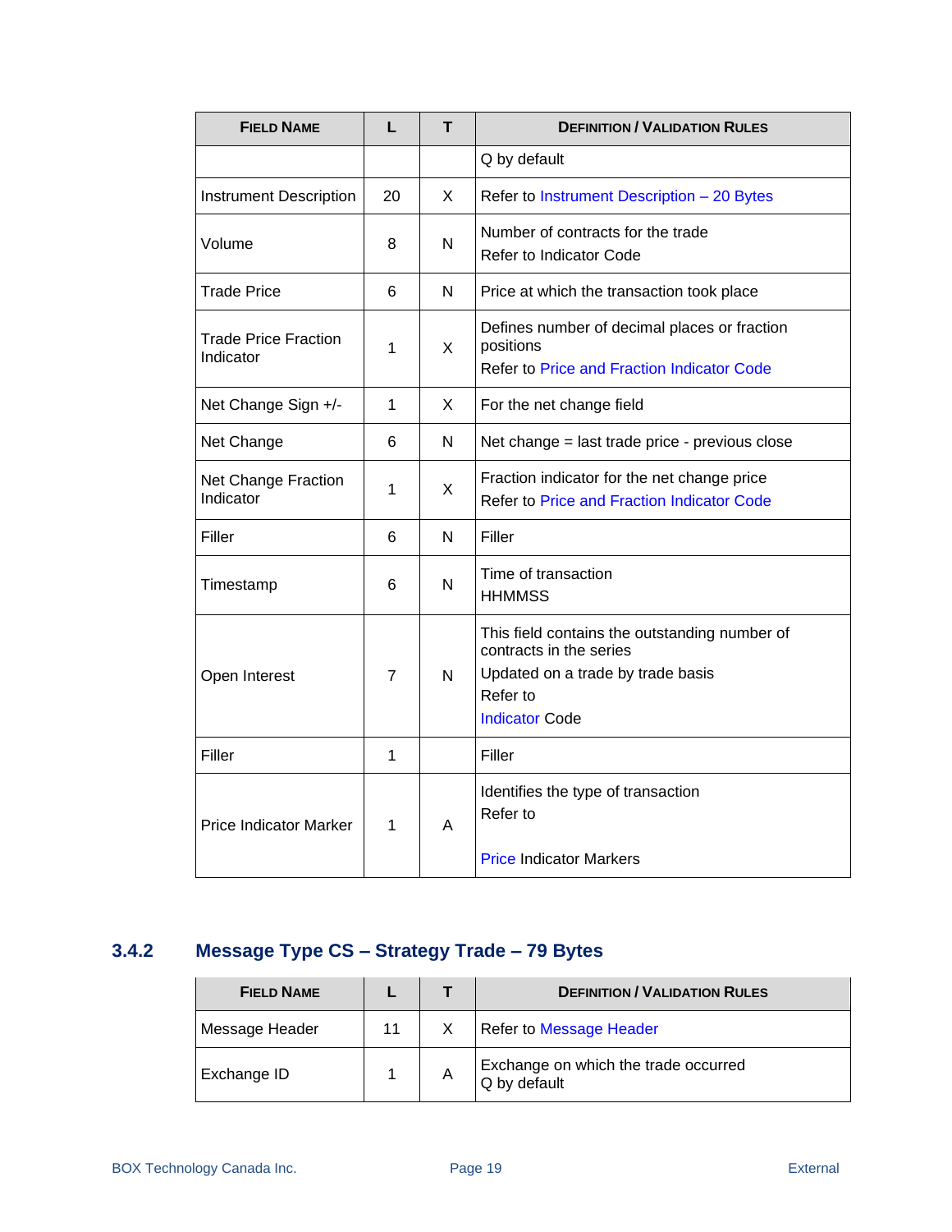| Field Name | L | T | Definition / Validation Rules |
|---|---|---|---|
| | | | Q by default |
| Instrument Description | 20 | X | Refer to Instrument Description – 20 Bytes |
| Volume | 8 | N | Number of contracts for the trade<br>Refer to Indicator Code |
| Trade Price | 6 | N | Price at which the transaction took place |
| Trade Price Fraction Indicator | 1 | X | Defines number of decimal places or fraction positions<br>Refer to Price and Fraction Indicator Code |
| Net Change Sign +/- | 1 | X | For the net change field |
| Net Change | 6 | N | Net change = last trade price - previous close |
| Net Change Fraction Indicator | 1 | X | Fraction indicator for the net change price<br>Refer to Price and Fraction Indicator Code |
| Filler | 6 | N | Filler |
| Timestamp | 6 | N | Time of transaction<br>HHMMSS |
| Open Interest | 7 | N | This field contains the outstanding number of contracts in the series<br>Updated on a trade by trade basis<br>Refer to<br>Indicator Code |
| Filler | 1 | | Filler |
| Price Indicator Marker | 1 | A | Identifies the type of transaction<br>Refer to<br><br>Price Indicator Markers |

### 3.4.2 Message Type CS – Strategy Trade – 79 Bytes

| Field Name | L | T | Definition / Validation Rules |
|---|---|---|---|
| Message Header | 11 | X | Refer to Message Header |
| Exchange ID | 1 | A | Exchange on which the trade occurred<br>Q by default |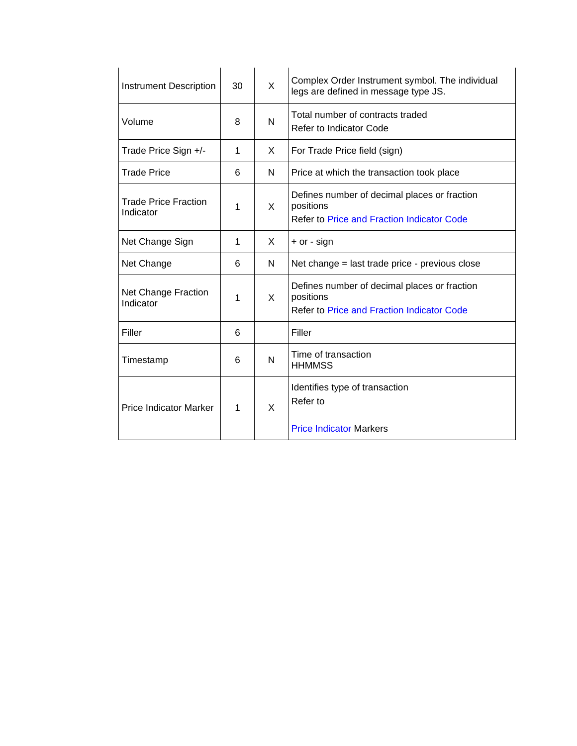| | | | |
|---|---|---|---|
| Instrument Description | 30 | X | Complex Order Instrument symbol. The individual legs are defined in message type JS. |
| Volume | 8 | N | Total number of contracts traded<br>Refer to Indicator Code |
| Trade Price Sign +/- | 1 | X | For Trade Price field (sign) |
| Trade Price | 6 | N | Price at which the transaction took place |
| Trade Price Fraction Indicator | 1 | X | Defines number of decimal places or fraction positions<br>Refer to Price and Fraction Indicator Code |
| Net Change Sign | 1 | X | + or - sign |
| Net Change | 6 | N | Net change = last trade price - previous close |
| Net Change Fraction Indicator | 1 | X | Defines number of decimal places or fraction positions<br>Refer to Price and Fraction Indicator Code |
| Filler | 6 | | Filler |
| Timestamp | 6 | N | Time of transaction<br>HHMMSS |
| Price Indicator Marker | 1 | X | Identifies type of transaction<br>Refer to<br><br>Price Indicator Markers |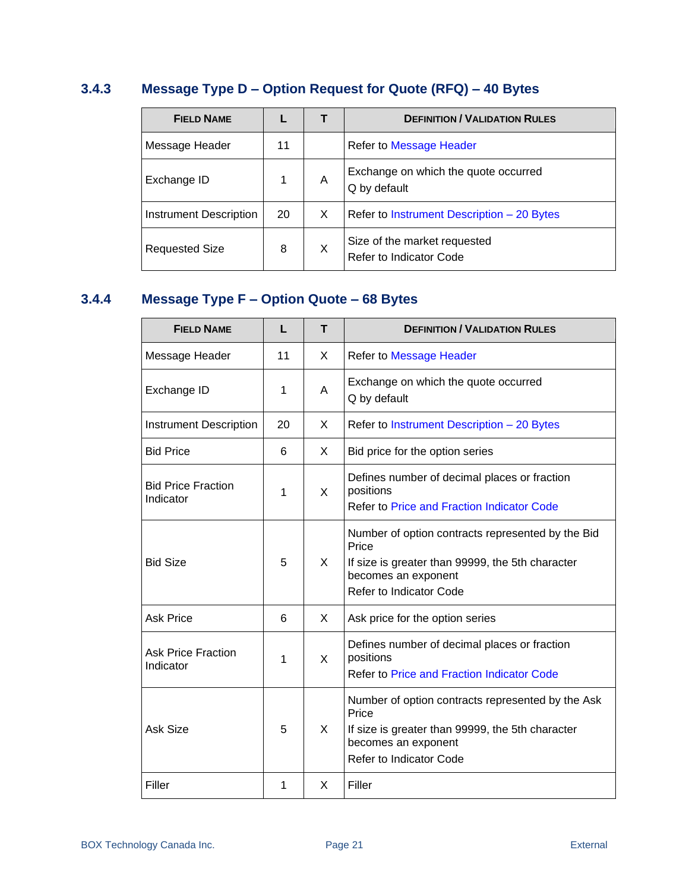### 3.4.3 Message Type D – Option Request for Quote (RFQ) – 40 Bytes

| FIELD NAME | L | T | DEFINITION / VALIDATION RULES |
|---|---|---|---|
| Message Header | 11 | | Refer to Message Header |
| Exchange ID | 1 | A | Exchange on which the quote occurred<br>Q by default |
| Instrument Description | 20 | X | Refer to Instrument Description – 20 Bytes |
| Requested Size | 8 | X | Size of the market requested<br>Refer to Indicator Code |

### 3.4.4 Message Type F – Option Quote – 68 Bytes

| FIELD NAME | L | T | DEFINITION / VALIDATION RULES |
|---|---|---|---|
| Message Header | 11 | X | Refer to Message Header |
| Exchange ID | 1 | A | Exchange on which the quote occurred<br>Q by default |
| Instrument Description | 20 | X | Refer to Instrument Description – 20 Bytes |
| Bid Price | 6 | X | Bid price for the option series |
| Bid Price Fraction Indicator | 1 | X | Defines number of decimal places or fraction positions<br>Refer to Price and Fraction Indicator Code |
| Bid Size | 5 | X | Number of option contracts represented by the Bid Price<br>If size is greater than 99999, the 5th character becomes an exponent<br>Refer to Indicator Code |
| Ask Price | 6 | X | Ask price for the option series |
| Ask Price Fraction Indicator | 1 | X | Defines number of decimal places or fraction positions<br>Refer to Price and Fraction Indicator Code |
| Ask Size | 5 | X | Number of option contracts represented by the Ask Price<br>If size is greater than 99999, the 5th character becomes an exponent<br>Refer to Indicator Code |
| Filler | 1 | X | Filler |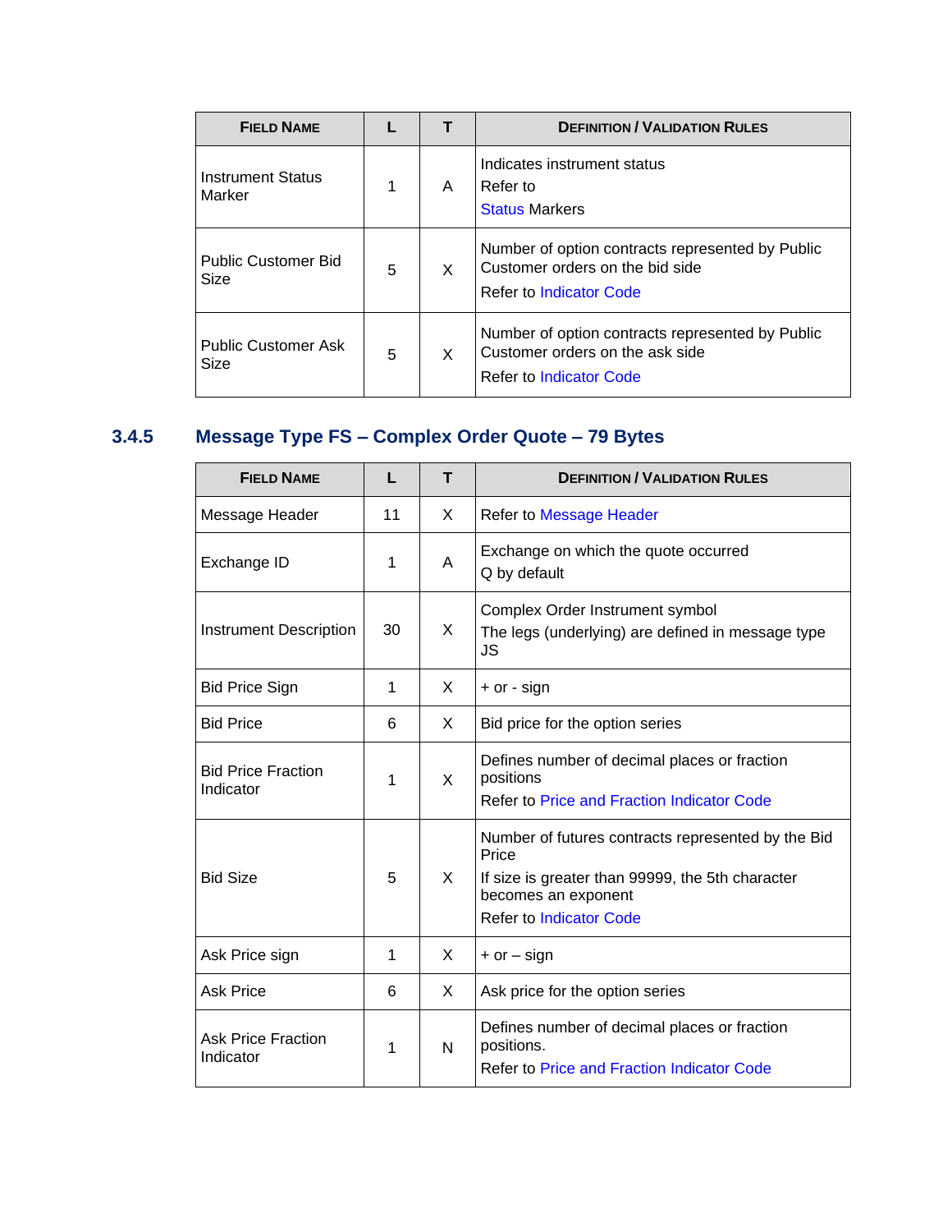| FIELD NAME | L | T | DEFINITION / VALIDATION RULES |
|---|---|---|---|
| Instrument Status Marker | 1 | A | Indicates instrument status<br>Refer to<br>Status Markers |
| Public Customer Bid Size | 5 | X | Number of option contracts represented by Public Customer orders on the bid side<br>Refer to Indicator Code |
| Public Customer Ask Size | 5 | X | Number of option contracts represented by Public Customer orders on the ask side<br>Refer to Indicator Code |

### 3.4.5 Message Type FS – Complex Order Quote – 79 Bytes

| FIELD NAME | L | T | DEFINITION / VALIDATION RULES |
|---|---|---|---|
| Message Header | 11 | X | Refer to Message Header |
| Exchange ID | 1 | A | Exchange on which the quote occurred<br>Q by default |
| Instrument Description | 30 | X | Complex Order Instrument symbol<br>The legs (underlying) are defined in message type JS |
| Bid Price Sign | 1 | X | + or - sign |
| Bid Price | 6 | X | Bid price for the option series |
| Bid Price Fraction Indicator | 1 | X | Defines number of decimal places or fraction positions<br>Refer to Price and Fraction Indicator Code |
| Bid Size | 5 | X | Number of futures contracts represented by the Bid Price<br>If size is greater than 99999, the 5th character becomes an exponent<br>Refer to Indicator Code |
| Ask Price sign | 1 | X | + or – sign |
| Ask Price | 6 | X | Ask price for the option series |
| Ask Price Fraction Indicator | 1 | N | Defines number of decimal places or fraction positions.<br>Refer to Price and Fraction Indicator Code |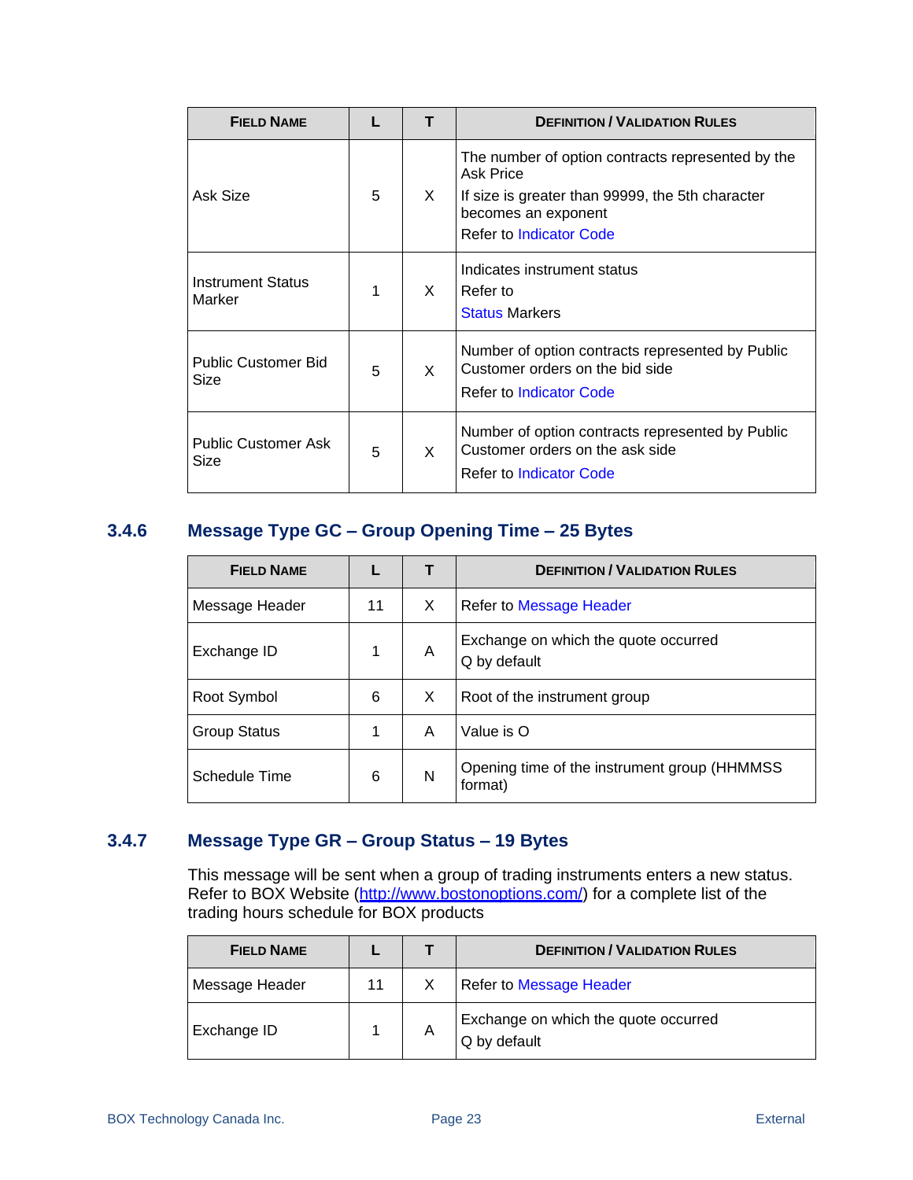| FIELD NAME | L | T | DEFINITION / VALIDATION RULES |
|---|---|---|---|
| Ask Size | 5 | X | The number of option contracts represented by the Ask Price<br>If size is greater than 99999, the 5th character becomes an exponent<br>Refer to Indicator Code |
| Instrument Status Marker | 1 | X | Indicates instrument status<br>Refer to<br>Status Markers |
| Public Customer Bid Size | 5 | X | Number of option contracts represented by Public Customer orders on the bid side<br>Refer to Indicator Code |
| Public Customer Ask Size | 5 | X | Number of option contracts represented by Public Customer orders on the ask side<br>Refer to Indicator Code |

### 3.4.6 Message Type GC – Group Opening Time – 25 Bytes

| FIELD NAME | L | T | DEFINITION / VALIDATION RULES |
|---|---|---|---|
| Message Header | 11 | X | Refer to Message Header |
| Exchange ID | 1 | A | Exchange on which the quote occurred<br>Q by default |
| Root Symbol | 6 | X | Root of the instrument group |
| Group Status | 1 | A | Value is O |
| Schedule Time | 6 | N | Opening time of the instrument group (HHMMSS format) |

### 3.4.7 Message Type GR – Group Status – 19 Bytes

This message will be sent when a group of trading instruments enters a new status. Refer to BOX Website (http://www.bostonoptions.com/) for a complete list of the trading hours schedule for BOX products

| FIELD NAME | L | T | DEFINITION / VALIDATION RULES |
|---|---|---|---|
| Message Header | 11 | X | Refer to Message Header |
| Exchange ID | 1 | A | Exchange on which the quote occurred<br>Q by default |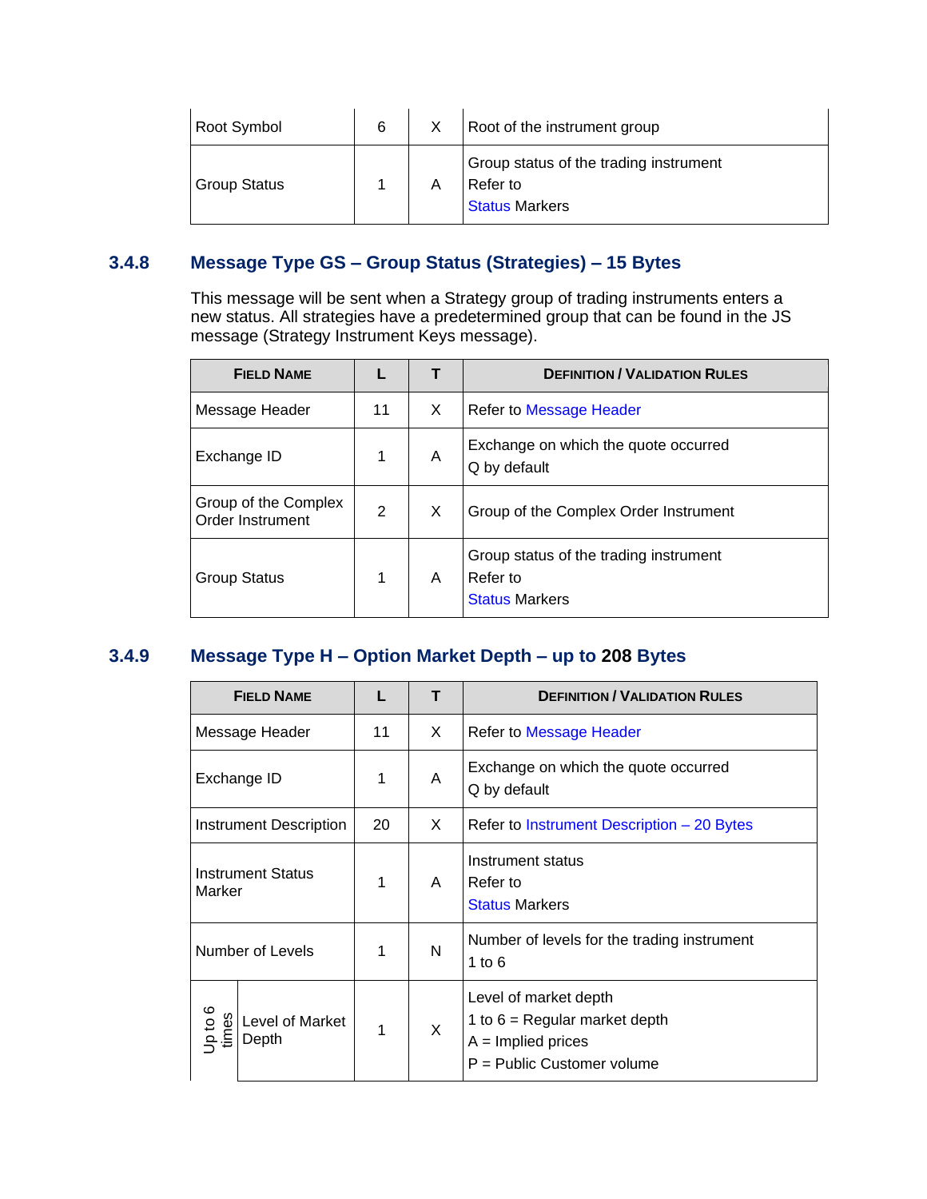| Root Symbol | 6 | X | Root of the instrument group |
|---|---|---|---|
| Group Status | 1 | A | Group status of the trading instrument<br>Refer to<br>Status Markers |

### 3.4.8 Message Type GS – Group Status (Strategies) – 15 Bytes

This message will be sent when a Strategy group of trading instruments enters a new status. All strategies have a predetermined group that can be found in the JS message (Strategy Instrument Keys message).

| FIELD NAME | L | T | DEFINITION / VALIDATION RULES |
|---|---|---|---|
| Message Header | 11 | X | Refer to Message Header |
| Exchange ID | 1 | A | Exchange on which the quote occurred<br>Q by default |
| Group of the Complex Order Instrument | 2 | X | Group of the Complex Order Instrument |
| Group Status | 1 | A | Group status of the trading instrument<br>Refer to<br>Status Markers |

### 3.4.9 Message Type H – Option Market Depth – up to 208 Bytes

| FIELD NAME | | L | T | DEFINITION / VALIDATION RULES |
|---|---|---|---|---|
| Message Header | | 11 | X | Refer to Message Header |
| Exchange ID | | 1 | A | Exchange on which the quote occurred<br>Q by default |
| Instrument Description | | 20 | X | Refer to Instrument Description – 20 Bytes |
| Instrument Status Marker | | 1 | A | Instrument status<br>Refer to<br>Status Markers |
| Number of Levels | | 1 | N | Number of levels for the trading instrument<br>1 to 6 |
| Up to 6 times | Level of Market Depth | 1 | X | Level of market depth<br>1 to 6 = Regular market depth<br>A = Implied prices<br>P = Public Customer volume |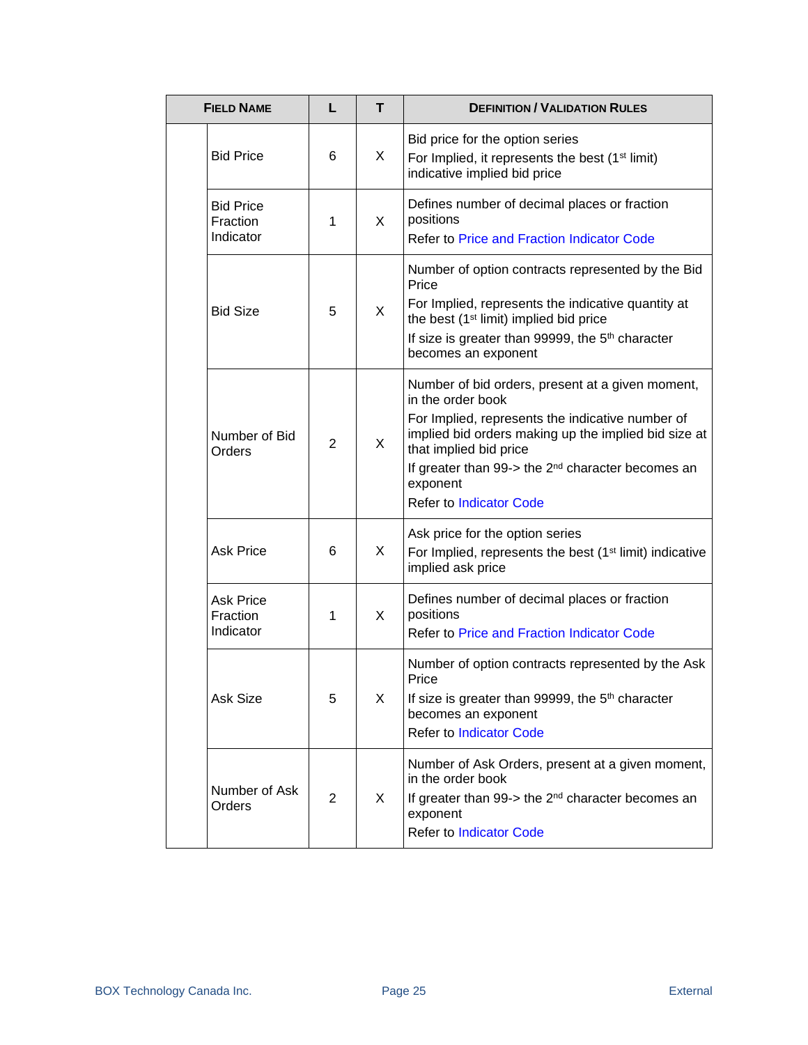| Field Name | | L | T | Definition / Validation Rules |
|---|---|---|---|---|
| | Bid Price | 6 | X | Bid price for the option series<br>For Implied, it represents the best (1st limit) indicative implied bid price |
| | Bid Price Fraction Indicator | 1 | X | Defines number of decimal places or fraction positions<br>Refer to Price and Fraction Indicator Code |
| | Bid Size | 5 | X | Number of option contracts represented by the Bid Price<br>For Implied, represents the indicative quantity at the best (1st limit) implied bid price<br>If size is greater than 99999, the 5th character becomes an exponent |
| | Number of Bid Orders | 2 | X | Number of bid orders, present at a given moment, in the order book<br>For Implied, represents the indicative number of implied bid orders making up the implied bid size at that implied bid price<br>If greater than 99-> the 2nd character becomes an exponent<br>Refer to Indicator Code |
| | Ask Price | 6 | X | Ask price for the option series<br>For Implied, represents the best (1st limit) indicative implied ask price |
| | Ask Price Fraction Indicator | 1 | X | Defines number of decimal places or fraction positions<br>Refer to Price and Fraction Indicator Code |
| | Ask Size | 5 | X | Number of option contracts represented by the Ask Price<br>If size is greater than 99999, the 5th character becomes an exponent<br>Refer to Indicator Code |
| | Number of Ask Orders | 2 | X | Number of Ask Orders, present at a given moment, in the order book<br>If greater than 99-> the 2nd character becomes an exponent<br>Refer to Indicator Code |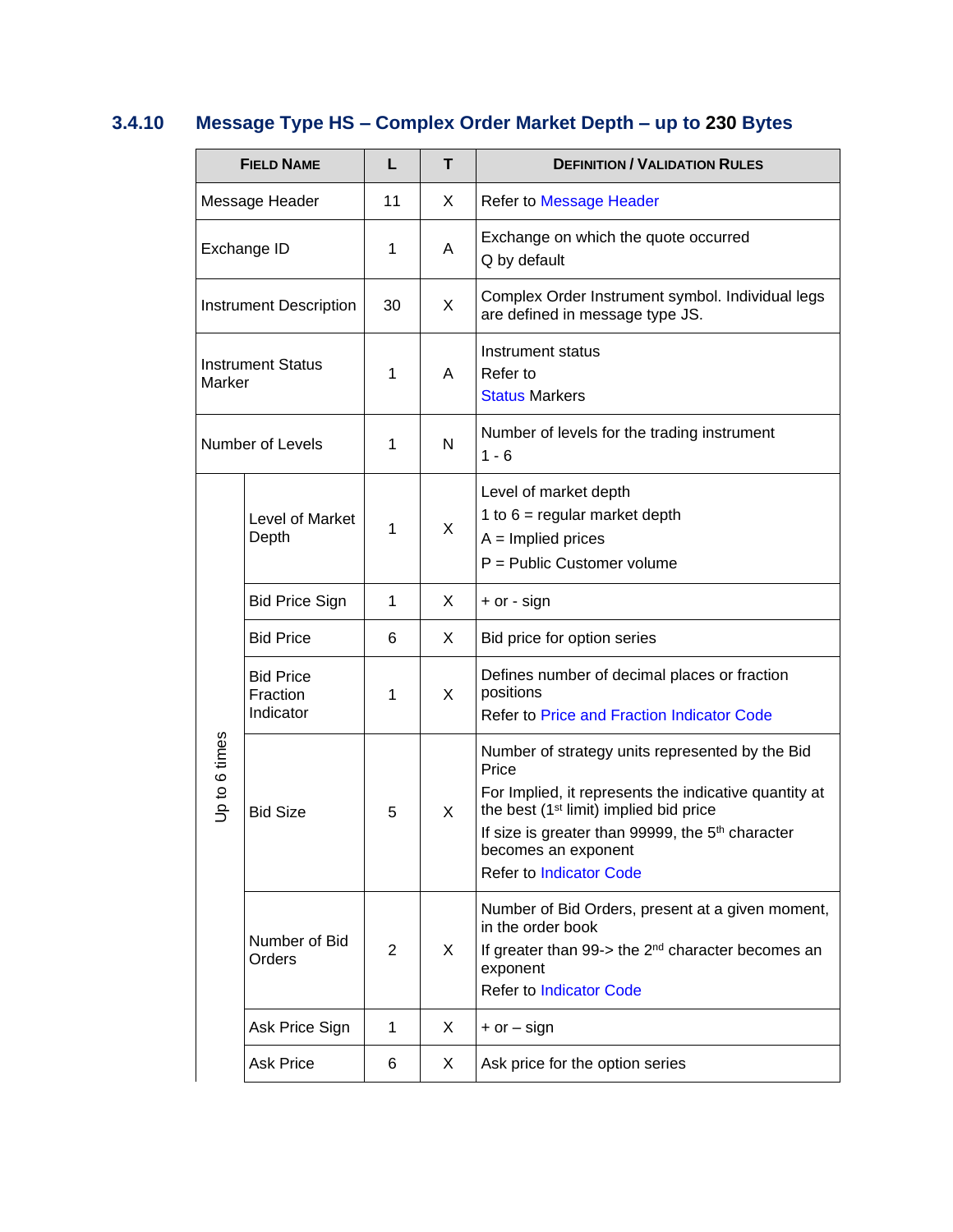### 3.4.10 Message Type HS – Complex Order Market Depth – up to 230 Bytes

| FIELD NAME | | L | T | DEFINITION / VALIDATION RULES |
|---|---|---|---|---|
| Message Header | | 11 | X | Refer to Message Header |
| Exchange ID | | 1 | A | Exchange on which the quote occurred<br>Q by default |
| Instrument Description | | 30 | X | Complex Order Instrument symbol. Individual legs are defined in message type JS. |
| Instrument Status Marker | | 1 | A | Instrument status<br>Refer to<br>Status Markers |
| Number of Levels | | 1 | N | Number of levels for the trading instrument<br>1 - 6 |
| Up to 6 times | Level of Market Depth | 1 | X | Level of market depth<br>1 to 6 = regular market depth<br>A = Implied prices<br>P = Public Customer volume |
| | Bid Price Sign | 1 | X | + or - sign |
| | Bid Price | 6 | X | Bid price for option series |
| | Bid Price Fraction Indicator | 1 | X | Defines number of decimal places or fraction positions<br>Refer to Price and Fraction Indicator Code |
| | Bid Size | 5 | X | Number of strategy units represented by the Bid Price<br>For Implied, it represents the indicative quantity at the best (1st limit) implied bid price<br>If size is greater than 99999, the 5th character becomes an exponent<br>Refer to Indicator Code |
| | Number of Bid Orders | 2 | X | Number of Bid Orders, present at a given moment, in the order book<br>If greater than 99-> the 2nd character becomes an exponent<br>Refer to Indicator Code |
| | Ask Price Sign | 1 | X | + or – sign |
| | Ask Price | 6 | X | Ask price for the option series |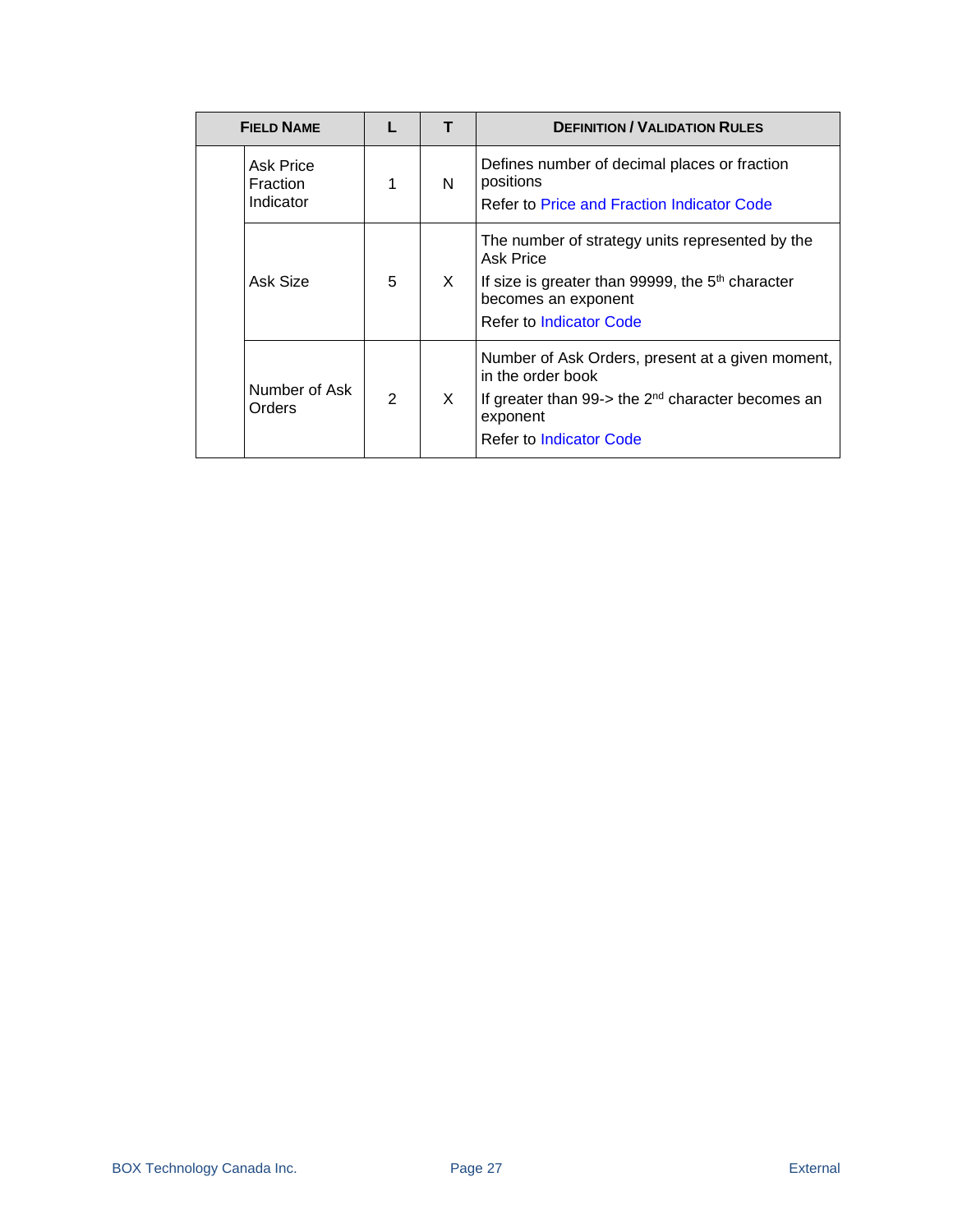| Field Name | | L | T | Definition / Validation Rules |
|---|---|---|---|---|
| | Ask Price Fraction Indicator | 1 | N | Defines number of decimal places or fraction positions<br>Refer to Price and Fraction Indicator Code |
| | Ask Size | 5 | X | The number of strategy units represented by the Ask Price<br>If size is greater than 99999, the 5th character becomes an exponent<br>Refer to Indicator Code |
| | Number of Ask Orders | 2 | X | Number of Ask Orders, present at a given moment, in the order book<br>If greater than 99-> the 2nd character becomes an exponent<br>Refer to Indicator Code |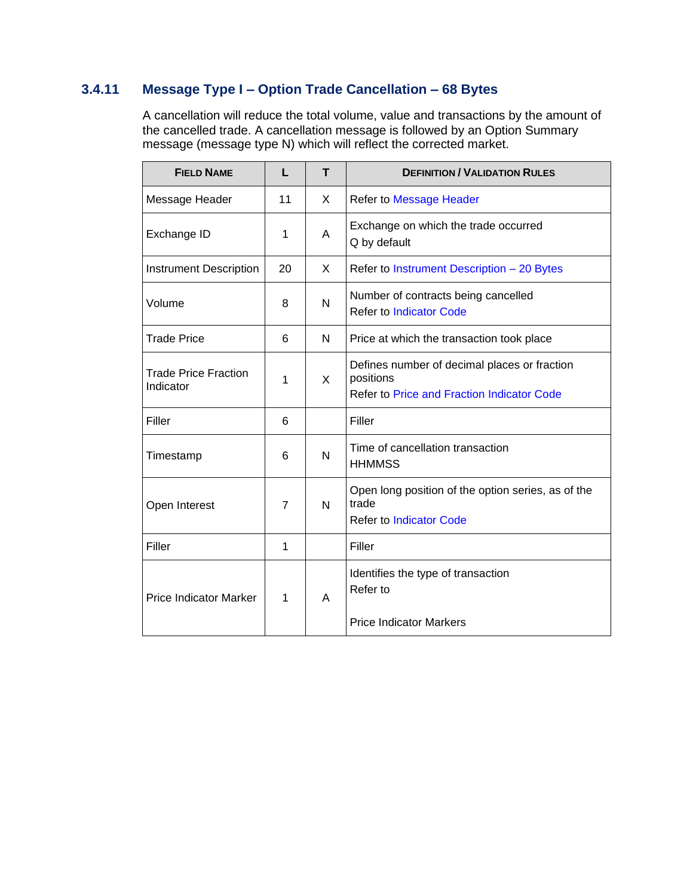### 3.4.11 Message Type I – Option Trade Cancellation – 68 Bytes

A cancellation will reduce the total volume, value and transactions by the amount of the cancelled trade. A cancellation message is followed by an Option Summary message (message type N) which will reflect the corrected market.

| FIELD NAME | L | T | DEFINITION / VALIDATION RULES |
|---|---|---|---|
| Message Header | 11 | X | Refer to Message Header |
| Exchange ID | 1 | A | Exchange on which the trade occurred<br>Q by default |
| Instrument Description | 20 | X | Refer to Instrument Description – 20 Bytes |
| Volume | 8 | N | Number of contracts being cancelled<br>Refer to Indicator Code |
| Trade Price | 6 | N | Price at which the transaction took place |
| Trade Price Fraction Indicator | 1 | X | Defines number of decimal places or fraction positions<br>Refer to Price and Fraction Indicator Code |
| Filler | 6 | | Filler |
| Timestamp | 6 | N | Time of cancellation transaction<br>HHMMSS |
| Open Interest | 7 | N | Open long position of the option series, as of the trade<br>Refer to Indicator Code |
| Filler | 1 | | Filler |
| Price Indicator Marker | 1 | A | Identifies the type of transaction<br>Refer to<br><br>Price Indicator Markers |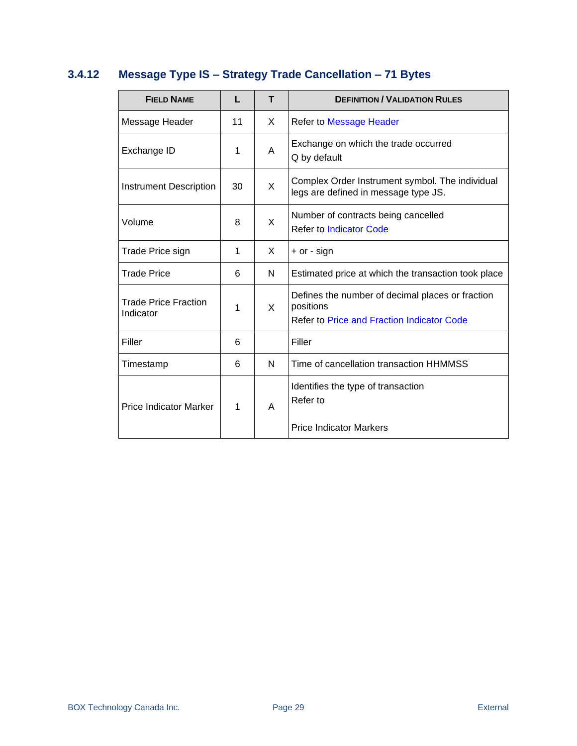### 3.4.12 Message Type IS – Strategy Trade Cancellation – 71 Bytes

| FIELD NAME | L | T | DEFINITION / VALIDATION RULES |
|---|---|---|---|
| Message Header | 11 | X | Refer to Message Header |
| Exchange ID | 1 | A | Exchange on which the trade occurred<br>Q by default |
| Instrument Description | 30 | X | Complex Order Instrument symbol. The individual legs are defined in message type JS. |
| Volume | 8 | X | Number of contracts being cancelled<br>Refer to Indicator Code |
| Trade Price sign | 1 | X | + or - sign |
| Trade Price | 6 | N | Estimated price at which the transaction took place |
| Trade Price Fraction Indicator | 1 | X | Defines the number of decimal places or fraction positions<br>Refer to Price and Fraction Indicator Code |
| Filler | 6 | | Filler |
| Timestamp | 6 | N | Time of cancellation transaction HHMMSS |
| Price Indicator Marker | 1 | A | Identifies the type of transaction<br>Refer to<br><br>Price Indicator Markers |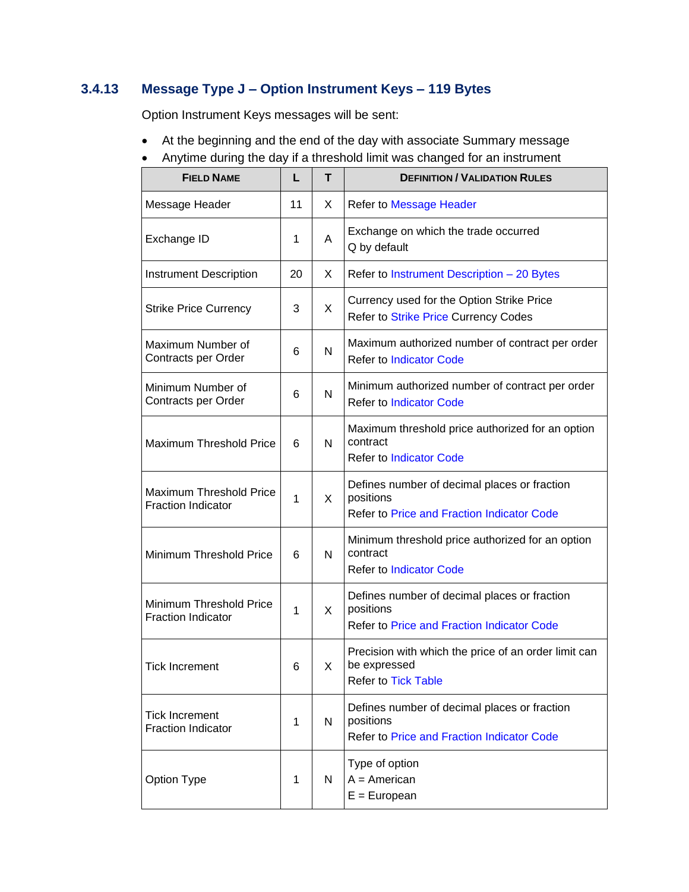### 3.4.13 Message Type J – Option Instrument Keys – 119 Bytes

Option Instrument Keys messages will be sent:

- At the beginning and the end of the day with associate Summary message
- Anytime during the day if a threshold limit was changed for an instrument

| FIELD NAME | L | T | DEFINITION / VALIDATION RULES |
|---|---|---|---|
| Message Header | 11 | X | Refer to Message Header |
| Exchange ID | 1 | A | Exchange on which the trade occurred<br>Q by default |
| Instrument Description | 20 | X | Refer to Instrument Description – 20 Bytes |
| Strike Price Currency | 3 | X | Currency used for the Option Strike Price<br>Refer to Strike Price Currency Codes |
| Maximum Number of Contracts per Order | 6 | N | Maximum authorized number of contract per order<br>Refer to Indicator Code |
| Minimum Number of Contracts per Order | 6 | N | Minimum authorized number of contract per order<br>Refer to Indicator Code |
| Maximum Threshold Price | 6 | N | Maximum threshold price authorized for an option contract<br>Refer to Indicator Code |
| Maximum Threshold Price Fraction Indicator | 1 | X | Defines number of decimal places or fraction positions<br>Refer to Price and Fraction Indicator Code |
| Minimum Threshold Price | 6 | N | Minimum threshold price authorized for an option contract<br>Refer to Indicator Code |
| Minimum Threshold Price Fraction Indicator | 1 | X | Defines number of decimal places or fraction positions<br>Refer to Price and Fraction Indicator Code |
| Tick Increment | 6 | X | Precision with which the price of an order limit can be expressed<br>Refer to Tick Table |
| Tick Increment Fraction Indicator | 1 | N | Defines number of decimal places or fraction positions<br>Refer to Price and Fraction Indicator Code |
| Option Type | 1 | N | Type of option<br>A = American<br>E = European |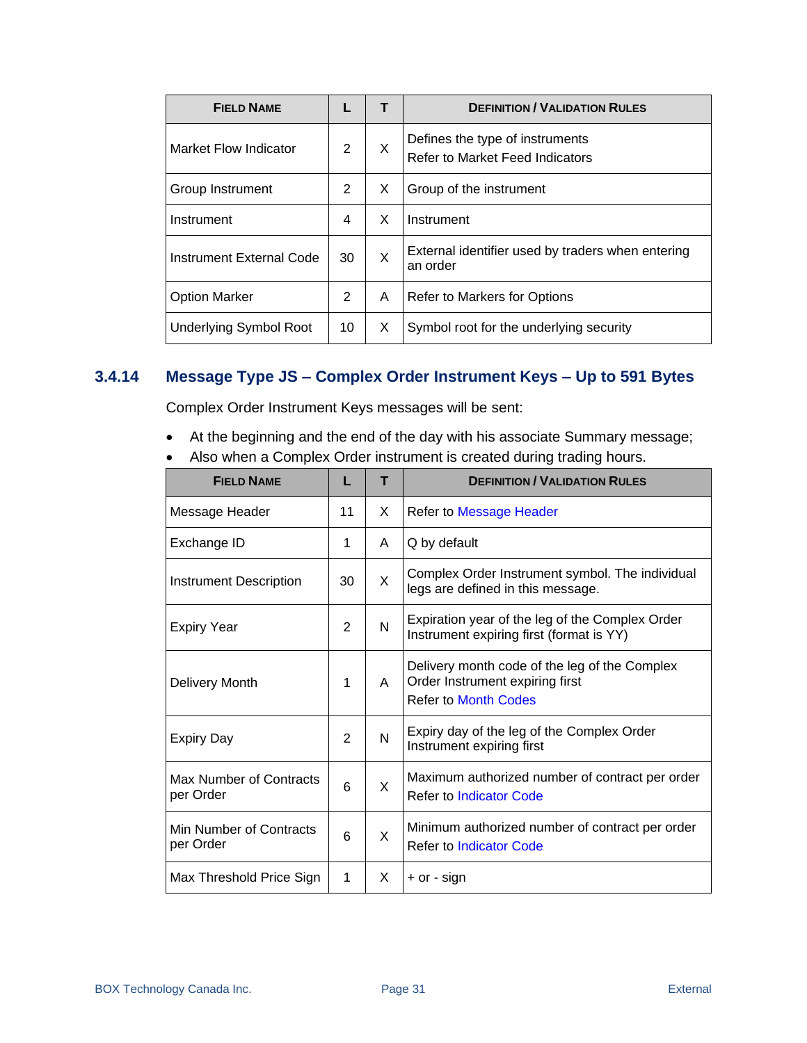| FIELD NAME | L | T | DEFINITION / VALIDATION RULES |
|---|---|---|---|
| Market Flow Indicator | 2 | X | Defines the type of instruments<br>Refer to Market Feed Indicators |
| Group Instrument | 2 | X | Group of the instrument |
| Instrument | 4 | X | Instrument |
| Instrument External Code | 30 | X | External identifier used by traders when entering an order |
| Option Marker | 2 | A | Refer to Markers for Options |
| Underlying Symbol Root | 10 | X | Symbol root for the underlying security |

### 3.4.14 Message Type JS – Complex Order Instrument Keys – Up to 591 Bytes

Complex Order Instrument Keys messages will be sent:

- At the beginning and the end of the day with his associate Summary message;
- Also when a Complex Order instrument is created during trading hours.

| FIELD NAME | L | T | DEFINITION / VALIDATION RULES |
|---|---|---|---|
| Message Header | 11 | X | Refer to Message Header |
| Exchange ID | 1 | A | Q by default |
| Instrument Description | 30 | X | Complex Order Instrument symbol. The individual legs are defined in this message. |
| Expiry Year | 2 | N | Expiration year of the leg of the Complex Order Instrument expiring first (format is YY) |
| Delivery Month | 1 | A | Delivery month code of the leg of the Complex Order Instrument expiring first<br>Refer to Month Codes |
| Expiry Day | 2 | N | Expiry day of the leg of the Complex Order Instrument expiring first |
| Max Number of Contracts per Order | 6 | X | Maximum authorized number of contract per order<br>Refer to Indicator Code |
| Min Number of Contracts per Order | 6 | X | Minimum authorized number of contract per order<br>Refer to Indicator Code |
| Max Threshold Price Sign | 1 | X | + or - sign |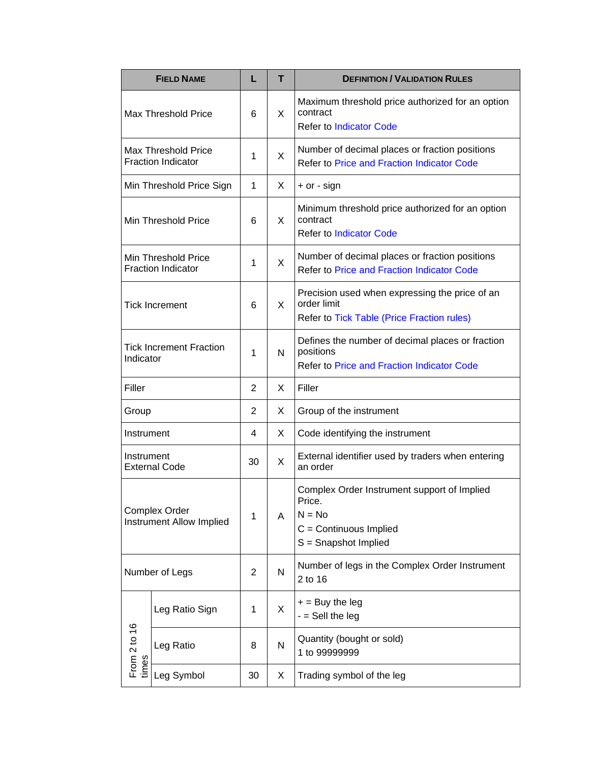| FIELD NAME | | L | T | DEFINITION / VALIDATION RULES |
|---|---|---|---|---|
| Max Threshold Price | | 6 | X | Maximum threshold price authorized for an option contract<br>Refer to Indicator Code |
| Max Threshold Price Fraction Indicator | | 1 | X | Number of decimal places or fraction positions<br>Refer to Price and Fraction Indicator Code |
| Min Threshold Price Sign | | 1 | X | + or - sign |
| Min Threshold Price | | 6 | X | Minimum threshold price authorized for an option contract<br>Refer to Indicator Code |
| Min Threshold Price Fraction Indicator | | 1 | X | Number of decimal places or fraction positions<br>Refer to Price and Fraction Indicator Code |
| Tick Increment | | 6 | X | Precision used when expressing the price of an order limit<br>Refer to Tick Table (Price Fraction rules) |
| Tick Increment Fraction Indicator | | 1 | N | Defines the number of decimal places or fraction positions<br>Refer to Price and Fraction Indicator Code |
| Filler | | 2 | X | Filler |
| Group | | 2 | X | Group of the instrument |
| Instrument | | 4 | X | Code identifying the instrument |
| Instrument External Code | | 30 | X | External identifier used by traders when entering an order |
| Complex Order Instrument Allow Implied | | 1 | A | Complex Order Instrument support of Implied Price.<br>N = No<br>C = Continuous Implied<br>S = Snapshot Implied |
| Number of Legs | | 2 | N | Number of legs in the Complex Order Instrument<br>2 to 16 |
| From 2 to 16 times | Leg Ratio Sign | 1 | X | + = Buy the leg<br>- = Sell the leg |
| | Leg Ratio | 8 | N | Quantity (bought or sold)<br>1 to 99999999 |
| | Leg Symbol | 30 | X | Trading symbol of the leg |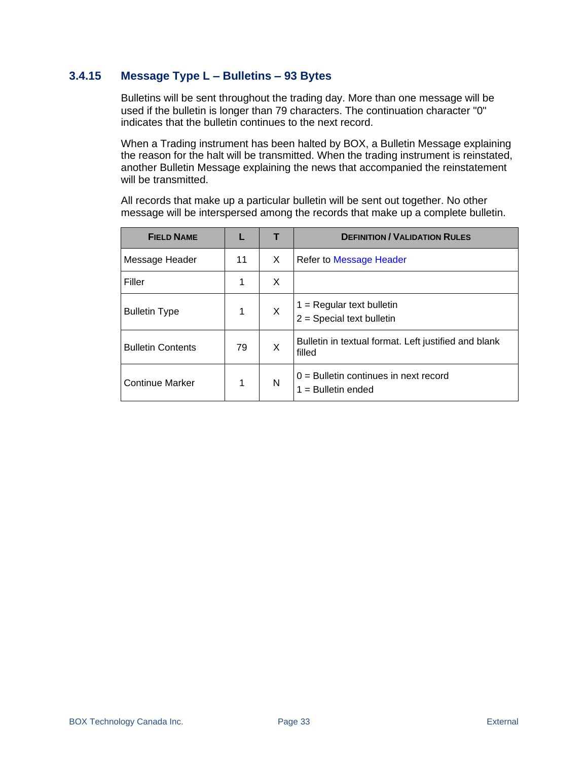### 3.4.15 Message Type L – Bulletins – 93 Bytes

Bulletins will be sent throughout the trading day. More than one message will be used if the bulletin is longer than 79 characters. The continuation character "0" indicates that the bulletin continues to the next record.

When a Trading instrument has been halted by BOX, a Bulletin Message explaining the reason for the halt will be transmitted. When the trading instrument is reinstated, another Bulletin Message explaining the news that accompanied the reinstatement will be transmitted.

All records that make up a particular bulletin will be sent out together. No other message will be interspersed among the records that make up a complete bulletin.

| FIELD NAME | L | T | DEFINITION / VALIDATION RULES |
|---|---|---|---|
| Message Header | 11 | X | Refer to Message Header |
| Filler | 1 | X | |
| Bulletin Type | 1 | X | 1 = Regular text bulletin<br>2 = Special text bulletin |
| Bulletin Contents | 79 | X | Bulletin in textual format. Left justified and blank filled |
| Continue Marker | 1 | N | 0 = Bulletin continues in next record<br>1 = Bulletin ended |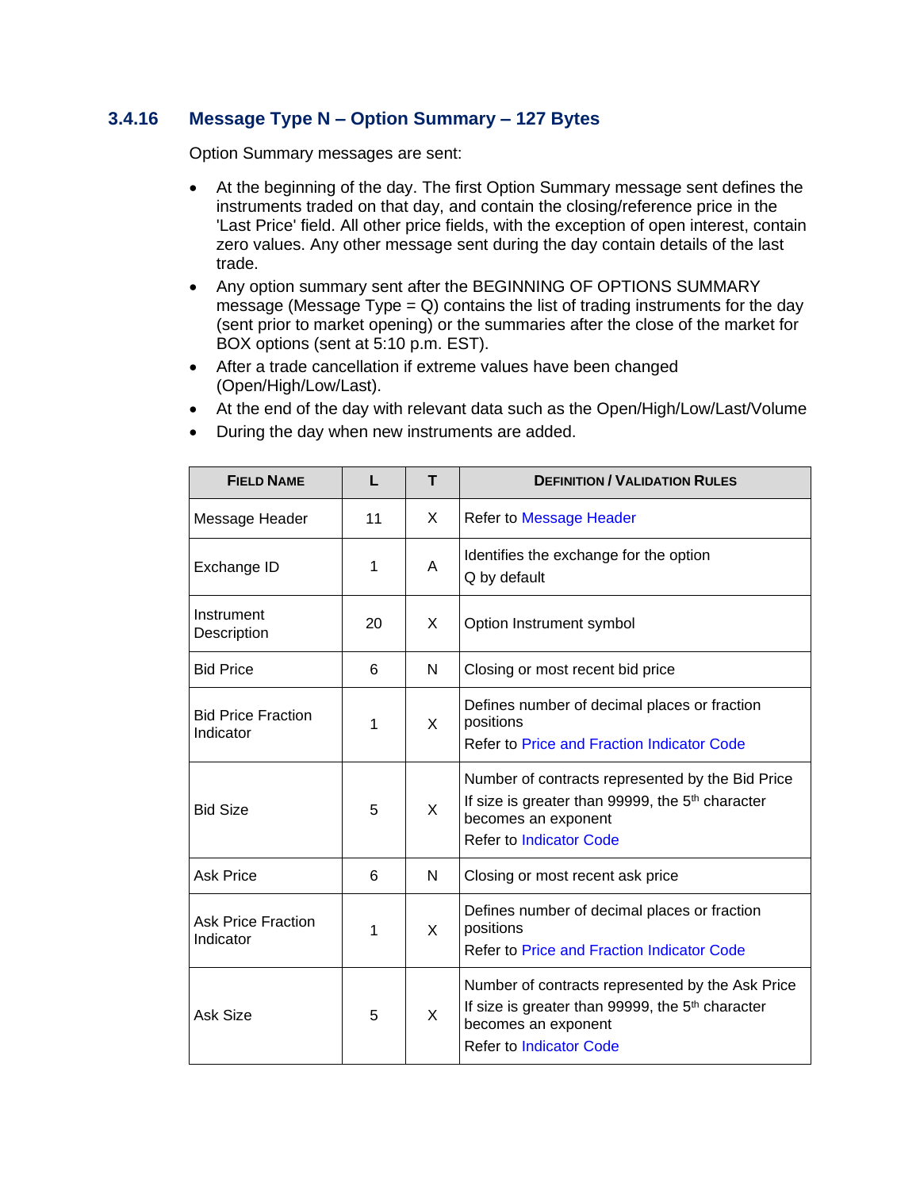### 3.4.16 Message Type N – Option Summary – 127 Bytes

Option Summary messages are sent:

- At the beginning of the day. The first Option Summary message sent defines the instruments traded on that day, and contain the closing/reference price in the 'Last Price' field. All other price fields, with the exception of open interest, contain zero values. Any other message sent during the day contain details of the last trade.
- Any option summary sent after the BEGINNING OF OPTIONS SUMMARY message (Message Type = Q) contains the list of trading instruments for the day (sent prior to market opening) or the summaries after the close of the market for BOX options (sent at 5:10 p.m. EST).
- After a trade cancellation if extreme values have been changed (Open/High/Low/Last).
- At the end of the day with relevant data such as the Open/High/Low/Last/Volume
- During the day when new instruments are added.

| FIELD NAME | L | T | DEFINITION / VALIDATION RULES |
|---|---|---|---|
| Message Header | 11 | X | Refer to Message Header |
| Exchange ID | 1 | A | Identifies the exchange for the option<br>Q by default |
| Instrument Description | 20 | X | Option Instrument symbol |
| Bid Price | 6 | N | Closing or most recent bid price |
| Bid Price Fraction Indicator | 1 | X | Defines number of decimal places or fraction positions<br>Refer to Price and Fraction Indicator Code |
| Bid Size | 5 | X | Number of contracts represented by the Bid Price<br>If size is greater than 99999, the 5th character becomes an exponent<br>Refer to Indicator Code |
| Ask Price | 6 | N | Closing or most recent ask price |
| Ask Price Fraction Indicator | 1 | X | Defines number of decimal places or fraction positions<br>Refer to Price and Fraction Indicator Code |
| Ask Size | 5 | X | Number of contracts represented by the Ask Price<br>If size is greater than 99999, the 5th character becomes an exponent<br>Refer to Indicator Code |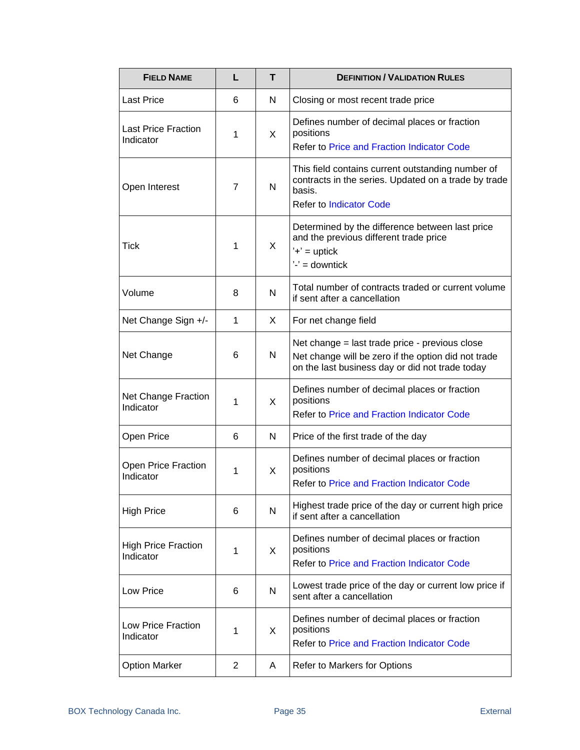| Field Name | L | T | Definition / Validation Rules |
|---|---|---|---|
| Last Price | 6 | N | Closing or most recent trade price |
| Last Price Fraction Indicator | 1 | X | Defines number of decimal places or fraction positions<br>Refer to Price and Fraction Indicator Code |
| Open Interest | 7 | N | This field contains current outstanding number of contracts in the series. Updated on a trade by trade basis.<br>Refer to Indicator Code |
| Tick | 1 | X | Determined by the difference between last price and the previous different trade price<br>'+' = uptick<br>'-' = downtick |
| Volume | 8 | N | Total number of contracts traded or current volume if sent after a cancellation |
| Net Change Sign +/- | 1 | X | For net change field |
| Net Change | 6 | N | Net change = last trade price - previous close<br>Net change will be zero if the option did not trade on the last business day or did not trade today |
| Net Change Fraction Indicator | 1 | X | Defines number of decimal places or fraction positions<br>Refer to Price and Fraction Indicator Code |
| Open Price | 6 | N | Price of the first trade of the day |
| Open Price Fraction Indicator | 1 | X | Defines number of decimal places or fraction positions<br>Refer to Price and Fraction Indicator Code |
| High Price | 6 | N | Highest trade price of the day or current high price if sent after a cancellation |
| High Price Fraction Indicator | 1 | X | Defines number of decimal places or fraction positions<br>Refer to Price and Fraction Indicator Code |
| Low Price | 6 | N | Lowest trade price of the day or current low price if sent after a cancellation |
| Low Price Fraction Indicator | 1 | X | Defines number of decimal places or fraction positions<br>Refer to Price and Fraction Indicator Code |
| Option Marker | 2 | A | Refer to Markers for Options |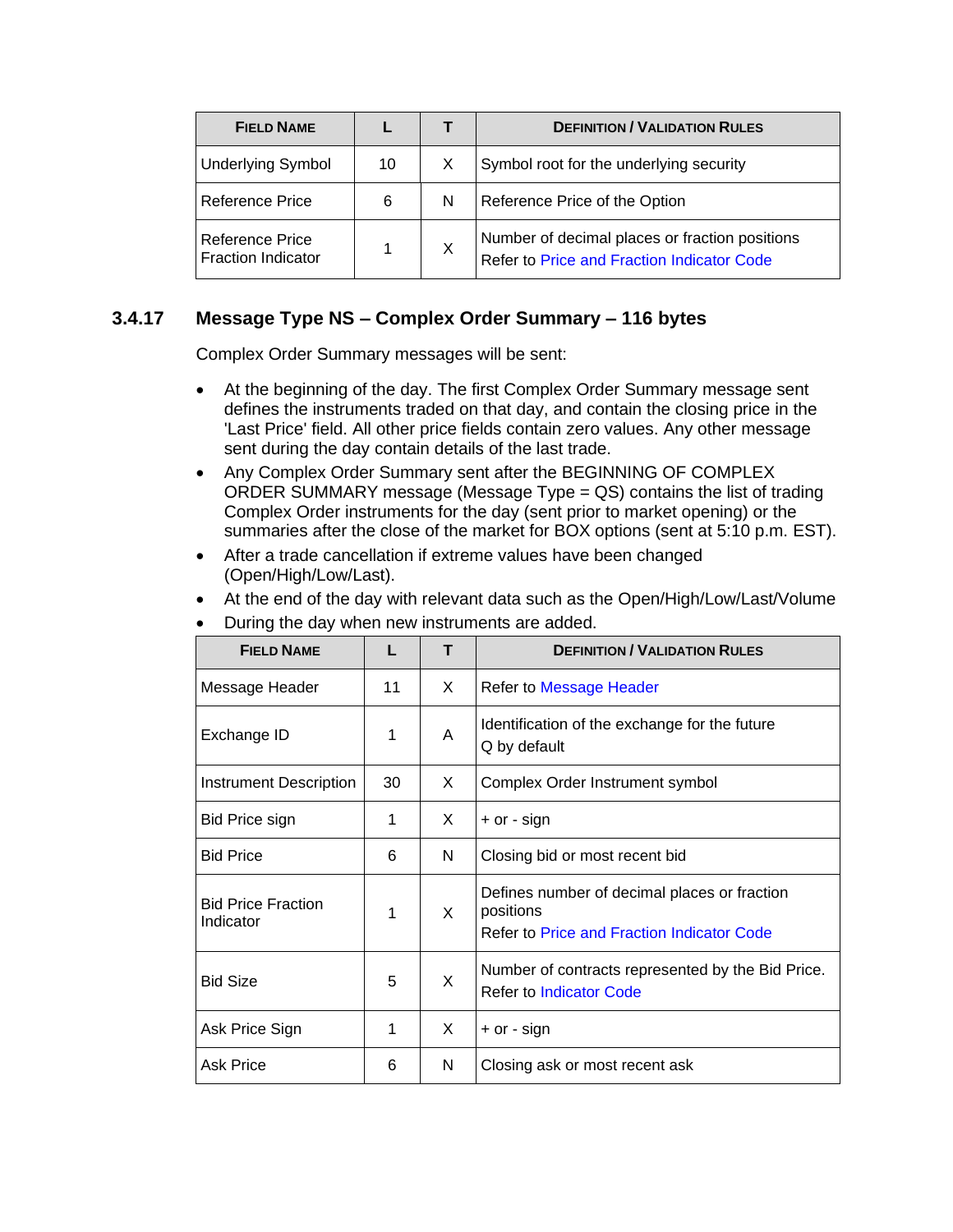| FIELD NAME | L | T | DEFINITION / VALIDATION RULES |
|---|---|---|---|
| Underlying Symbol | 10 | X | Symbol root for the underlying security |
| Reference Price | 6 | N | Reference Price of the Option |
| Reference Price Fraction Indicator | 1 | X | Number of decimal places or fraction positions<br>Refer to Price and Fraction Indicator Code |

### 3.4.17 Message Type NS – Complex Order Summary – 116 bytes

Complex Order Summary messages will be sent:

- At the beginning of the day. The first Complex Order Summary message sent defines the instruments traded on that day, and contain the closing price in the 'Last Price' field. All other price fields contain zero values. Any other message sent during the day contain details of the last trade.
- Any Complex Order Summary sent after the BEGINNING OF COMPLEX ORDER SUMMARY message (Message Type = QS) contains the list of trading Complex Order instruments for the day (sent prior to market opening) or the summaries after the close of the market for BOX options (sent at 5:10 p.m. EST).
- After a trade cancellation if extreme values have been changed (Open/High/Low/Last).
- At the end of the day with relevant data such as the Open/High/Low/Last/Volume
- During the day when new instruments are added.

| FIELD NAME | L | T | DEFINITION / VALIDATION RULES |
|---|---|---|---|
| Message Header | 11 | X | Refer to Message Header |
| Exchange ID | 1 | A | Identification of the exchange for the future<br>Q by default |
| Instrument Description | 30 | X | Complex Order Instrument symbol |
| Bid Price sign | 1 | X | + or - sign |
| Bid Price | 6 | N | Closing bid or most recent bid |
| Bid Price Fraction Indicator | 1 | X | Defines number of decimal places or fraction positions<br>Refer to Price and Fraction Indicator Code |
| Bid Size | 5 | X | Number of contracts represented by the Bid Price.<br>Refer to Indicator Code |
| Ask Price Sign | 1 | X | + or - sign |
| Ask Price | 6 | N | Closing ask or most recent ask |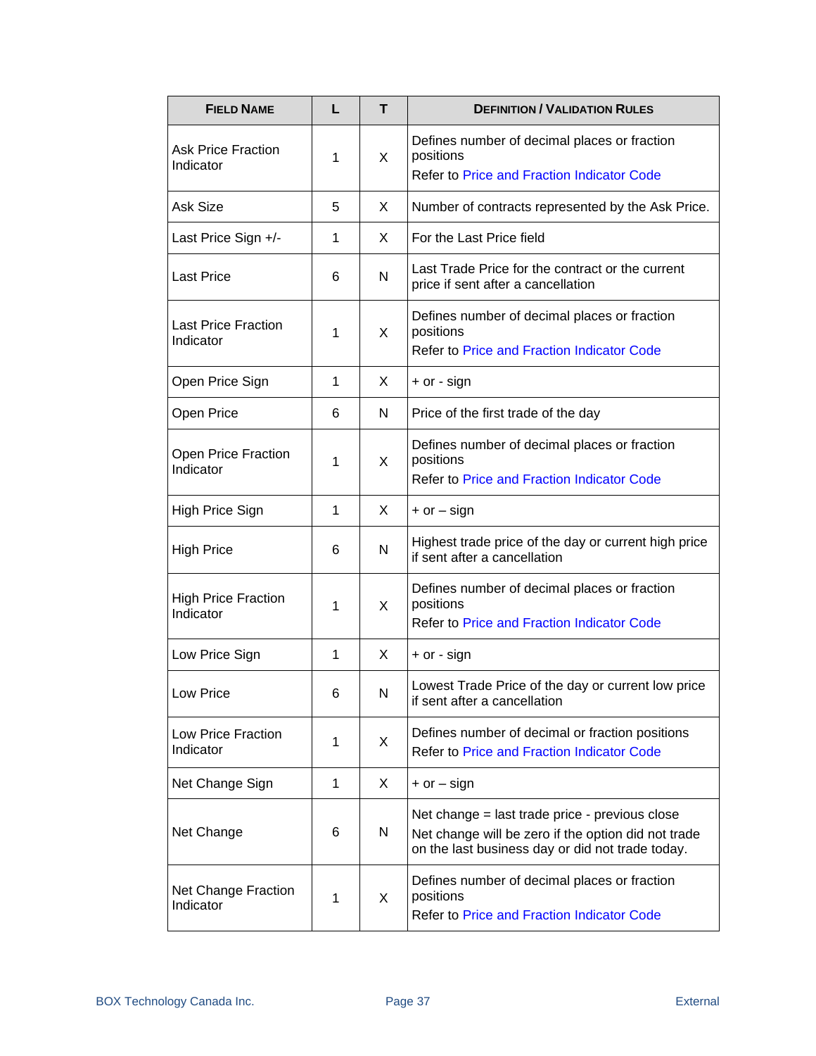| Field Name | L | T | Definition / Validation Rules |
|---|---|---|---|
| Ask Price Fraction Indicator | 1 | X | Defines number of decimal places or fraction positions<br>Refer to Price and Fraction Indicator Code |
| Ask Size | 5 | X | Number of contracts represented by the Ask Price. |
| Last Price Sign +/- | 1 | X | For the Last Price field |
| Last Price | 6 | N | Last Trade Price for the contract or the current price if sent after a cancellation |
| Last Price Fraction Indicator | 1 | X | Defines number of decimal places or fraction positions<br>Refer to Price and Fraction Indicator Code |
| Open Price Sign | 1 | X | + or - sign |
| Open Price | 6 | N | Price of the first trade of the day |
| Open Price Fraction Indicator | 1 | X | Defines number of decimal places or fraction positions<br>Refer to Price and Fraction Indicator Code |
| High Price Sign | 1 | X | + or – sign |
| High Price | 6 | N | Highest trade price of the day or current high price if sent after a cancellation |
| High Price Fraction Indicator | 1 | X | Defines number of decimal places or fraction positions<br>Refer to Price and Fraction Indicator Code |
| Low Price Sign | 1 | X | + or - sign |
| Low Price | 6 | N | Lowest Trade Price of the day or current low price if sent after a cancellation |
| Low Price Fraction Indicator | 1 | X | Defines number of decimal or fraction positions<br>Refer to Price and Fraction Indicator Code |
| Net Change Sign | 1 | X | + or – sign |
| Net Change | 6 | N | Net change = last trade price - previous close<br>Net change will be zero if the option did not trade on the last business day or did not trade today. |
| Net Change Fraction Indicator | 1 | X | Defines number of decimal places or fraction positions<br>Refer to Price and Fraction Indicator Code |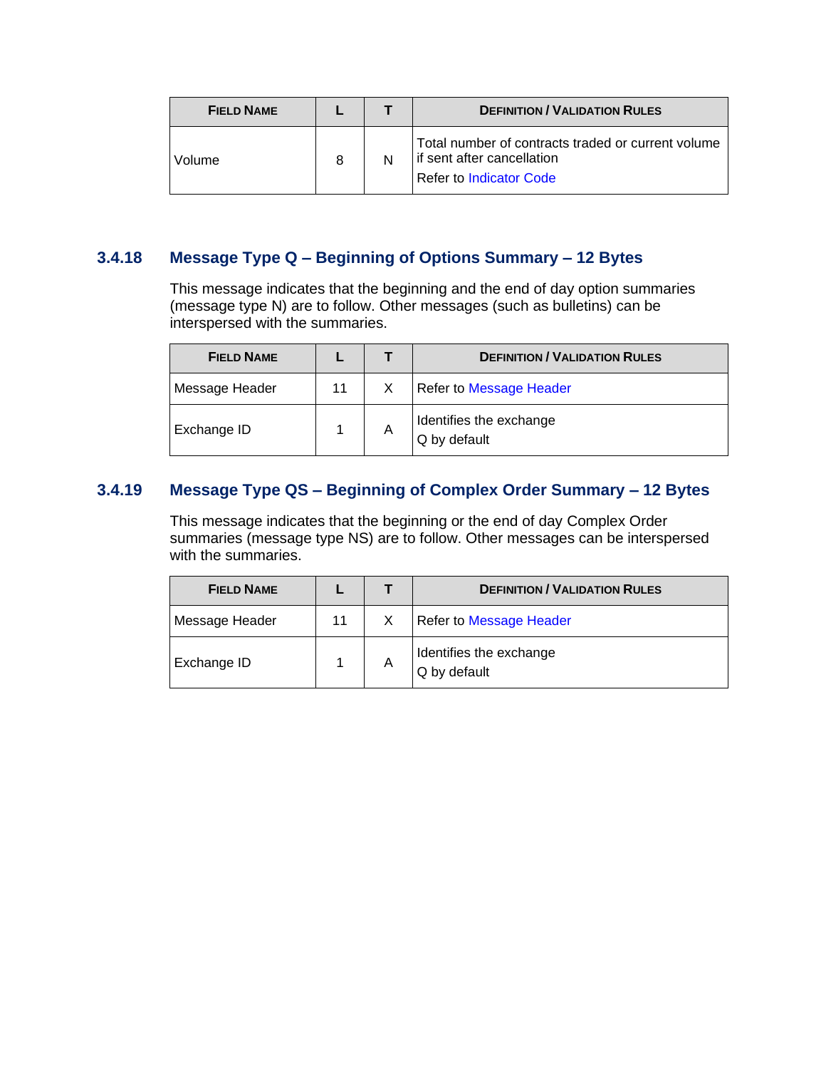| FIELD NAME | L | T | DEFINITION / VALIDATION RULES |
|---|---|---|---|
| Volume | 8 | N | Total number of contracts traded or current volume if sent after cancellation<br>Refer to Indicator Code |

### 3.4.18 Message Type Q – Beginning of Options Summary – 12 Bytes

This message indicates that the beginning and the end of day option summaries (message type N) are to follow. Other messages (such as bulletins) can be interspersed with the summaries.

| FIELD NAME | L | T | DEFINITION / VALIDATION RULES |
|---|---|---|---|
| Message Header | 11 | X | Refer to Message Header |
| Exchange ID | 1 | A | Identifies the exchange<br>Q by default |

### 3.4.19 Message Type QS – Beginning of Complex Order Summary – 12 Bytes

This message indicates that the beginning or the end of day Complex Order summaries (message type NS) are to follow. Other messages can be interspersed with the summaries.

| FIELD NAME | L | T | DEFINITION / VALIDATION RULES |
|---|---|---|---|
| Message Header | 11 | X | Refer to Message Header |
| Exchange ID | 1 | A | Identifies the exchange<br>Q by default |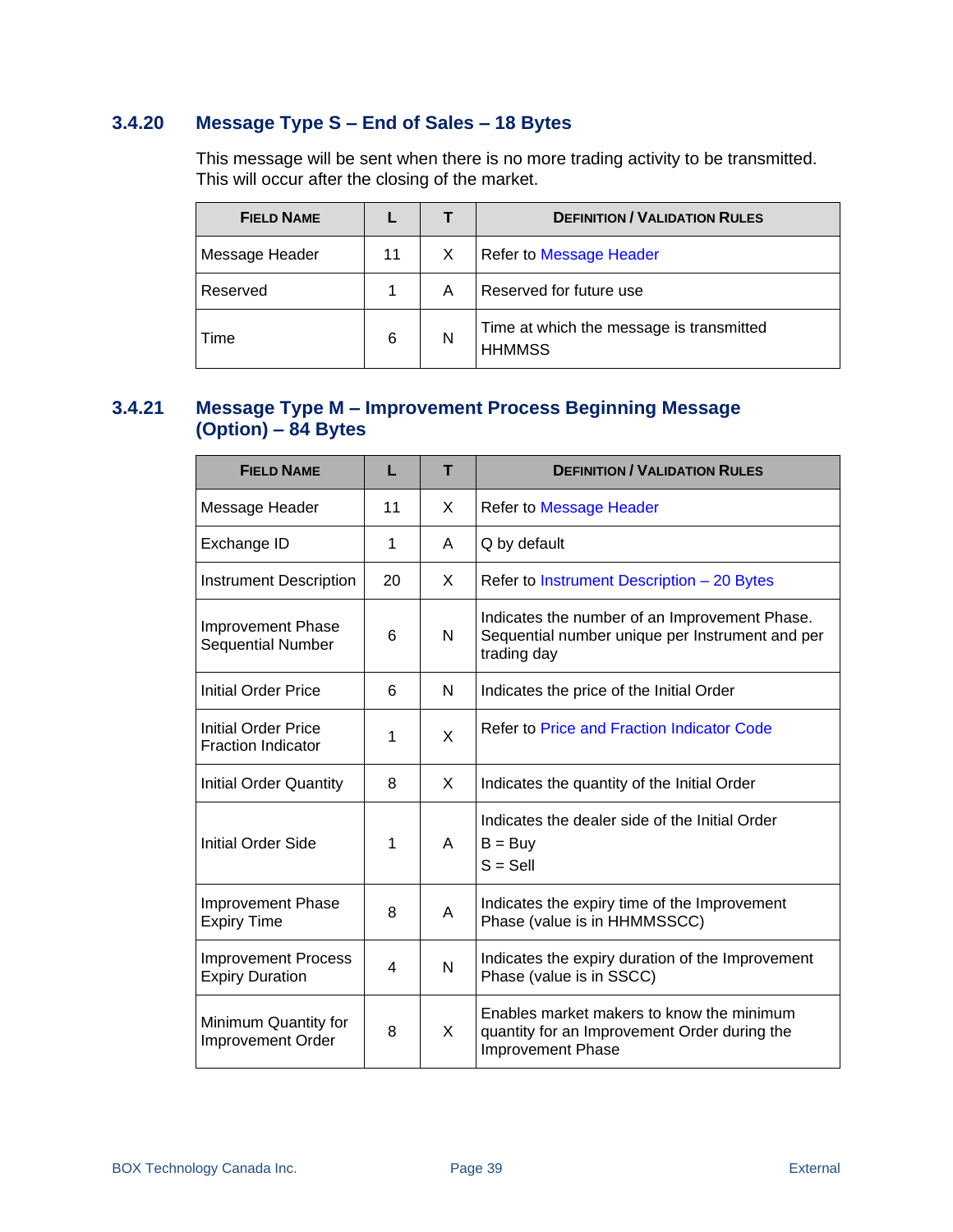### 3.4.20 Message Type S – End of Sales – 18 Bytes

This message will be sent when there is no more trading activity to be transmitted. This will occur after the closing of the market.

| FIELD NAME | L | T | DEFINITION / VALIDATION RULES |
|---|---|---|---|
| Message Header | 11 | X | Refer to Message Header |
| Reserved | 1 | A | Reserved for future use |
| Time | 6 | N | Time at which the message is transmitted HHMMSS |

### 3.4.21 Message Type M – Improvement Process Beginning Message (Option) – 84 Bytes

| FIELD NAME | L | T | DEFINITION / VALIDATION RULES |
|---|---|---|---|
| Message Header | 11 | X | Refer to Message Header |
| Exchange ID | 1 | A | Q by default |
| Instrument Description | 20 | X | Refer to Instrument Description – 20 Bytes |
| Improvement Phase Sequential Number | 6 | N | Indicates the number of an Improvement Phase. Sequential number unique per Instrument and per trading day |
| Initial Order Price | 6 | N | Indicates the price of the Initial Order |
| Initial Order Price Fraction Indicator | 1 | X | Refer to Price and Fraction Indicator Code |
| Initial Order Quantity | 8 | X | Indicates the quantity of the Initial Order |
| Initial Order Side | 1 | A | Indicates the dealer side of the Initial Order<br>B = Buy<br>S = Sell |
| Improvement Phase Expiry Time | 8 | A | Indicates the expiry time of the Improvement Phase (value is in HHMMSSCC) |
| Improvement Process Expiry Duration | 4 | N | Indicates the expiry duration of the Improvement Phase (value is in SSCC) |
| Minimum Quantity for Improvement Order | 8 | X | Enables market makers to know the minimum quantity for an Improvement Order during the Improvement Phase |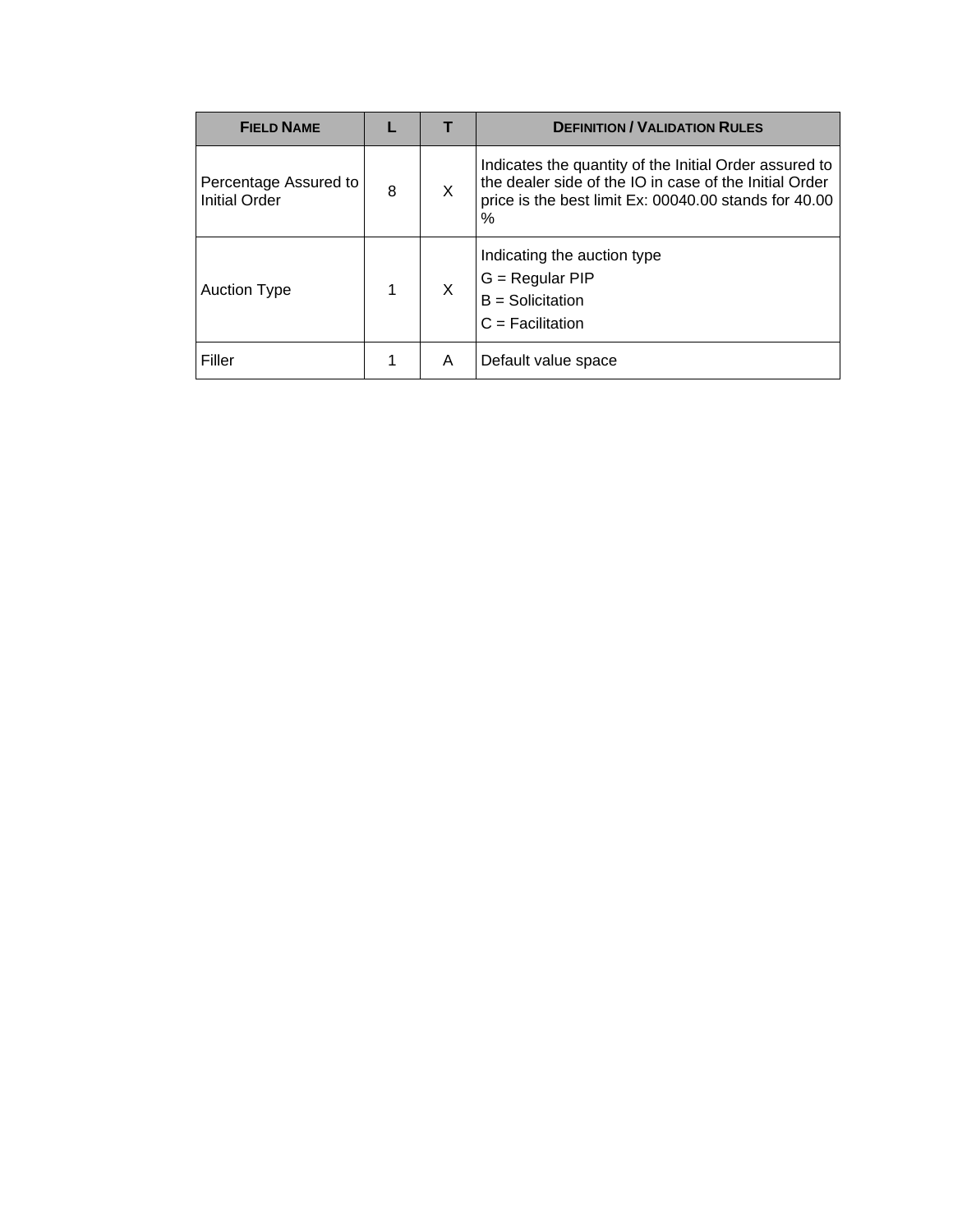| FIELD NAME | L | T | DEFINITION / VALIDATION RULES |
|---|---|---|---|
| Percentage Assured to Initial Order | 8 | X | Indicates the quantity of the Initial Order assured to the dealer side of the IO in case of the Initial Order price is the best limit Ex: 00040.00 stands for 40.00 % |
| Auction Type | 1 | X | Indicating the auction type<br>G = Regular PIP<br>B = Solicitation<br>C = Facilitation |
| Filler | 1 | A | Default value space |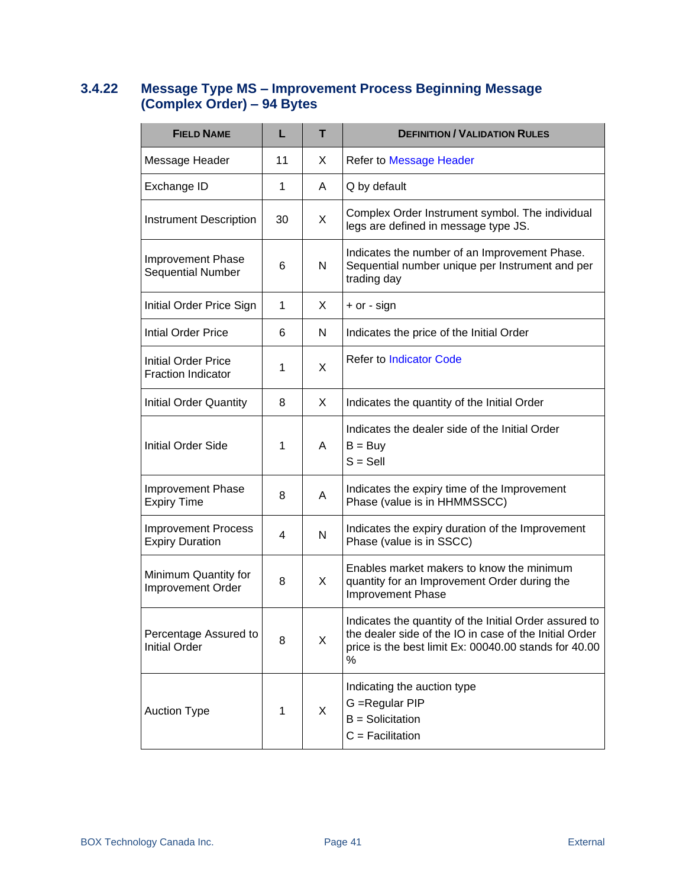### 3.4.22 Message Type MS – Improvement Process Beginning Message (Complex Order) – 94 Bytes

| FIELD NAME | L | T | DEFINITION / VALIDATION RULES |
|---|---|---|---|
| Message Header | 11 | X | Refer to Message Header |
| Exchange ID | 1 | A | Q by default |
| Instrument Description | 30 | X | Complex Order Instrument symbol. The individual legs are defined in message type JS. |
| Improvement Phase Sequential Number | 6 | N | Indicates the number of an Improvement Phase. Sequential number unique per Instrument and per trading day |
| Initial Order Price Sign | 1 | X | + or - sign |
| Intial Order Price | 6 | N | Indicates the price of the Initial Order |
| Initial Order Price Fraction Indicator | 1 | X | Refer to Indicator Code |
| Initial Order Quantity | 8 | X | Indicates the quantity of the Initial Order |
| Initial Order Side | 1 | A | Indicates the dealer side of the Initial Order<br>B = Buy<br>S = Sell |
| Improvement Phase Expiry Time | 8 | A | Indicates the expiry time of the Improvement Phase (value is in HHMMSSCC) |
| Improvement Process Expiry Duration | 4 | N | Indicates the expiry duration of the Improvement Phase (value is in SSCC) |
| Minimum Quantity for Improvement Order | 8 | X | Enables market makers to know the minimum quantity for an Improvement Order during the Improvement Phase |
| Percentage Assured to Initial Order | 8 | X | Indicates the quantity of the Initial Order assured to the dealer side of the IO in case of the Initial Order price is the best limit Ex: 00040.00 stands for 40.00 % |
| Auction Type | 1 | X | Indicating the auction type<br>G =Regular PIP<br>B = Solicitation<br>C = Facilitation |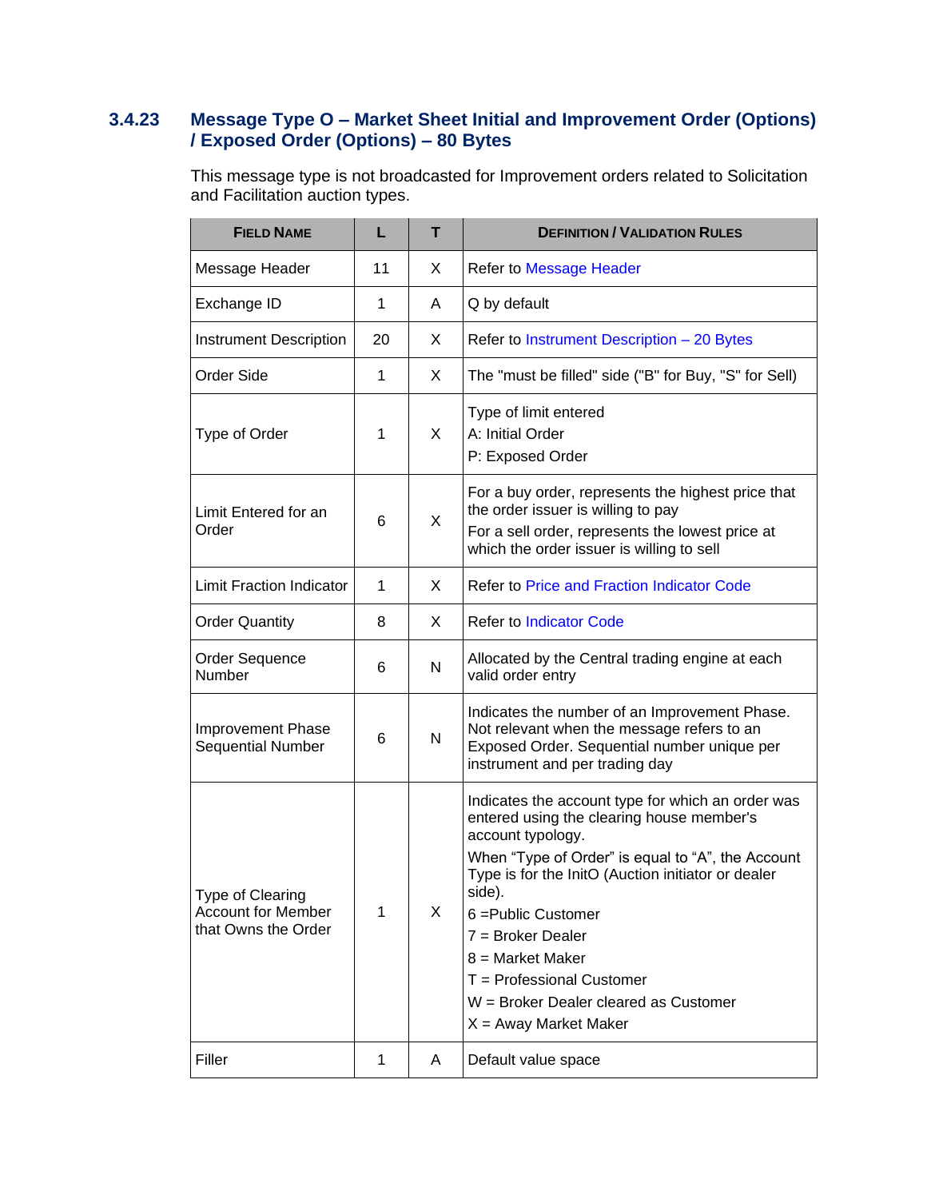### 3.4.23 Message Type O – Market Sheet Initial and Improvement Order (Options) / Exposed Order (Options) – 80 Bytes

This message type is not broadcasted for Improvement orders related to Solicitation and Facilitation auction types.

| FIELD NAME | L | T | DEFINITION / VALIDATION RULES |
|---|---|---|---|
| Message Header | 11 | X | Refer to Message Header |
| Exchange ID | 1 | A | Q by default |
| Instrument Description | 20 | X | Refer to Instrument Description – 20 Bytes |
| Order Side | 1 | X | The "must be filled" side ("B" for Buy, "S" for Sell) |
| Type of Order | 1 | X | Type of limit entered<br>A: Initial Order<br>P: Exposed Order |
| Limit Entered for an Order | 6 | X | For a buy order, represents the highest price that the order issuer is willing to pay<br>For a sell order, represents the lowest price at which the order issuer is willing to sell |
| Limit Fraction Indicator | 1 | X | Refer to Price and Fraction Indicator Code |
| Order Quantity | 8 | X | Refer to Indicator Code |
| Order Sequence Number | 6 | N | Allocated by the Central trading engine at each valid order entry |
| Improvement Phase Sequential Number | 6 | N | Indicates the number of an Improvement Phase. Not relevant when the message refers to an Exposed Order. Sequential number unique per instrument and per trading day |
| Type of Clearing Account for Member that Owns the Order | 1 | X | Indicates the account type for which an order was entered using the clearing house member's account typology.<br>When "Type of Order" is equal to "A", the Account Type is for the InitO (Auction initiator or dealer side).<br>6 =Public Customer<br>7 = Broker Dealer<br>8 = Market Maker<br>T = Professional Customer<br>W = Broker Dealer cleared as Customer<br>X = Away Market Maker |
| Filler | 1 | A | Default value space |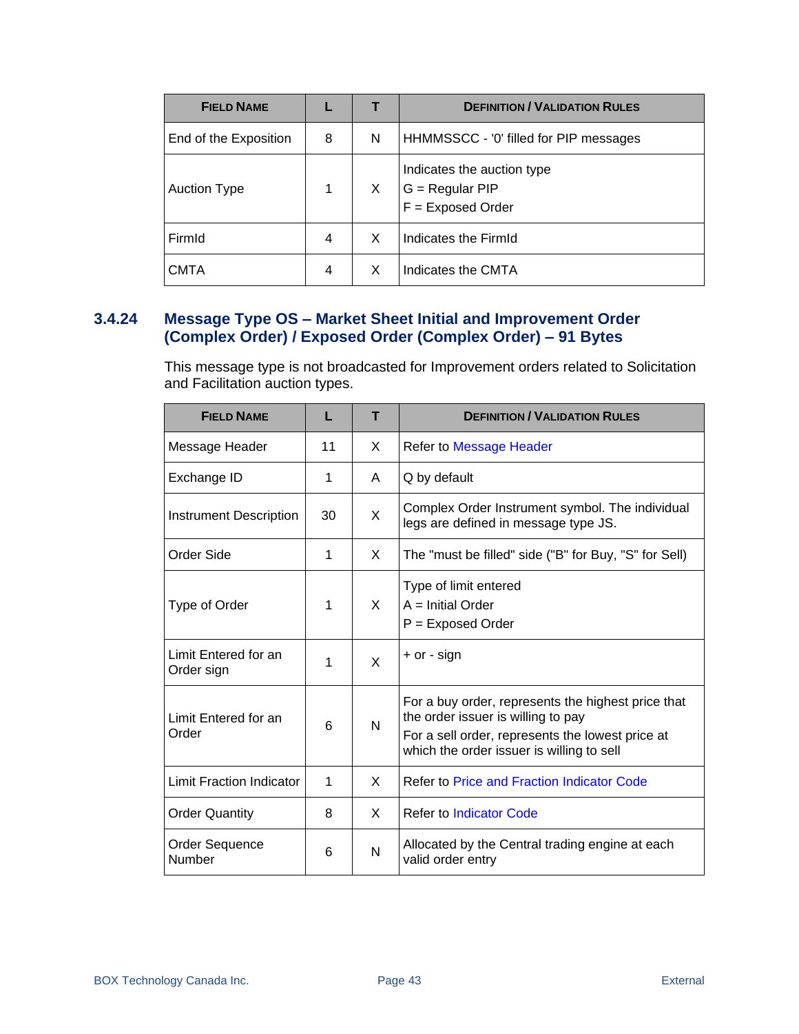| FIELD NAME | L | T | DEFINITION / VALIDATION RULES |
|---|---|---|---|
| End of the Exposition | 8 | N | HHMMSSCC - '0' filled for PIP messages |
| Auction Type | 1 | X | Indicates the auction type<br>G = Regular PIP<br>F = Exposed Order |
| FirmId | 4 | X | Indicates the FirmId |
| CMTA | 4 | X | Indicates the CMTA |

### 3.4.24 Message Type OS – Market Sheet Initial and Improvement Order (Complex Order) / Exposed Order (Complex Order) – 91 Bytes

This message type is not broadcasted for Improvement orders related to Solicitation and Facilitation auction types.

| FIELD NAME | L | T | DEFINITION / VALIDATION RULES |
|---|---|---|---|
| Message Header | 11 | X | Refer to Message Header |
| Exchange ID | 1 | A | Q by default |
| Instrument Description | 30 | X | Complex Order Instrument symbol. The individual legs are defined in message type JS. |
| Order Side | 1 | X | The "must be filled" side ("B" for Buy, "S" for Sell) |
| Type of Order | 1 | X | Type of limit entered<br>A = Initial Order<br>P = Exposed Order |
| Limit Entered for an Order sign | 1 | X | + or - sign |
| Limit Entered for an Order | 6 | N | For a buy order, represents the highest price that the order issuer is willing to pay<br>For a sell order, represents the lowest price at which the order issuer is willing to sell |
| Limit Fraction Indicator | 1 | X | Refer to Price and Fraction Indicator Code |
| Order Quantity | 8 | X | Refer to Indicator Code |
| Order Sequence Number | 6 | N | Allocated by the Central trading engine at each valid order entry |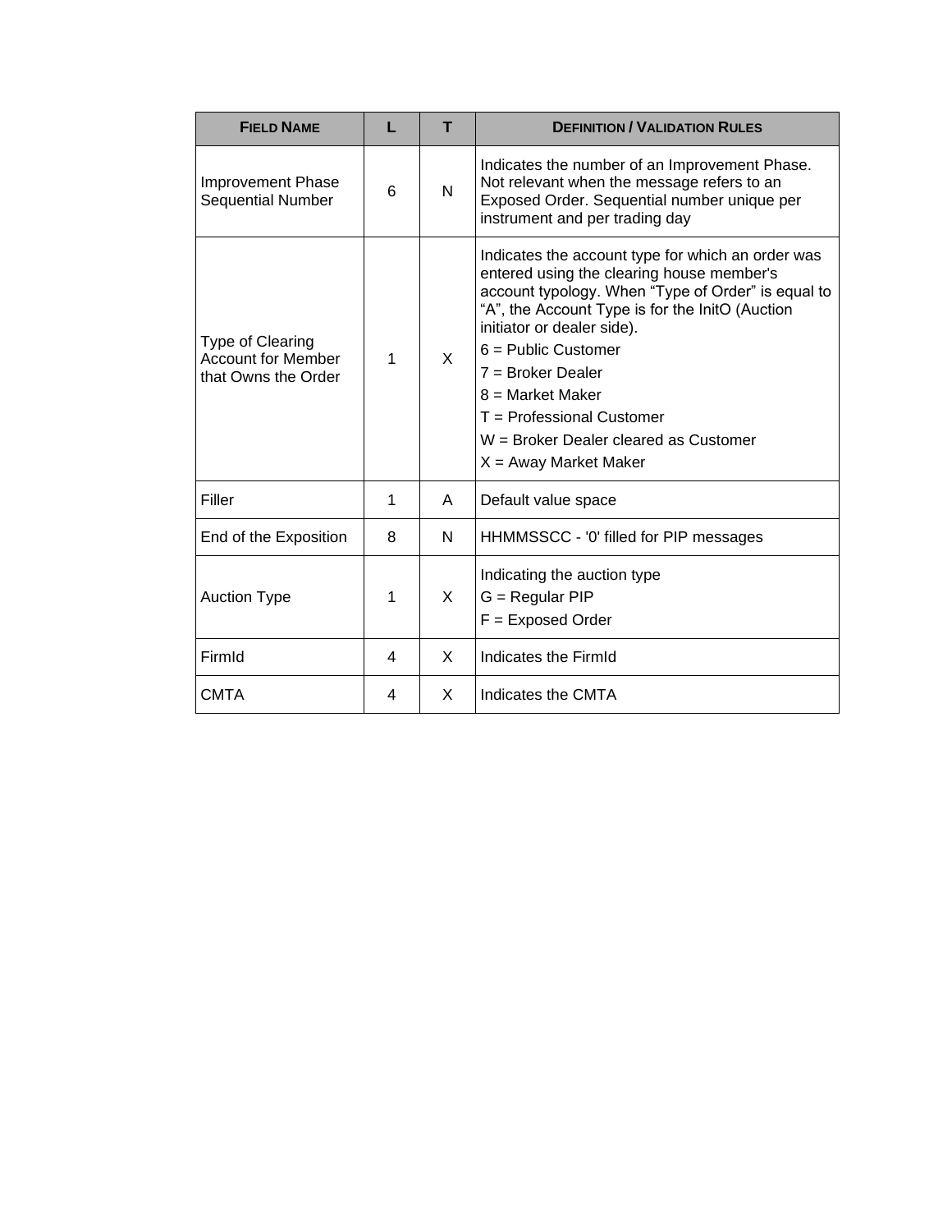| FIELD NAME | L | T | DEFINITION / VALIDATION RULES |
|---|---|---|---|
| Improvement Phase Sequential Number | 6 | N | Indicates the number of an Improvement Phase. Not relevant when the message refers to an Exposed Order. Sequential number unique per instrument and per trading day |
| Type of Clearing Account for Member that Owns the Order | 1 | X | Indicates the account type for which an order was entered using the clearing house member's account typology. When "Type of Order" is equal to "A", the Account Type is for the InitO (Auction initiator or dealer side).<br>6 = Public Customer<br>7 = Broker Dealer<br>8 = Market Maker<br>T = Professional Customer<br>W = Broker Dealer cleared as Customer<br>X = Away Market Maker |
| Filler | 1 | A | Default value space |
| End of the Exposition | 8 | N | HHMMSSCC - '0' filled for PIP messages |
| Auction Type | 1 | X | Indicating the auction type<br>G = Regular PIP<br>F = Exposed Order |
| FirmId | 4 | X | Indicates the FirmId |
| CMTA | 4 | X | Indicates the CMTA |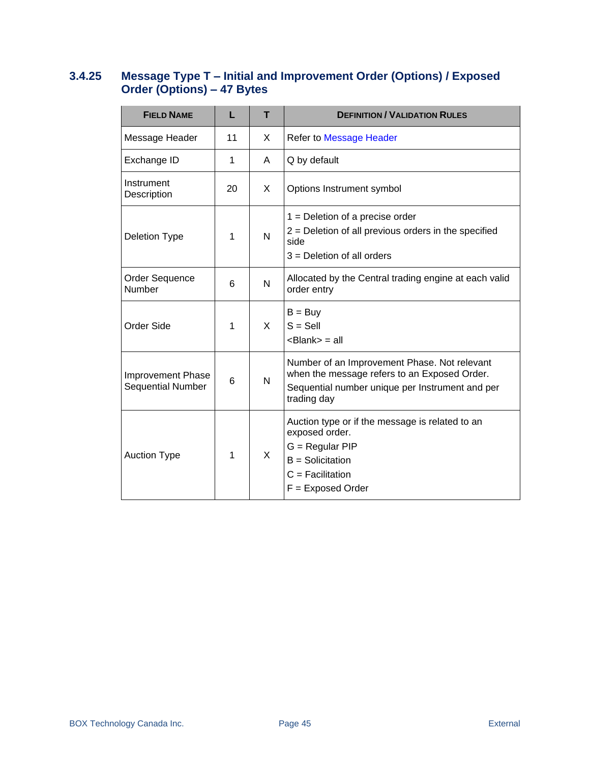### 3.4.25 Message Type T – Initial and Improvement Order (Options) / Exposed Order (Options) – 47 Bytes

| Field Name | L | T | Definition / Validation Rules |
|---|---|---|---|
| Message Header | 11 | X | Refer to Message Header |
| Exchange ID | 1 | A | Q by default |
| Instrument Description | 20 | X | Options Instrument symbol |
| Deletion Type | 1 | N | 1 = Deletion of a precise order<br>2 = Deletion of all previous orders in the specified side<br>3 = Deletion of all orders |
| Order Sequence Number | 6 | N | Allocated by the Central trading engine at each valid order entry |
| Order Side | 1 | X | B = Buy<br>S = Sell<br><Blank> = all |
| Improvement Phase Sequential Number | 6 | N | Number of an Improvement Phase. Not relevant when the message refers to an Exposed Order.<br>Sequential number unique per Instrument and per trading day |
| Auction Type | 1 | X | Auction type or if the message is related to an exposed order.<br>G = Regular PIP<br>B = Solicitation<br>C = Facilitation<br>F = Exposed Order |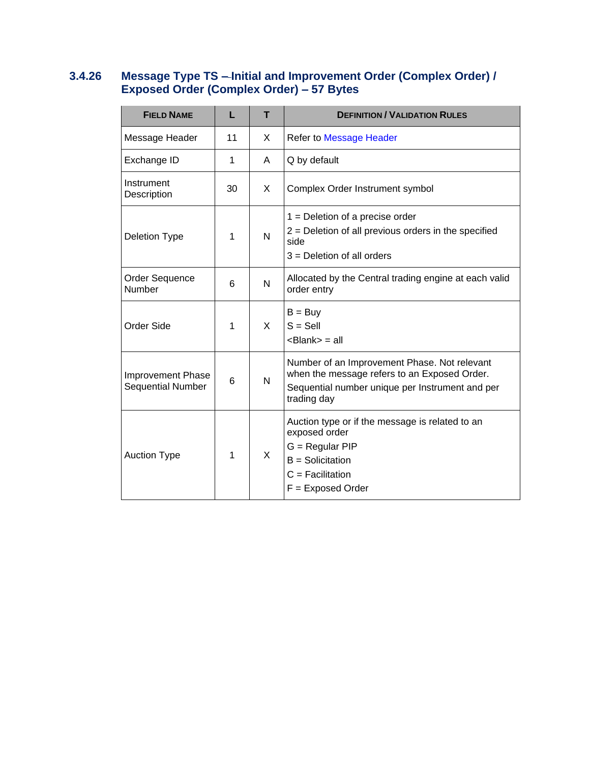### 3.4.26 Message Type TS –-Initial and Improvement Order (Complex Order) / Exposed Order (Complex Order) – 57 Bytes

| FIELD NAME | L | T | DEFINITION / VALIDATION RULES |
|---|---|---|---|
| Message Header | 11 | X | Refer to Message Header |
| Exchange ID | 1 | A | Q by default |
| Instrument Description | 30 | X | Complex Order Instrument symbol |
| Deletion Type | 1 | N | 1 = Deletion of a precise order<br>2 = Deletion of all previous orders in the specified side<br>3 = Deletion of all orders |
| Order Sequence Number | 6 | N | Allocated by the Central trading engine at each valid order entry |
| Order Side | 1 | X | B = Buy<br>S = Sell<br><Blank> = all |
| Improvement Phase Sequential Number | 6 | N | Number of an Improvement Phase. Not relevant when the message refers to an Exposed Order.<br>Sequential number unique per Instrument and per trading day |
| Auction Type | 1 | X | Auction type or if the message is related to an exposed order<br>G = Regular PIP<br>B = Solicitation<br>C = Facilitation<br>F = Exposed Order |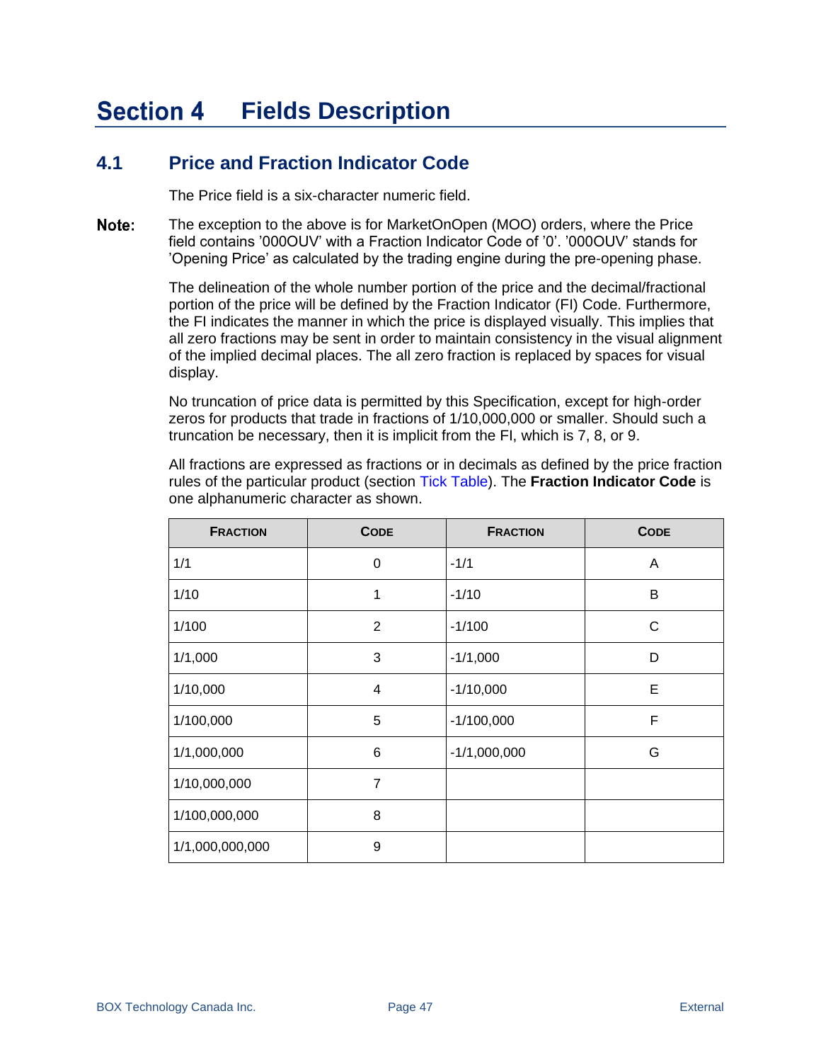# Section 4 Fields Description

## 4.1 Price and Fraction Indicator Code

The Price field is a six-character numeric field.

**Note:** The exception to the above is for MarketOnOpen (MOO) orders, where the Price field contains '000OUV' with a Fraction Indicator Code of '0'. '000OUV' stands for 'Opening Price' as calculated by the trading engine during the pre-opening phase.

The delineation of the whole number portion of the price and the decimal/fractional portion of the price will be defined by the Fraction Indicator (FI) Code. Furthermore, the FI indicates the manner in which the price is displayed visually. This implies that all zero fractions may be sent in order to maintain consistency in the visual alignment of the implied decimal places. The all zero fraction is replaced by spaces for visual display.

No truncation of price data is permitted by this Specification, except for high-order zeros for products that trade in fractions of 1/10,000,000 or smaller. Should such a truncation be necessary, then it is implicit from the FI, which is 7, 8, or 9.

All fractions are expressed as fractions or in decimals as defined by the price fraction rules of the particular product (section Tick Table). The **Fraction Indicator Code** is one alphanumeric character as shown.

| FRACTION | CODE | FRACTION | CODE |
|---|---|---|---|
| 1/1 | 0 | -1/1 | A |
| 1/10 | 1 | -1/10 | B |
| 1/100 | 2 | -1/100 | C |
| 1/1,000 | 3 | -1/1,000 | D |
| 1/10,000 | 4 | -1/10,000 | E |
| 1/100,000 | 5 | -1/100,000 | F |
| 1/1,000,000 | 6 | -1/1,000,000 | G |
| 1/10,000,000 | 7 | | |
| 1/100,000,000 | 8 | | |
| 1/1,000,000,000 | 9 | | |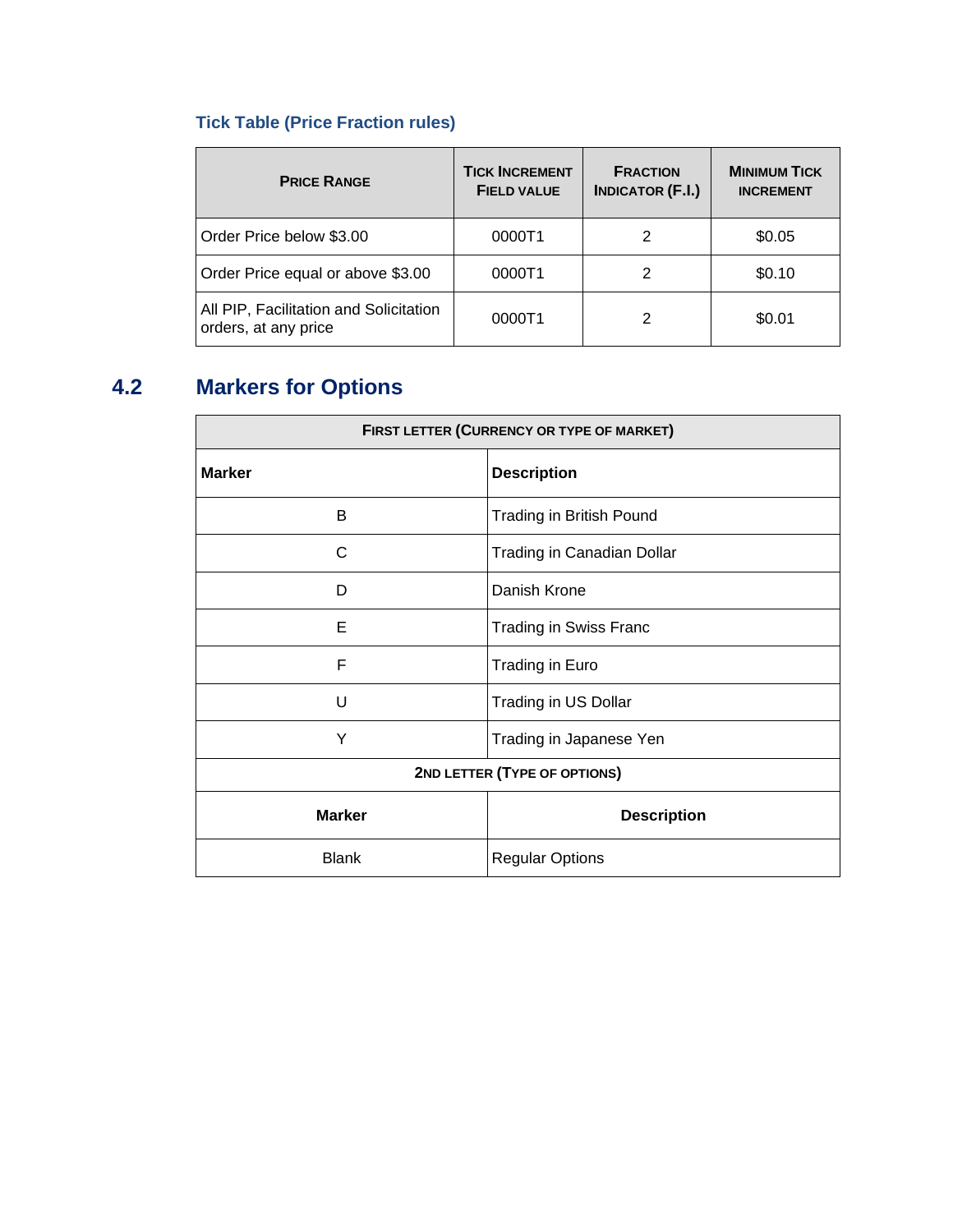### Tick Table (Price Fraction rules)

| PRICE RANGE | TICK INCREMENT FIELD VALUE | FRACTION INDICATOR (F.I.) | MINIMUM TICK INCREMENT |
|---|---|---|---|
| Order Price below $3.00 | 0000T1 | 2 | $0.05 |
| Order Price equal or above $3.00 | 0000T1 | 2 | $0.10 |
| All PIP, Facilitation and Solicitation orders, at any price | 0000T1 | 2 | $0.01 |

## 4.2 Markers for Options

| FIRST LETTER (CURRENCY OR TYPE OF MARKET) | |
|---|---|
| **Marker** | **Description** |
| B | Trading in British Pound |
| C | Trading in Canadian Dollar |
| D | Danish Krone |
| E | Trading in Swiss Franc |
| F | Trading in Euro |
| U | Trading in US Dollar |
| Y | Trading in Japanese Yen |
| **2ND LETTER (TYPE OF OPTIONS)** | |
| **Marker** | **Description** |
| Blank | Regular Options |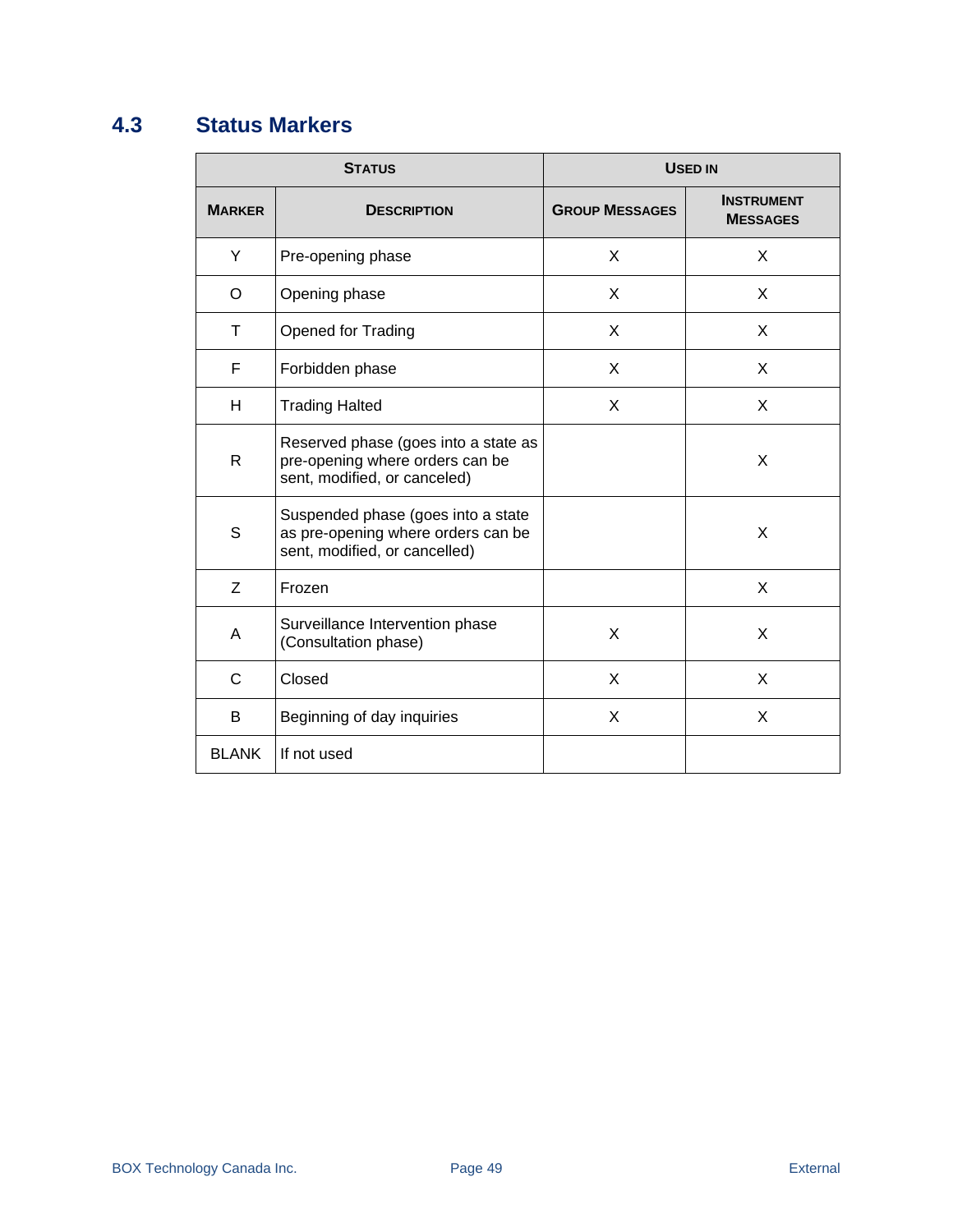## 4.3 Status Markers

| Status | | Used In | |
|---|---|---|---|
| Marker | Description | Group Messages | Instrument Messages |
| Y | Pre-opening phase | X | X |
| O | Opening phase | X | X |
| T | Opened for Trading | X | X |
| F | Forbidden phase | X | X |
| H | Trading Halted | X | X |
| R | Reserved phase (goes into a state as pre-opening where orders can be sent, modified, or canceled) | | X |
| S | Suspended phase (goes into a state as pre-opening where orders can be sent, modified, or cancelled) | | X |
| Z | Frozen | | X |
| A | Surveillance Intervention phase (Consultation phase) | X | X |
| C | Closed | X | X |
| B | Beginning of day inquiries | X | X |
| BLANK | If not used | | |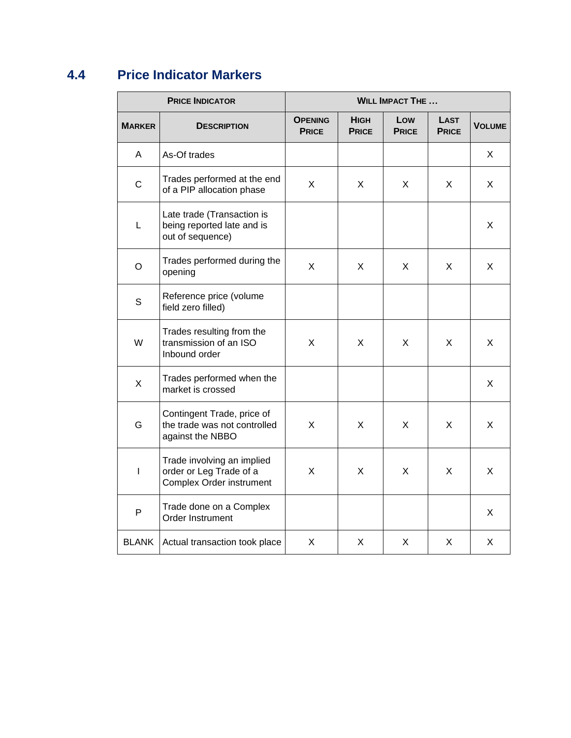## 4.4 Price Indicator Markers

| Price Indicator | | Will Impact the … | | | | |
|---|---|---|---|---|---|---|
| **Marker** | **Description** | **Opening Price** | **High Price** | **Low Price** | **Last Price** | **Volume** |
| A | As-Of trades | | | | | X |
| C | Trades performed at the end of a PIP allocation phase | X | X | X | X | X |
| L | Late trade (Transaction is being reported late and is out of sequence) | | | | | X |
| O | Trades performed during the opening | X | X | X | X | X |
| S | Reference price (volume field zero filled) | | | | | |
| W | Trades resulting from the transmission of an ISO Inbound order | X | X | X | X | X |
| X | Trades performed when the market is crossed | | | | | X |
| G | Contingent Trade, price of the trade was not controlled against the NBBO | X | X | X | X | X |
| I | Trade involving an implied order or Leg Trade of a Complex Order instrument | X | X | X | X | X |
| P | Trade done on a Complex Order Instrument | | | | | X |
| BLANK | Actual transaction took place | X | X | X | X | X |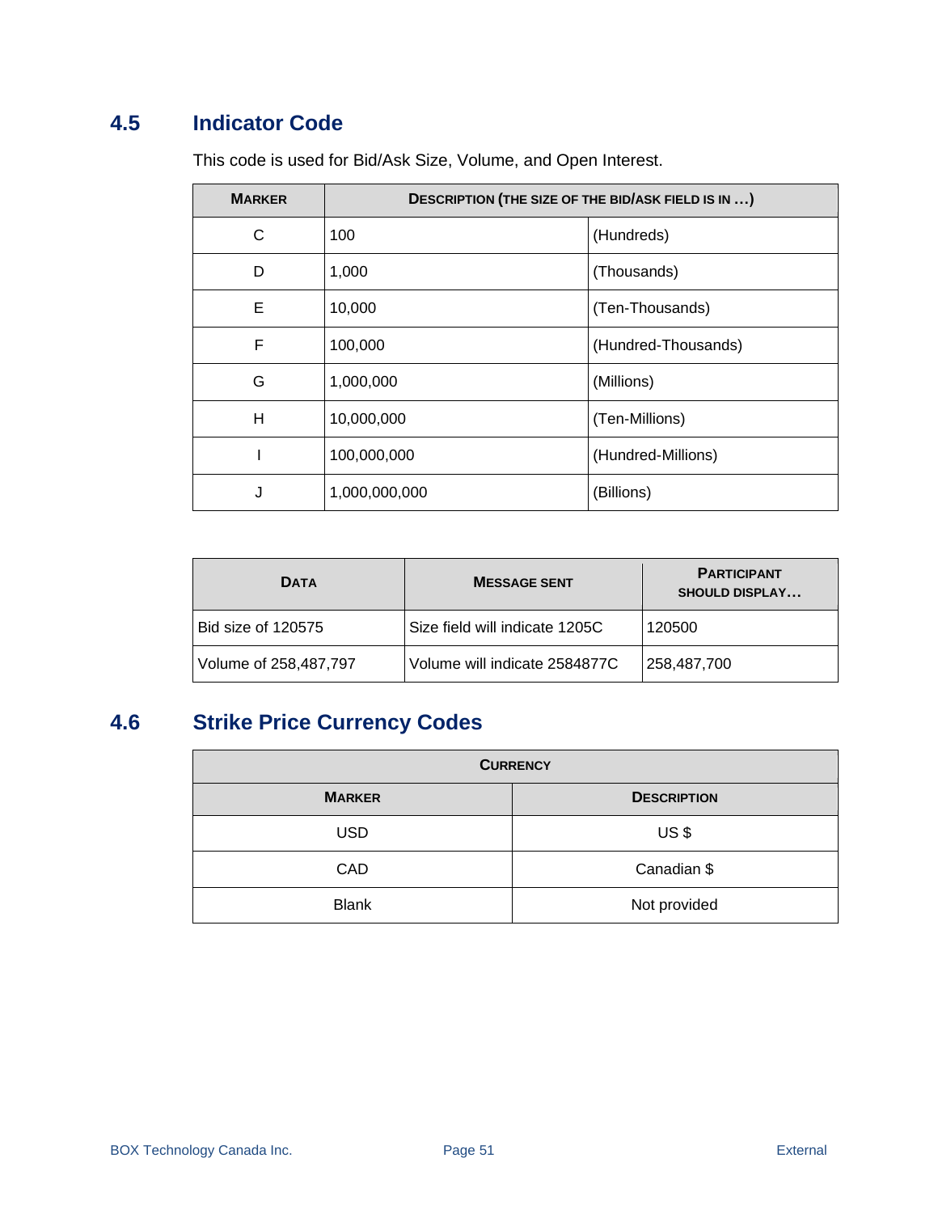## 4.5 Indicator Code

This code is used for Bid/Ask Size, Volume, and Open Interest.

| Marker | Description (the size of the Bid/Ask field is in …) | |
|---|---|---|
| C | 100 | (Hundreds) |
| D | 1,000 | (Thousands) |
| E | 10,000 | (Ten-Thousands) |
| F | 100,000 | (Hundred-Thousands) |
| G | 1,000,000 | (Millions) |
| H | 10,000,000 | (Ten-Millions) |
| I | 100,000,000 | (Hundred-Millions) |
| J | 1,000,000,000 | (Billions) |

| Data | Message sent | Participant should display… |
|---|---|---|
| Bid size of 120575 | Size field will indicate 1205C | 120500 |
| Volume of 258,487,797 | Volume will indicate 2584877C | 258,487,700 |

## 4.6 Strike Price Currency Codes

| Currency | |
|---|---|
| **Marker** | **Description** |
| USD | US $ |
| CAD | Canadian $ |
| Blank | Not provided |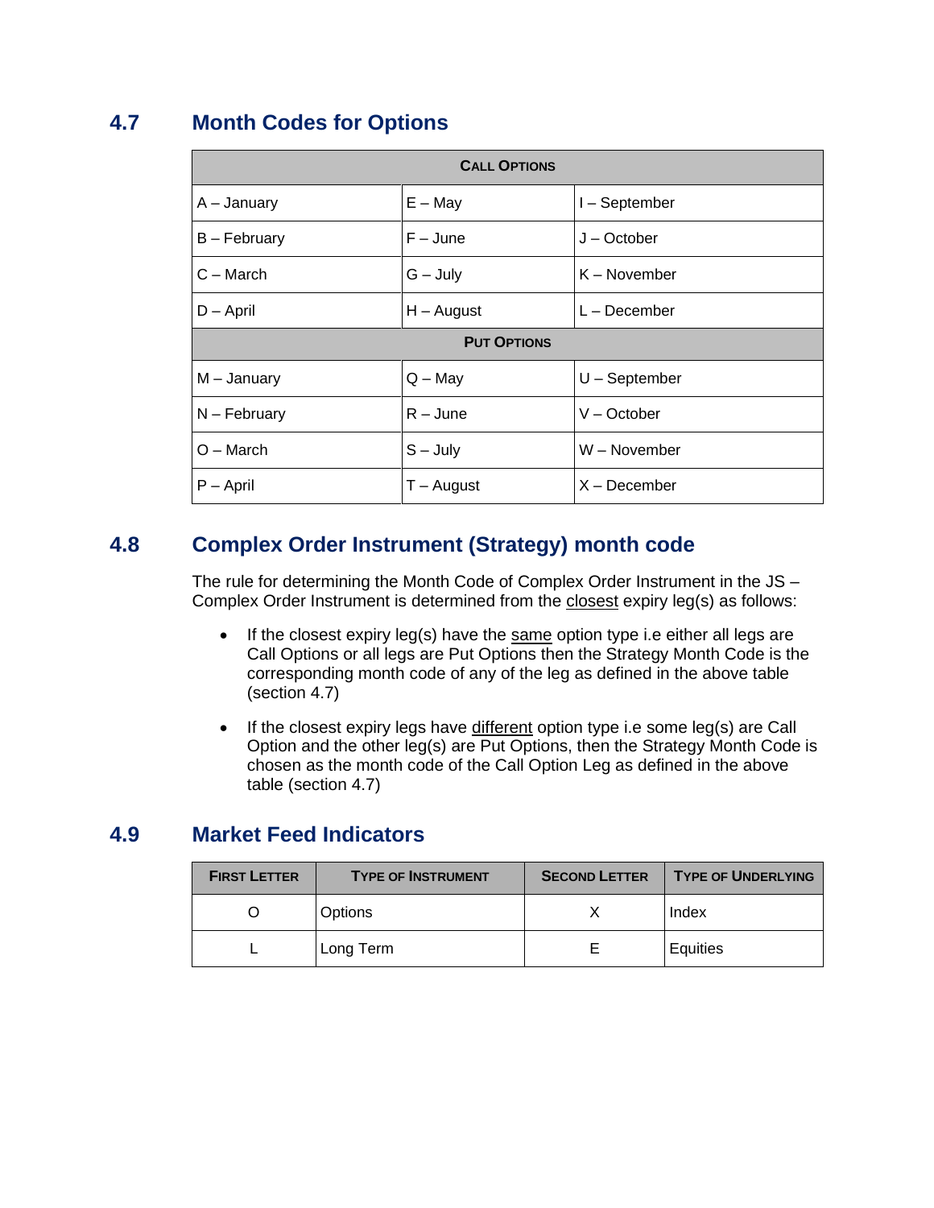## 4.7 Month Codes for Options

| CALL OPTIONS | | |
|---|---|---|
| A – January | E – May | I – September |
| B – February | F – June | J – October |
| C – March | G – July | K – November |
| D – April | H – August | L – December |
| **PUT OPTIONS** | | |
| M – January | Q – May | U – September |
| N – February | R – June | V – October |
| O – March | S – July | W – November |
| P – April | T – August | X – December |

## 4.8 Complex Order Instrument (Strategy) month code

The rule for determining the Month Code of Complex Order Instrument in the JS – Complex Order Instrument is determined from the closest expiry leg(s) as follows:

- If the closest expiry leg(s) have the same option type i.e either all legs are Call Options or all legs are Put Options then the Strategy Month Code is the corresponding month code of any of the leg as defined in the above table (section 4.7)

- If the closest expiry legs have different option type i.e some leg(s) are Call Option and the other leg(s) are Put Options, then the Strategy Month Code is chosen as the month code of the Call Option Leg as defined in the above table (section 4.7)

## 4.9 Market Feed Indicators

| FIRST LETTER | TYPE OF INSTRUMENT | SECOND LETTER | TYPE OF UNDERLYING |
|---|---|---|---|
| O | Options | X | Index |
| L | Long Term | E | Equities |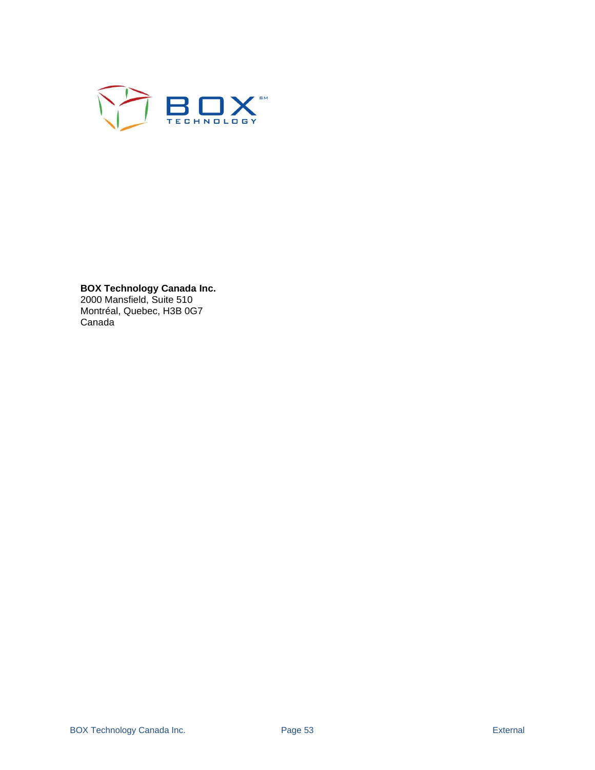**BOX Technology Canada Inc.**
2000 Mansfield, Suite 510
Montréal, Quebec, H3B 0G7
Canada